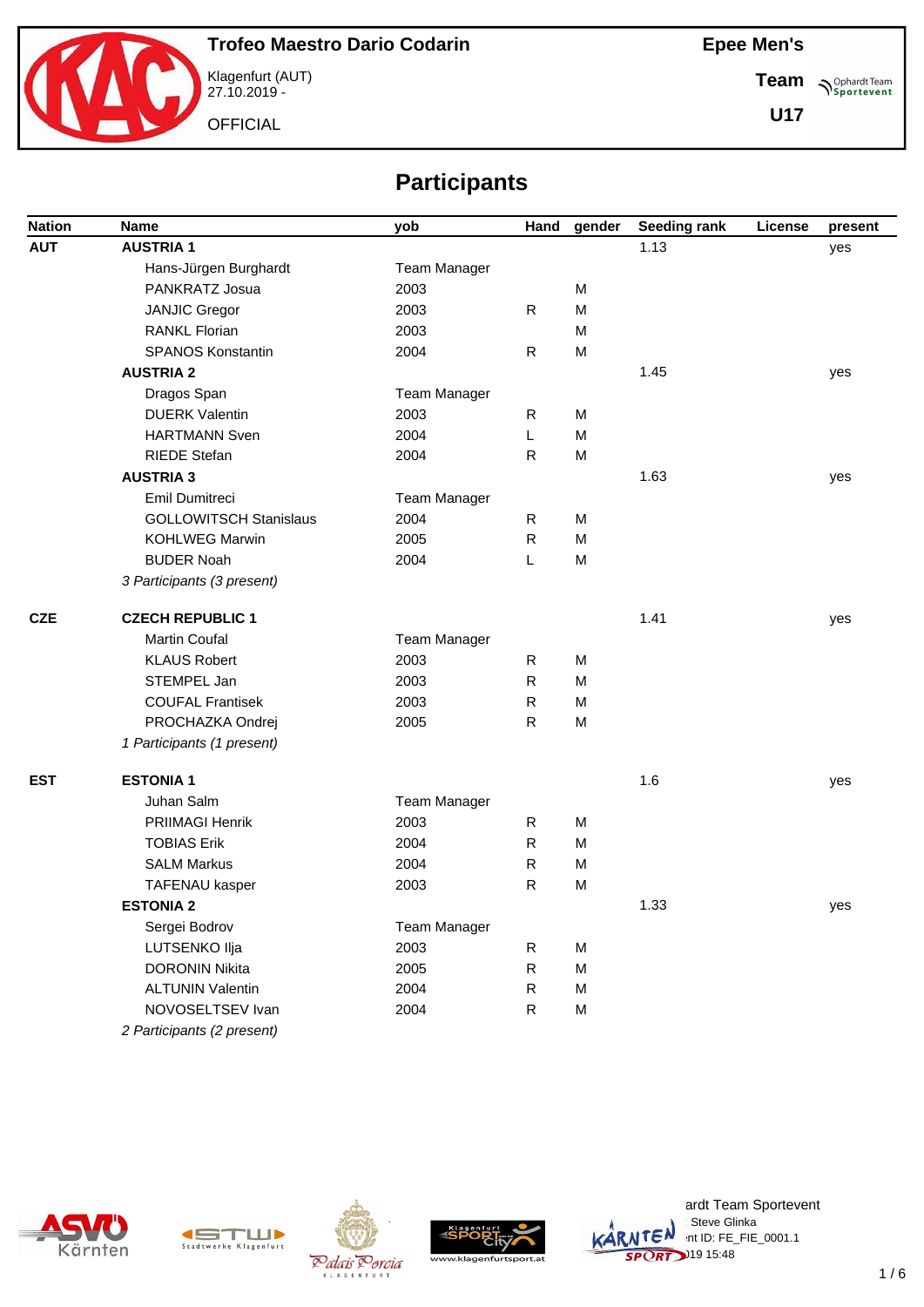**Trofeo Maestro Dario Codarin**

Klagenfurt (AUT)
27.10.2019 -

OFFICIAL

**Epee Men's**

**Team**

**U17**

## Participants

| Nation | Name | yob | Hand | gender | Seeding rank | License | present |
|---|---|---|---|---|---|---|---|
| **AUT** | **AUSTRIA 1** | | | | 1.13 | | yes |
| | Hans-Jürgen Burghardt | Team Manager | | | | | |
| | PANKRATZ Josua | 2003 | | M | | | |
| | JANJIC Gregor | 2003 | R | M | | | |
| | RANKL Florian | 2003 | | M | | | |
| | SPANOS Konstantin | 2004 | R | M | | | |
| | **AUSTRIA 2** | | | | 1.45 | | yes |
| | Dragos Span | Team Manager | | | | | |
| | DUERK Valentin | 2003 | R | M | | | |
| | HARTMANN Sven | 2004 | L | M | | | |
| | RIEDE Stefan | 2004 | R | M | | | |
| | **AUSTRIA 3** | | | | 1.63 | | yes |
| | Emil Dumitreci | Team Manager | | | | | |
| | GOLLOWITSCH Stanislaus | 2004 | R | M | | | |
| | KOHLWEG Marwin | 2005 | R | M | | | |
| | BUDER Noah | 2004 | L | M | | | |
| | *3 Participants (3 present)* | | | | | | |
| **CZE** | **CZECH REPUBLIC 1** | | | | 1.41 | | yes |
| | Martin Coufal | Team Manager | | | | | |
| | KLAUS Robert | 2003 | R | M | | | |
| | STEMPEL Jan | 2003 | R | M | | | |
| | COUFAL Frantisek | 2003 | R | M | | | |
| | PROCHAZKA Ondrej | 2005 | R | M | | | |
| | *1 Participants (1 present)* | | | | | | |
| **EST** | **ESTONIA 1** | | | | 1.6 | | yes |
| | Juhan Salm | Team Manager | | | | | |
| | PRIIMAGI Henrik | 2003 | R | M | | | |
| | TOBIAS Erik | 2004 | R | M | | | |
| | SALM Markus | 2004 | R | M | | | |
| | TAFENAU kasper | 2003 | R | M | | | |
| | **ESTONIA 2** | | | | 1.33 | | yes |
| | Sergei Bodrov | Team Manager | | | | | |
| | LUTSENKO Ilja | 2003 | R | M | | | |
| | DORONIN Nikita | 2005 | R | M | | | |
| | ALTUNIN Valentin | 2004 | R | M | | | |
| | NOVOSELTSEV Ivan | 2004 | R | M | | | |
| | *2 Participants (2 present)* | | | | | | |

ardt Team Sportevent
Steve Glinka
nt ID: FE_FIE_0001.1
)19 15:48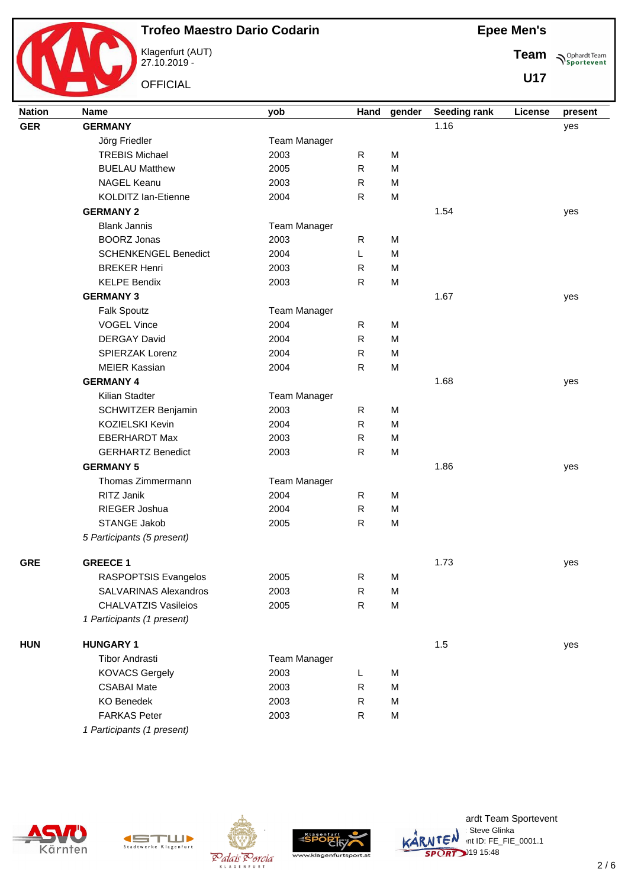# Trofeo Maestro Dario Codarin

Klagenfurt (AUT)
27.10.2019 -

OFFICIAL

**Epee Men's**

**Team**

**U17**

| Nation | Name | yob | Hand | gender | Seeding rank | License | present |
|---|---|---|---|---|---|---|---|
| **GER** | **GERMANY** | | | | 1.16 | | yes |
| | Jörg Friedler | Team Manager | | | | | |
| | TREBIS Michael | 2003 | R | M | | | |
| | BUELAU Matthew | 2005 | R | M | | | |
| | NAGEL Keanu | 2003 | R | M | | | |
| | KOLDITZ Ian-Etienne | 2004 | R | M | | | |
| | **GERMANY 2** | | | | 1.54 | | yes |
| | Blank Jannis | Team Manager | | | | | |
| | BOORZ Jonas | 2003 | R | M | | | |
| | SCHENKENGEL Benedict | 2004 | L | M | | | |
| | BREKER Henri | 2003 | R | M | | | |
| | KELPE Bendix | 2003 | R | M | | | |
| | **GERMANY 3** | | | | 1.67 | | yes |
| | Falk Spoutz | Team Manager | | | | | |
| | VOGEL Vince | 2004 | R | M | | | |
| | DERGAY David | 2004 | R | M | | | |
| | SPIERZAK Lorenz | 2004 | R | M | | | |
| | MEIER Kassian | 2004 | R | M | | | |
| | **GERMANY 4** | | | | 1.68 | | yes |
| | Kilian Stadter | Team Manager | | | | | |
| | SCHWITZER Benjamin | 2003 | R | M | | | |
| | KOZIELSKI Kevin | 2004 | R | M | | | |
| | EBERHARDT Max | 2003 | R | M | | | |
| | GERHARTZ Benedict | 2003 | R | M | | | |
| | **GERMANY 5** | | | | 1.86 | | yes |
| | Thomas Zimmermann | Team Manager | | | | | |
| | RITZ Janik | 2004 | R | M | | | |
| | RIEGER Joshua | 2004 | R | M | | | |
| | STANGE Jakob | 2005 | R | M | | | |
| | *5 Participants (5 present)* | | | | | | |
| **GRE** | **GREECE 1** | | | | 1.73 | | yes |
| | RASPOPTSIS Evangelos | 2005 | R | M | | | |
| | SALVARINAS Alexandros | 2003 | R | M | | | |
| | CHALVATZIS Vasileios | 2005 | R | M | | | |
| | *1 Participants (1 present)* | | | | | | |
| **HUN** | **HUNGARY 1** | | | | 1.5 | | yes |
| | Tibor Andrasti | Team Manager | | | | | |
| | KOVACS Gergely | 2003 | L | M | | | |
| | CSABAI Mate | 2003 | R | M | | | |
| | KO Benedek | 2003 | R | M | | | |
| | FARKAS Peter | 2003 | R | M | | | |
| | *1 Participants (1 present)* | | | | | | |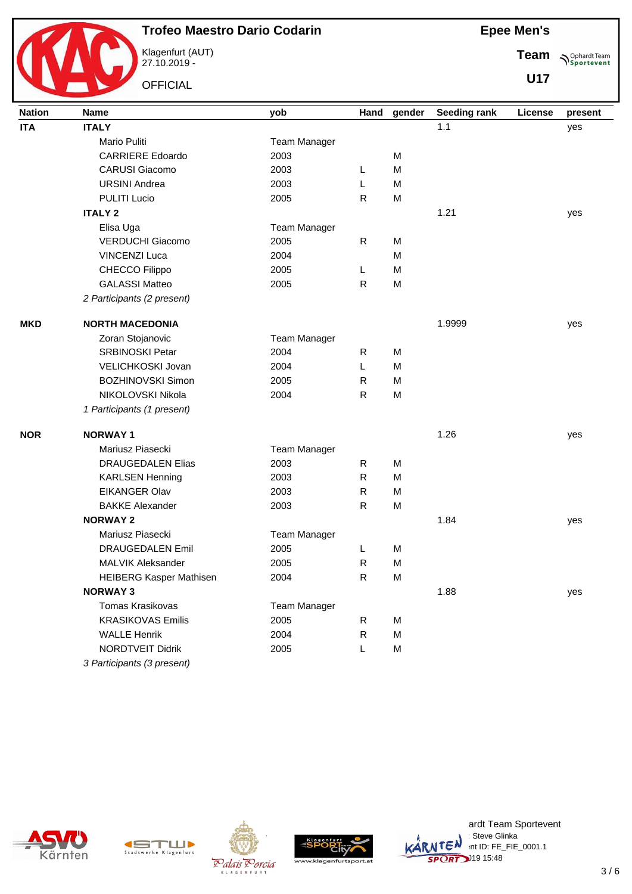# Trofeo Maestro Dario Codarin

Klagenfurt (AUT)
27.10.2019 -

OFFICIAL

**Epee Men's**

**Team**

**U17**

| Nation | Name | yob | Hand | gender | Seeding rank | License | present |
|---|---|---|---|---|---|---|---|
| **ITA** | **ITALY** | | | | 1.1 | | yes |
| | Mario Puliti | Team Manager | | | | | |
| | CARRIERE Edoardo | 2003 | | M | | | |
| | CARUSI Giacomo | 2003 | L | M | | | |
| | URSINI Andrea | 2003 | L | M | | | |
| | PULITI Lucio | 2005 | R | M | | | |
| | **ITALY 2** | | | | 1.21 | | yes |
| | Elisa Uga | Team Manager | | | | | |
| | VERDUCHI Giacomo | 2005 | R | M | | | |
| | VINCENZI Luca | 2004 | | M | | | |
| | CHECCO Filippo | 2005 | L | M | | | |
| | GALASSI Matteo | 2005 | R | M | | | |
| | *2 Participants (2 present)* | | | | | | |
| **MKD** | **NORTH MACEDONIA** | | | | 1.9999 | | yes |
| | Zoran Stojanovic | Team Manager | | | | | |
| | SRBINOSKI Petar | 2004 | R | M | | | |
| | VELICHKOSKI Jovan | 2004 | L | M | | | |
| | BOZHINOVSKI Simon | 2005 | R | M | | | |
| | NIKOLOVSKI Nikola | 2004 | R | M | | | |
| | *1 Participants (1 present)* | | | | | | |
| **NOR** | **NORWAY 1** | | | | 1.26 | | yes |
| | Mariusz Piasecki | Team Manager | | | | | |
| | DRAUGEDALEN Elias | 2003 | R | M | | | |
| | KARLSEN Henning | 2003 | R | M | | | |
| | EIKANGER Olav | 2003 | R | M | | | |
| | BAKKE Alexander | 2003 | R | M | | | |
| | **NORWAY 2** | | | | 1.84 | | yes |
| | Mariusz Piasecki | Team Manager | | | | | |
| | DRAUGEDALEN Emil | 2005 | L | M | | | |
| | MALVIK Aleksander | 2005 | R | M | | | |
| | HEIBERG Kasper Mathisen | 2004 | R | M | | | |
| | **NORWAY 3** | | | | 1.88 | | yes |
| | Tomas Krasikovas | Team Manager | | | | | |
| | KRASIKOVAS Emilis | 2005 | R | M | | | |
| | WALLE Henrik | 2004 | R | M | | | |
| | NORDTVEIT Didrik | 2005 | L | M | | | |
| | *3 Participants (3 present)* | | | | | | |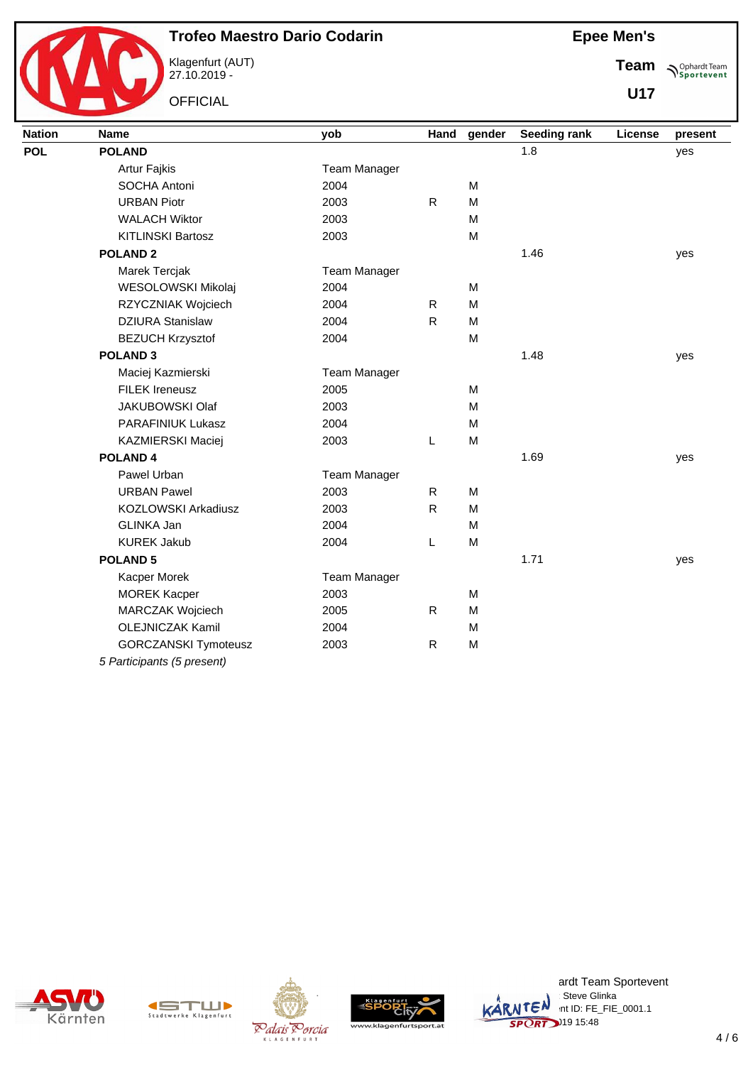# Trofeo Maestro Dario Codarin

Klagenfurt (AUT)
27.10.2019 -

OFFICIAL

**Epee Men's**

**Team**

**U17**

| Nation | Name | yob | Hand | gender | Seeding rank | License | present |
|---|---|---|---|---|---|---|---|
| **POL** | **POLAND** | | | | 1.8 | | yes |
| | Artur Fajkis | Team Manager | | | | | |
| | SOCHA Antoni | 2004 | | M | | | |
| | URBAN Piotr | 2003 | R | M | | | |
| | WALACH Wiktor | 2003 | | M | | | |
| | KITLINSKI Bartosz | 2003 | | M | | | |
| | **POLAND 2** | | | | 1.46 | | yes |
| | Marek Tercjak | Team Manager | | | | | |
| | WESOLOWSKI Mikolaj | 2004 | | M | | | |
| | RZYCZNIAK Wojciech | 2004 | R | M | | | |
| | DZIURA Stanislaw | 2004 | R | M | | | |
| | BEZUCH Krzysztof | 2004 | | M | | | |
| | **POLAND 3** | | | | 1.48 | | yes |
| | Maciej Kazmierski | Team Manager | | | | | |
| | FILEK Ireneusz | 2005 | | M | | | |
| | JAKUBOWSKI Olaf | 2003 | | M | | | |
| | PARAFINIUK Lukasz | 2004 | | M | | | |
| | KAZMIERSKI Maciej | 2003 | L | M | | | |
| | **POLAND 4** | | | | 1.69 | | yes |
| | Pawel Urban | Team Manager | | | | | |
| | URBAN Pawel | 2003 | R | M | | | |
| | KOZLOWSKI Arkadiusz | 2003 | R | M | | | |
| | GLINKA Jan | 2004 | | M | | | |
| | KUREK Jakub | 2004 | L | M | | | |
| | **POLAND 5** | | | | 1.71 | | yes |
| | Kacper Morek | Team Manager | | | | | |
| | MOREK Kacper | 2003 | | M | | | |
| | MARCZAK Wojciech | 2005 | R | M | | | |
| | OLEJNICZAK Kamil | 2004 | | M | | | |
| | GORCZANSKI Tymoteusz | 2003 | R | M | | | |

*5 Participants (5 present)*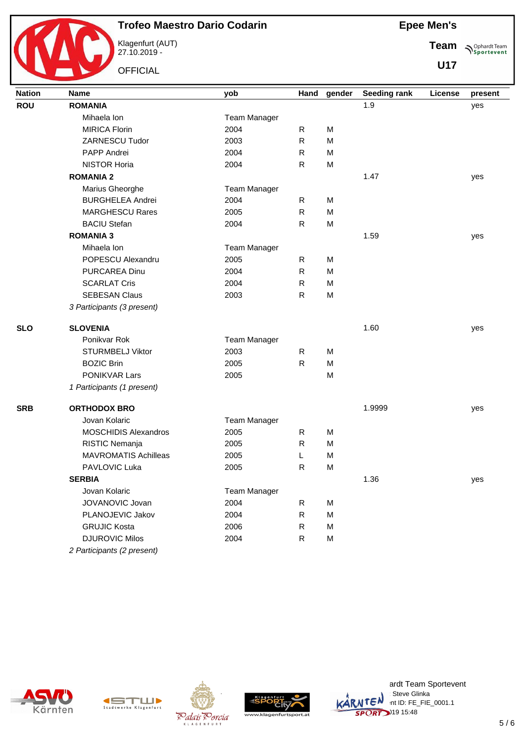# Trofeo Maestro Dario Codarin

Klagenfurt (AUT)
27.10.2019 -

OFFICIAL

**Epee Men's**

**Team**

**U17**

| Nation | Name | yob | Hand | gender | Seeding rank | License | present |
|---|---|---|---|---|---|---|---|
| **ROU** | **ROMANIA** | | | | 1.9 | | yes |
| | Mihaela Ion | Team Manager | | | | | |
| | MIRICA Florin | 2004 | R | M | | | |
| | ZARNESCU Tudor | 2003 | R | M | | | |
| | PAPP Andrei | 2004 | R | M | | | |
| | NISTOR Horia | 2004 | R | M | | | |
| | **ROMANIA 2** | | | | 1.47 | | yes |
| | Marius Gheorghe | Team Manager | | | | | |
| | BURGHELEA Andrei | 2004 | R | M | | | |
| | MARGHESCU Rares | 2005 | R | M | | | |
| | BACIU Stefan | 2004 | R | M | | | |
| | **ROMANIA 3** | | | | 1.59 | | yes |
| | Mihaela Ion | Team Manager | | | | | |
| | POPESCU Alexandru | 2005 | R | M | | | |
| | PURCAREA Dinu | 2004 | R | M | | | |
| | SCARLAT Cris | 2004 | R | M | | | |
| | SEBESAN Claus | 2003 | R | M | | | |
| | *3 Participants (3 present)* | | | | | | |
| **SLO** | **SLOVENIA** | | | | 1.60 | | yes |
| | Ponikvar Rok | Team Manager | | | | | |
| | STURMBELJ Viktor | 2003 | R | M | | | |
| | BOZIC Brin | 2005 | R | M | | | |
| | PONIKVAR Lars | 2005 | | M | | | |
| | *1 Participants (1 present)* | | | | | | |
| **SRB** | **ORTHODOX BRO** | | | | 1.9999 | | yes |
| | Jovan Kolaric | Team Manager | | | | | |
| | MOSCHIDIS Alexandros | 2005 | R | M | | | |
| | RISTIC Nemanja | 2005 | R | M | | | |
| | MAVROMATIS Achilleas | 2005 | L | M | | | |
| | PAVLOVIC Luka | 2005 | R | M | | | |
| | **SERBIA** | | | | 1.36 | | yes |
| | Jovan Kolaric | Team Manager | | | | | |
| | JOVANOVIC Jovan | 2004 | R | M | | | |
| | PLANOJEVIC Jakov | 2004 | R | M | | | |
| | GRUJIC Kosta | 2006 | R | M | | | |
| | DJUROVIC Milos | 2004 | R | M | | | |
| | *2 Participants (2 present)* | | | | | | |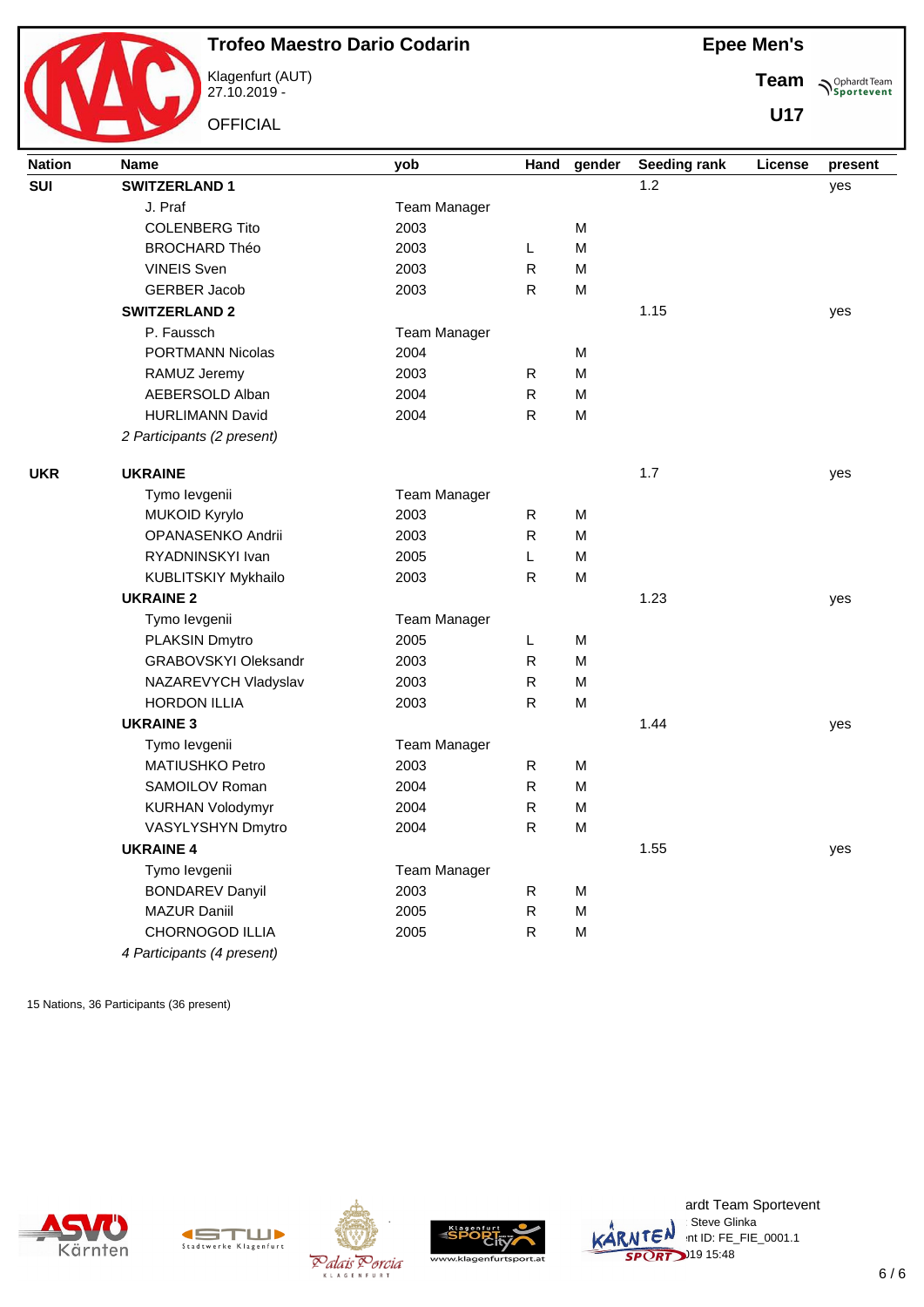# Trofeo Maestro Dario Codarin

Klagenfurt (AUT)
27.10.2019 -

OFFICIAL

**Epee Men's**

**Team**

**U17**

| Nation | Name | yob | Hand | gender | Seeding rank | License | present |
|---|---|---|---|---|---|---|---|
| **SUI** | **SWITZERLAND 1** | | | | 1.2 | | yes |
| | J. Praf | Team Manager | | | | | |
| | COLENBERG Tito | 2003 | | M | | | |
| | BROCHARD Théo | 2003 | L | M | | | |
| | VINEIS Sven | 2003 | R | M | | | |
| | GERBER Jacob | 2003 | R | M | | | |
| | **SWITZERLAND 2** | | | | 1.15 | | yes |
| | P. Faussch | Team Manager | | | | | |
| | PORTMANN Nicolas | 2004 | | M | | | |
| | RAMUZ Jeremy | 2003 | R | M | | | |
| | AEBERSOLD Alban | 2004 | R | M | | | |
| | HURLIMANN David | 2004 | R | M | | | |
| | *2 Participants (2 present)* | | | | | | |
| **UKR** | **UKRAINE** | | | | 1.7 | | yes |
| | Tymo Ievgenii | Team Manager | | | | | |
| | MUKOID Kyrylo | 2003 | R | M | | | |
| | OPANASENKO Andrii | 2003 | R | M | | | |
| | RYADNINSKYI Ivan | 2005 | L | M | | | |
| | KUBLITSKIY Mykhailo | 2003 | R | M | | | |
| | **UKRAINE 2** | | | | 1.23 | | yes |
| | Tymo Ievgenii | Team Manager | | | | | |
| | PLAKSIN Dmytro | 2005 | L | M | | | |
| | GRABOVSKYI Oleksandr | 2003 | R | M | | | |
| | NAZAREVYCH Vladyslav | 2003 | R | M | | | |
| | HORDON ILLIA | 2003 | R | M | | | |
| | **UKRAINE 3** | | | | 1.44 | | yes |
| | Tymo Ievgenii | Team Manager | | | | | |
| | MATIUSHKO Petro | 2003 | R | M | | | |
| | SAMOILOV Roman | 2004 | R | M | | | |
| | KURHAN Volodymyr | 2004 | R | M | | | |
| | VASYLYSHYN Dmytro | 2004 | R | M | | | |
| | **UKRAINE 4** | | | | 1.55 | | yes |
| | Tymo Ievgenii | Team Manager | | | | | |
| | BONDAREV Danyil | 2003 | R | M | | | |
| | MAZUR Daniil | 2005 | R | M | | | |
| | CHORNOGOD ILLIA | 2005 | R | M | | | |
| | *4 Participants (4 present)* | | | | | | |

15 Nations, 36 Participants (36 present)

ardt Team Sportevent
Steve Glinka
nt ID: FE_FIE_0001.1
)19 15:48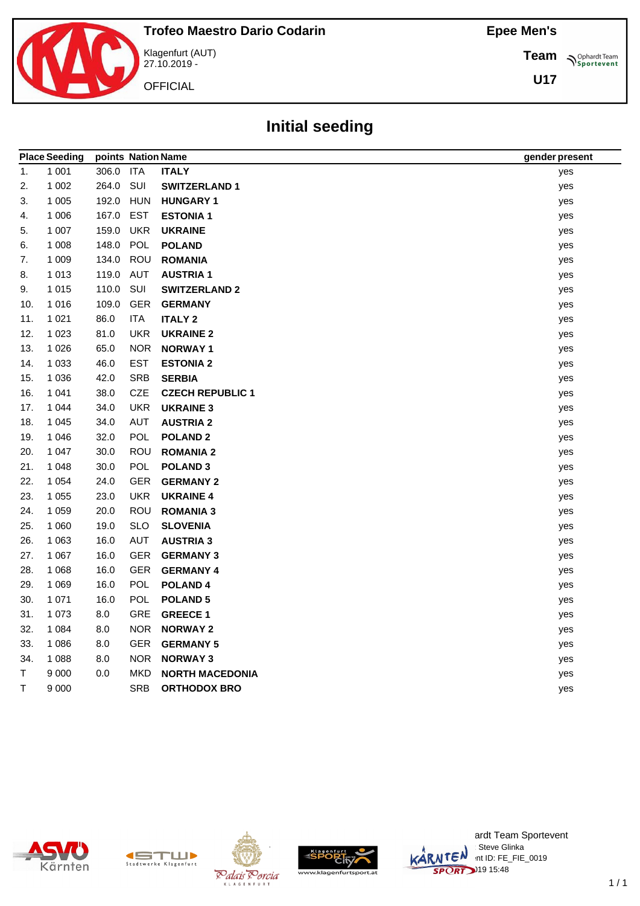# Trofeo Maestro Dario Codarin

Klagenfurt (AUT)
27.10.2019 -

OFFICIAL

**Epee Men's**

**Team**

**U17**

## Initial seeding

| Place | Seeding | points | Nation | Name | gender | present |
|---|---|---|---|---|---|---|
| 1. | 1 001 | 306.0 | ITA | **ITALY** | | yes |
| 2. | 1 002 | 264.0 | SUI | **SWITZERLAND 1** | | yes |
| 3. | 1 005 | 192.0 | HUN | **HUNGARY 1** | | yes |
| 4. | 1 006 | 167.0 | EST | **ESTONIA 1** | | yes |
| 5. | 1 007 | 159.0 | UKR | **UKRAINE** | | yes |
| 6. | 1 008 | 148.0 | POL | **POLAND** | | yes |
| 7. | 1 009 | 134.0 | ROU | **ROMANIA** | | yes |
| 8. | 1 013 | 119.0 | AUT | **AUSTRIA 1** | | yes |
| 9. | 1 015 | 110.0 | SUI | **SWITZERLAND 2** | | yes |
| 10. | 1 016 | 109.0 | GER | **GERMANY** | | yes |
| 11. | 1 021 | 86.0 | ITA | **ITALY 2** | | yes |
| 12. | 1 023 | 81.0 | UKR | **UKRAINE 2** | | yes |
| 13. | 1 026 | 65.0 | NOR | **NORWAY 1** | | yes |
| 14. | 1 033 | 46.0 | EST | **ESTONIA 2** | | yes |
| 15. | 1 036 | 42.0 | SRB | **SERBIA** | | yes |
| 16. | 1 041 | 38.0 | CZE | **CZECH REPUBLIC 1** | | yes |
| 17. | 1 044 | 34.0 | UKR | **UKRAINE 3** | | yes |
| 18. | 1 045 | 34.0 | AUT | **AUSTRIA 2** | | yes |
| 19. | 1 046 | 32.0 | POL | **POLAND 2** | | yes |
| 20. | 1 047 | 30.0 | ROU | **ROMANIA 2** | | yes |
| 21. | 1 048 | 30.0 | POL | **POLAND 3** | | yes |
| 22. | 1 054 | 24.0 | GER | **GERMANY 2** | | yes |
| 23. | 1 055 | 23.0 | UKR | **UKRAINE 4** | | yes |
| 24. | 1 059 | 20.0 | ROU | **ROMANIA 3** | | yes |
| 25. | 1 060 | 19.0 | SLO | **SLOVENIA** | | yes |
| 26. | 1 063 | 16.0 | AUT | **AUSTRIA 3** | | yes |
| 27. | 1 067 | 16.0 | GER | **GERMANY 3** | | yes |
| 28. | 1 068 | 16.0 | GER | **GERMANY 4** | | yes |
| 29. | 1 069 | 16.0 | POL | **POLAND 4** | | yes |
| 30. | 1 071 | 16.0 | POL | **POLAND 5** | | yes |
| 31. | 1 073 | 8.0 | GRE | **GREECE 1** | | yes |
| 32. | 1 084 | 8.0 | NOR | **NORWAY 2** | | yes |
| 33. | 1 086 | 8.0 | GER | **GERMANY 5** | | yes |
| 34. | 1 088 | 8.0 | NOR | **NORWAY 3** | | yes |
| T | 9 000 | 0.0 | MKD | **NORTH MACEDONIA** | | yes |
| T | 9 000 | | SRB | **ORTHODOX BRO** | | yes |

ardt Team Sportevent
Steve Glinka
nt ID: FE_FIE_0019
)19 15:48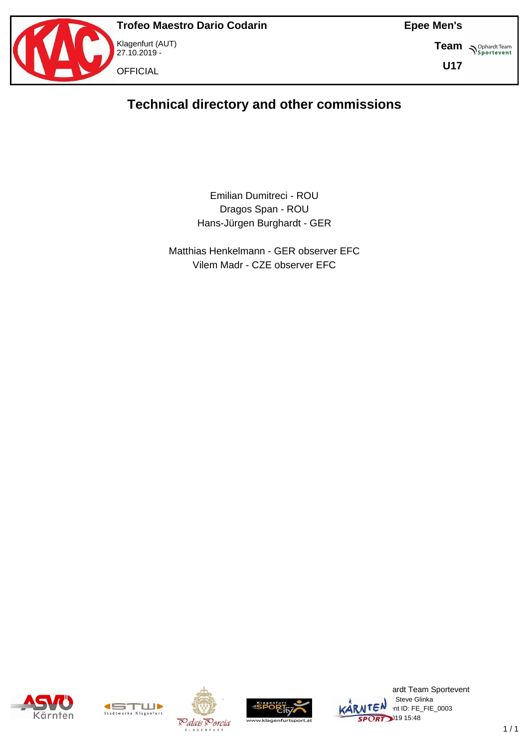# Technical directory and other commissions

Emilian Dumitreci - ROU
Dragos Span - ROU
Hans-Jürgen Burghardt - GER

Matthias Henkelmann - GER observer EFC
Vilem Madr - CZE observer EFC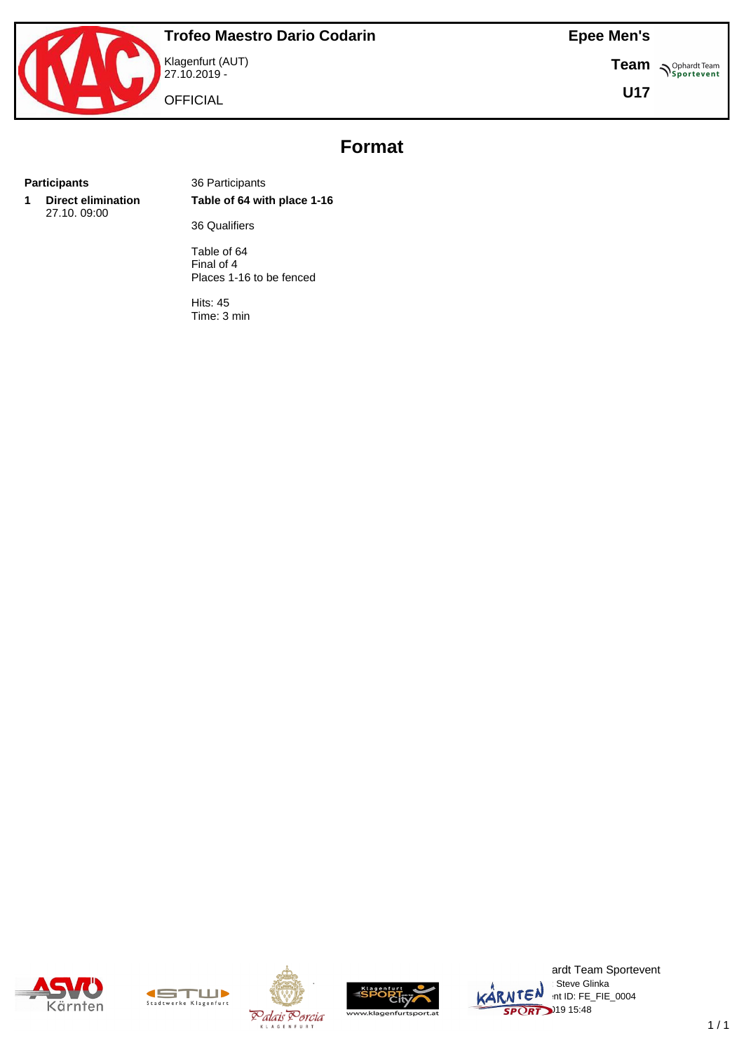# Trofeo Maestro Dario Codarin

Klagenfurt (AUT)
27.10.2019 -

OFFICIAL

**Epee Men's**

**Team**

**U17**

## Format

**Participants** — 36 Participants

**1 Direct elimination**
27.10. 09:00

**Table of 64 with place 1-16**

36 Qualifiers

Table of 64
Final of 4
Places 1-16 to be fenced

Hits: 45
Time: 3 min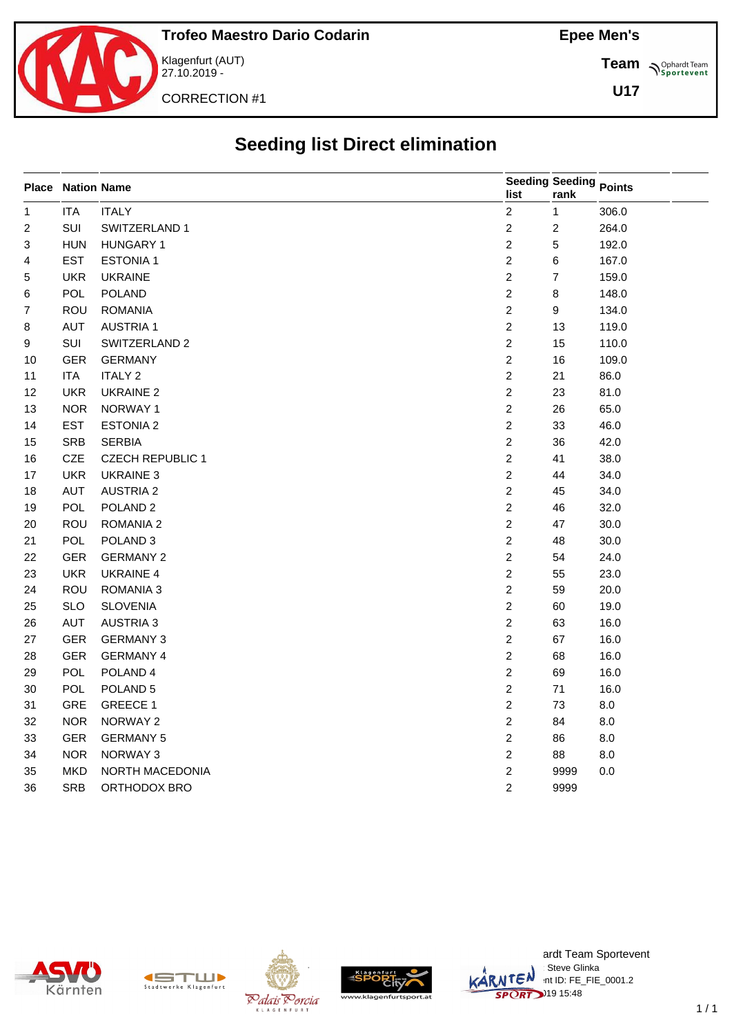**Trofeo Maestro Dario Codarin**

Klagenfurt (AUT)
27.10.2019 -

CORRECTION #1

**Epee Men's**

**Team**

**U17**

# Seeding list Direct elimination

| Place | Nation | Name | Seeding list | Seeding rank | Points |
|---|---|---|---|---|---|
| 1 | ITA | ITALY | 2 | 1 | 306.0 |
| 2 | SUI | SWITZERLAND 1 | 2 | 2 | 264.0 |
| 3 | HUN | HUNGARY 1 | 2 | 5 | 192.0 |
| 4 | EST | ESTONIA 1 | 2 | 6 | 167.0 |
| 5 | UKR | UKRAINE | 2 | 7 | 159.0 |
| 6 | POL | POLAND | 2 | 8 | 148.0 |
| 7 | ROU | ROMANIA | 2 | 9 | 134.0 |
| 8 | AUT | AUSTRIA 1 | 2 | 13 | 119.0 |
| 9 | SUI | SWITZERLAND 2 | 2 | 15 | 110.0 |
| 10 | GER | GERMANY | 2 | 16 | 109.0 |
| 11 | ITA | ITALY 2 | 2 | 21 | 86.0 |
| 12 | UKR | UKRAINE 2 | 2 | 23 | 81.0 |
| 13 | NOR | NORWAY 1 | 2 | 26 | 65.0 |
| 14 | EST | ESTONIA 2 | 2 | 33 | 46.0 |
| 15 | SRB | SERBIA | 2 | 36 | 42.0 |
| 16 | CZE | CZECH REPUBLIC 1 | 2 | 41 | 38.0 |
| 17 | UKR | UKRAINE 3 | 2 | 44 | 34.0 |
| 18 | AUT | AUSTRIA 2 | 2 | 45 | 34.0 |
| 19 | POL | POLAND 2 | 2 | 46 | 32.0 |
| 20 | ROU | ROMANIA 2 | 2 | 47 | 30.0 |
| 21 | POL | POLAND 3 | 2 | 48 | 30.0 |
| 22 | GER | GERMANY 2 | 2 | 54 | 24.0 |
| 23 | UKR | UKRAINE 4 | 2 | 55 | 23.0 |
| 24 | ROU | ROMANIA 3 | 2 | 59 | 20.0 |
| 25 | SLO | SLOVENIA | 2 | 60 | 19.0 |
| 26 | AUT | AUSTRIA 3 | 2 | 63 | 16.0 |
| 27 | GER | GERMANY 3 | 2 | 67 | 16.0 |
| 28 | GER | GERMANY 4 | 2 | 68 | 16.0 |
| 29 | POL | POLAND 4 | 2 | 69 | 16.0 |
| 30 | POL | POLAND 5 | 2 | 71 | 16.0 |
| 31 | GRE | GREECE 1 | 2 | 73 | 8.0 |
| 32 | NOR | NORWAY 2 | 2 | 84 | 8.0 |
| 33 | GER | GERMANY 5 | 2 | 86 | 8.0 |
| 34 | NOR | NORWAY 3 | 2 | 88 | 8.0 |
| 35 | MKD | NORTH MACEDONIA | 2 | 9999 | 0.0 |
| 36 | SRB | ORTHODOX BRO | 2 | 9999 | |

ardt Team Sportevent
Steve Glinka
nt ID: FE_FIE_0001.2
)19 15:48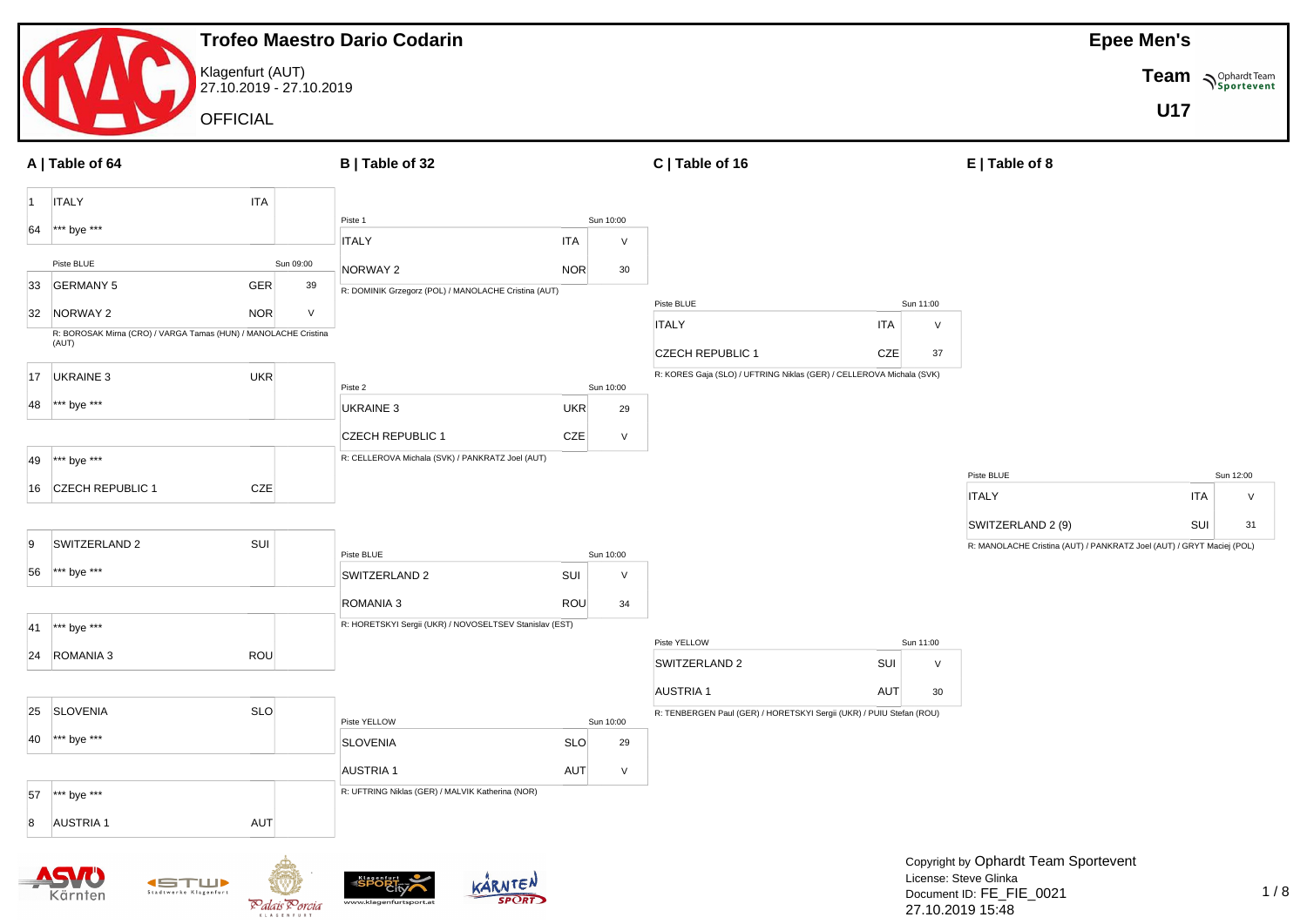# Trofeo Maestro Dario Codarin

Klagenfurt (AUT)
27.10.2019 - 27.10.2019

OFFICIAL

**Epee Men's**

**Team**

**U17**

## A | Table of 64

| Seed | Team | Nation | Score |
|---|---|---|---|
| 1 | ITALY | ITA | |
| 64 | *** bye *** | | |

Piste BLUE — Sun 09:00

| Seed | Team | Nation | Score |
|---|---|---|---|
| 33 | GERMANY 5 | GER | 39 |
| 32 | NORWAY 2 | NOR | V |

R: BOROSAK Mirna (CRO) / VARGA Tamas (HUN) / MANOLACHE Cristina (AUT)

| Seed | Team | Nation | Score |
|---|---|---|---|
| 17 | UKRAINE 3 | UKR | |
| 48 | *** bye *** | | |
| 49 | *** bye *** | | |
| 16 | CZECH REPUBLIC 1 | CZE | |
| 9 | SWITZERLAND 2 | SUI | |
| 56 | *** bye *** | | |
| 41 | *** bye *** | | |
| 24 | ROMANIA 3 | ROU | |
| 25 | SLOVENIA | SLO | |
| 40 | *** bye *** | | |
| 57 | *** bye *** | | |
| 8 | AUSTRIA 1 | AUT | |

## B | Table of 32

Piste 1 — Sun 10:00

| Team | Nation | Score |
|---|---|---|
| ITALY | ITA | V |
| NORWAY 2 | NOR | 30 |

R: DOMINIK Grzegorz (POL) / MANOLACHE Cristina (AUT)

Piste 2 — Sun 10:00

| Team | Nation | Score |
|---|---|---|
| UKRAINE 3 | UKR | 29 |
| CZECH REPUBLIC 1 | CZE | V |

R: CELLEROVA Michala (SVK) / PANKRATZ Joel (AUT)

Piste BLUE — Sun 10:00

| Team | Nation | Score |
|---|---|---|
| SWITZERLAND 2 | SUI | V |
| ROMANIA 3 | ROU | 34 |

R: HORETSKYI Sergii (UKR) / NOVOSELTSEV Stanislav (EST)

Piste YELLOW — Sun 10:00

| Team | Nation | Score |
|---|---|---|
| SLOVENIA | SLO | 29 |
| AUSTRIA 1 | AUT | V |

R: UFTRING Niklas (GER) / MALVIK Katherina (NOR)

## C | Table of 16

Piste BLUE — Sun 11:00

| Team | Nation | Score |
|---|---|---|
| ITALY | ITA | V |
| CZECH REPUBLIC 1 | CZE | 37 |

R: KORES Gaja (SLO) / UFTRING Niklas (GER) / CELLEROVA Michala (SVK)

Piste YELLOW — Sun 11:00

| Team | Nation | Score |
|---|---|---|
| SWITZERLAND 2 | SUI | V |
| AUSTRIA 1 | AUT | 30 |

R: TENBERGEN Paul (GER) / HORETSKYI Sergii (UKR) / PUIU Stefan (ROU)

## E | Table of 8

Piste BLUE — Sun 12:00

| Team | Nation | Score |
|---|---|---|
| ITALY | ITA | V |
| SWITZERLAND 2 (9) | SUI | 31 |

R: MANOLACHE Cristina (AUT) / PANKRATZ Joel (AUT) / GRYT Maciej (POL)

Copyright by Ophardt Team Sportevent
License: Steve Glinka
Document ID: FE_FIE_0021
27.10.2019 15:48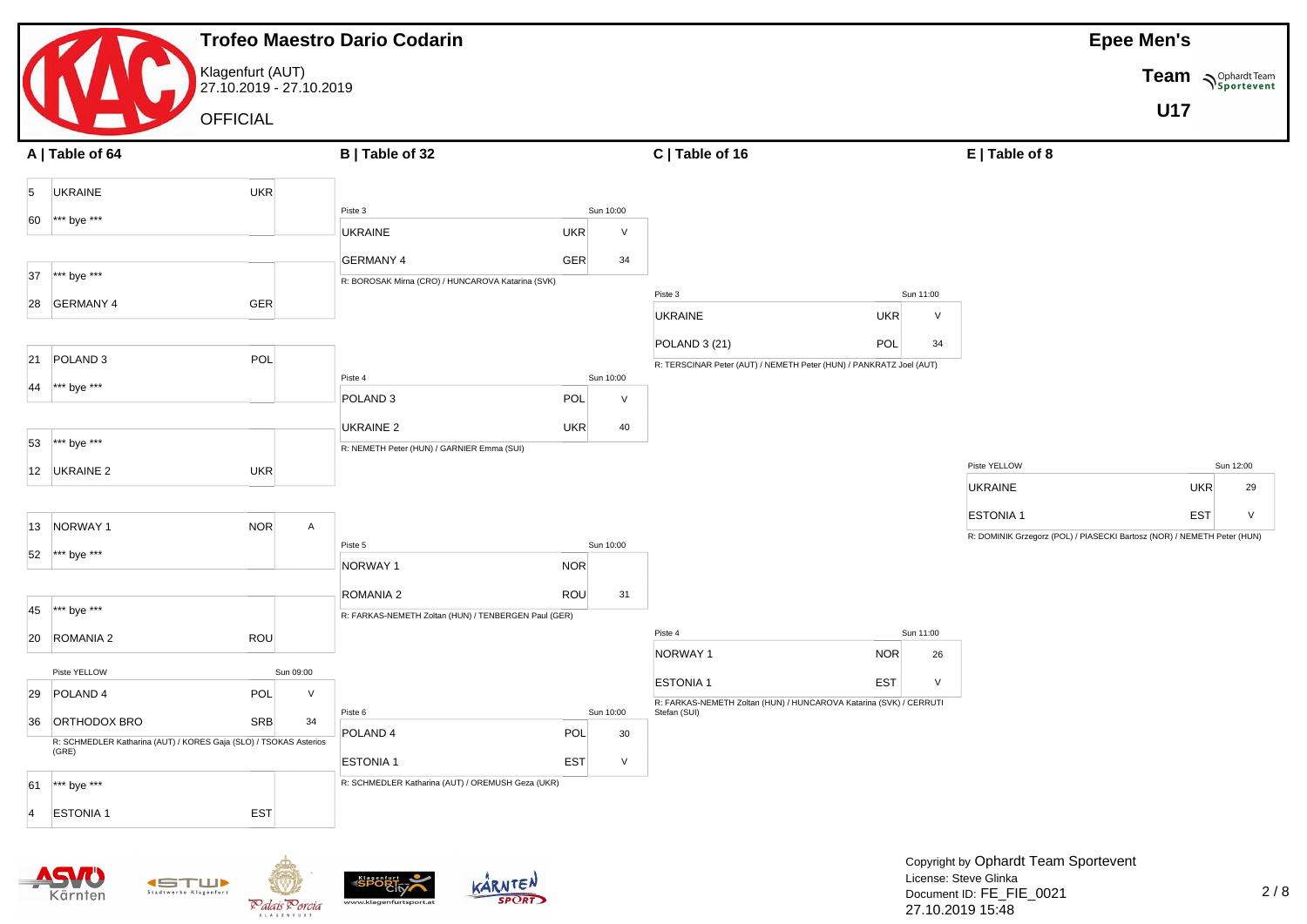# Trofeo Maestro Dario Codarin

Klagenfurt (AUT)
27.10.2019 - 27.10.2019

OFFICIAL

**Epee Men's**

**Team**

**U17**

## A | Table of 64

| Seed | Team | Country | Result |
|---|---|---|---|
| 5 | UKRAINE | UKR | |
| 60 | *** bye *** | | |
| 37 | *** bye *** | | |
| 28 | GERMANY 4 | GER | |
| 21 | POLAND 3 | POL | |
| 44 | *** bye *** | | |
| 53 | *** bye *** | | |
| 12 | UKRAINE 2 | UKR | |
| 13 | NORWAY 1 | NOR | A |
| 52 | *** bye *** | | |
| 45 | *** bye *** | | |
| 20 | ROMANIA 2 | ROU | |
| 29 | POLAND 4 | POL | V |
| 36 | ORTHODOX BRO | SRB | 34 |
| 61 | *** bye *** | | |
| 4 | ESTONIA 1 | EST | |

POLAND 4 vs ORTHODOX BRO: Piste YELLOW, Sun 09:00. R: SCHMEDLER Katharina (AUT) / KORES Gaja (SLO) / TSOKAS Asterios (GRE)

## B | Table of 32

| Piste | Time | Team | Country | Result |
|---|---|---|---|---|
| Piste 3 | Sun 10:00 | UKRAINE | UKR | V |
| | | GERMANY 4 | GER | 34 |
| Piste 4 | Sun 10:00 | POLAND 3 | POL | V |
| | | UKRAINE 2 | UKR | 40 |
| Piste 5 | Sun 10:00 | NORWAY 1 | NOR | |
| | | ROMANIA 2 | ROU | 31 |
| Piste 6 | Sun 10:00 | POLAND 4 | POL | 30 |
| | | ESTONIA 1 | EST | V |

- Piste 3 — R: BOROSAK Mirna (CRO) / HUNCAROVA Katarina (SVK)
- Piste 4 — R: NEMETH Peter (HUN) / GARNIER Emma (SUI)
- Piste 5 — R: FARKAS-NEMETH Zoltan (HUN) / TENBERGEN Paul (GER)
- Piste 6 — R: SCHMEDLER Katharina (AUT) / OREMUSH Geza (UKR)

## C | Table of 16

| Piste | Time | Team | Country | Result |
|---|---|---|---|---|
| Piste 3 | Sun 11:00 | UKRAINE | UKR | V |
| | | POLAND 3 (21) | POL | 34 |
| Piste 4 | Sun 11:00 | NORWAY 1 | NOR | 26 |
| | | ESTONIA 1 | EST | V |

- Piste 3 — R: TERSCINAR Peter (AUT) / NEMETH Peter (HUN) / PANKRATZ Joel (AUT)
- Piste 4 — R: FARKAS-NEMETH Zoltan (HUN) / HUNCAROVA Katarina (SVK) / CERRUTI Stefan (SUI)

## E | Table of 8

| Piste | Time | Team | Country | Result |
|---|---|---|---|---|
| Piste YELLOW | Sun 12:00 | UKRAINE | UKR | 29 |
| | | ESTONIA 1 | EST | V |

R: DOMINIK Grzegorz (POL) / PIASECKI Bartosz (NOR) / NEMETH Peter (HUN)

Copyright by Ophardt Team Sportevent
License: Steve Glinka
Document ID: FE_FIE_0021
27.10.2019 15:48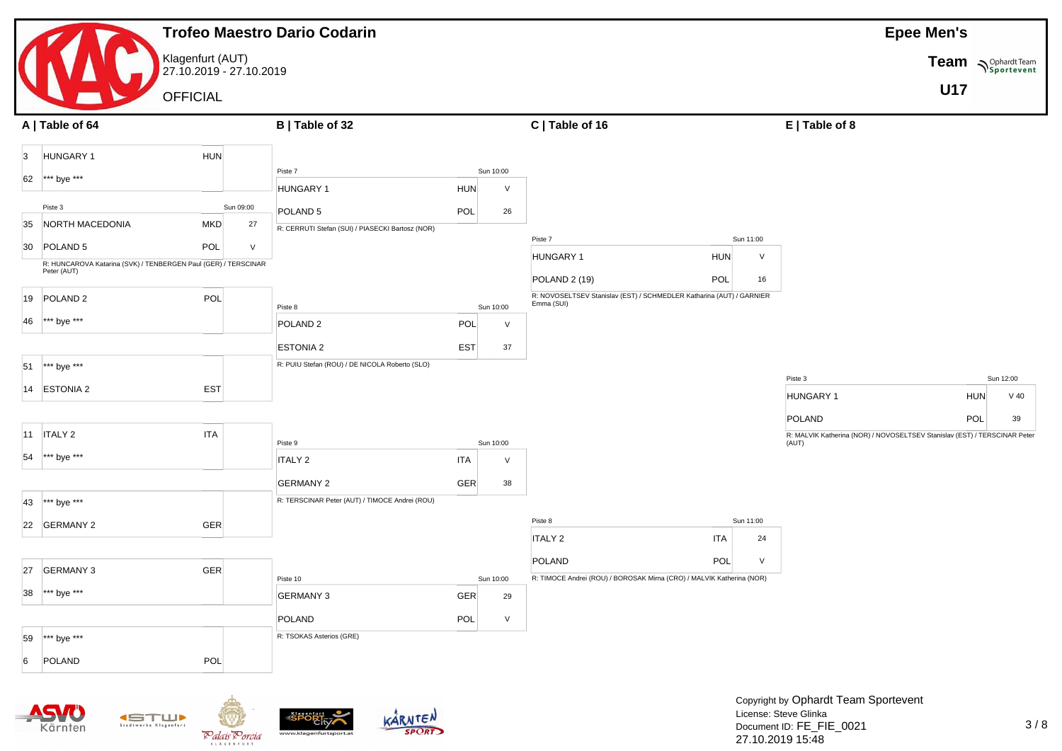# Trofeo Maestro Dario Codarin

Klagenfurt (AUT)
27.10.2019 - 27.10.2019

OFFICIAL

**Epee Men's**

**Team**

**U17**

## A | Table of 64

| Seed | Team | Nation | Score |
|---|---|---|---|
| 3 | HUNGARY 1 | HUN | |
| 62 | *** bye *** | | |
| | Piste 3 | | Sun 09:00 |
| 35 | NORTH MACEDONIA | MKD | 27 |
| 30 | POLAND 5 | POL | V |

R: HUNCAROVA Katarina (SVK) / TENBERGEN Paul (GER) / TERSCINAR Peter (AUT)

| Seed | Team | Nation | Score |
|---|---|---|---|
| 19 | POLAND 2 | POL | |
| 46 | *** bye *** | | |
| 51 | *** bye *** | | |
| 14 | ESTONIA 2 | EST | |
| 11 | ITALY 2 | ITA | |
| 54 | *** bye *** | | |
| 43 | *** bye *** | | |
| 22 | GERMANY 2 | GER | |
| 27 | GERMANY 3 | GER | |
| 38 | *** bye *** | | |
| 59 | *** bye *** | | |
| 6 | POLAND | POL | |

## B | Table of 32

Piste 7 — Sun 10:00

| Team | Nation | Score |
|---|---|---|
| HUNGARY 1 | HUN | V |
| POLAND 5 | POL | 26 |

R: CERRUTI Stefan (SUI) / PIASECKI Bartosz (NOR)

Piste 8 — Sun 10:00

| Team | Nation | Score |
|---|---|---|
| POLAND 2 | POL | V |
| ESTONIA 2 | EST | 37 |

R: PUIU Stefan (ROU) / DE NICOLA Roberto (SLO)

Piste 9 — Sun 10:00

| Team | Nation | Score |
|---|---|---|
| ITALY 2 | ITA | V |
| GERMANY 2 | GER | 38 |

R: TERSCINAR Peter (AUT) / TIMOCE Andrei (ROU)

Piste 10 — Sun 10:00

| Team | Nation | Score |
|---|---|---|
| GERMANY 3 | GER | 29 |
| POLAND | POL | V |

R: TSOKAS Asterios (GRE)

## C | Table of 16

Piste 7 — Sun 11:00

| Team | Nation | Score |
|---|---|---|
| HUNGARY 1 | HUN | V |
| POLAND 2 (19) | POL | 16 |

R: NOVOSELTSEV Stanislav (EST) / SCHMEDLER Katharina (AUT) / GARNIER Emma (SUI)

Piste 8 — Sun 11:00

| Team | Nation | Score |
|---|---|---|
| ITALY 2 | ITA | 24 |
| POLAND | POL | V |

R: TIMOCE Andrei (ROU) / BOROSAK Mirna (CRO) / MALVIK Katherina (NOR)

## E | Table of 8

Piste 3 — Sun 12:00

| Team | Nation | Score |
|---|---|---|
| HUNGARY 1 | HUN | V 40 |
| POLAND | POL | 39 |

R: MALVIK Katherina (NOR) / NOVOSELTSEV Stanislav (EST) / TERSCINAR Peter (AUT)

Copyright by Ophardt Team Sportevent
License: Steve Glinka
Document ID: FE_FIE_0021
27.10.2019 15:48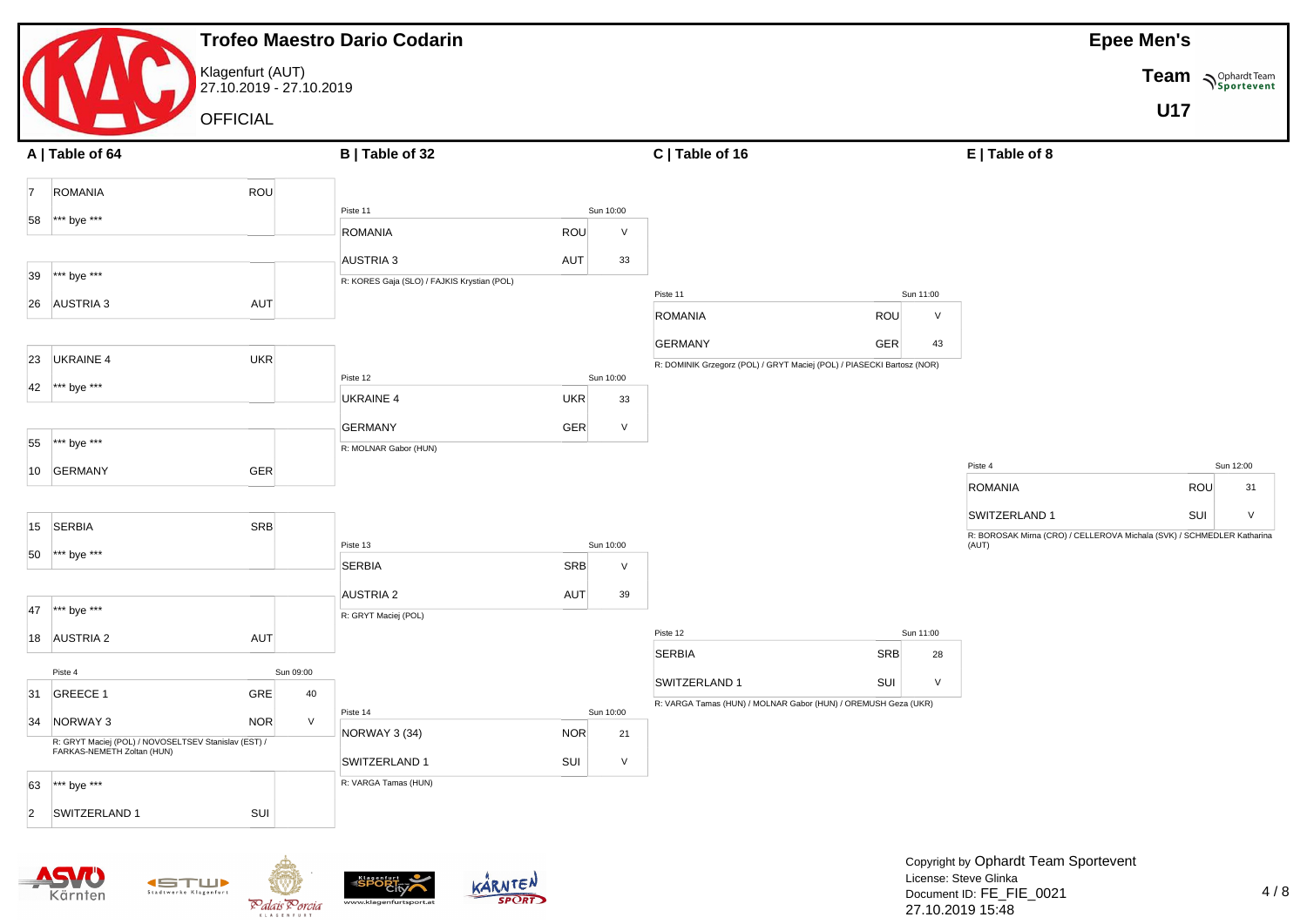# Trofeo Maestro Dario Codarin

Klagenfurt (AUT)
27.10.2019 - 27.10.2019

OFFICIAL

**Epee Men's**

**Team**

**U17**

## A | Table of 64

| Seed | Team | Nation | Score |
|---|---|---|---|
| 7 | ROMANIA | ROU | |
| 58 | *** bye *** | | |
| 39 | *** bye *** | | |
| 26 | AUSTRIA 3 | AUT | |
| 23 | UKRAINE 4 | UKR | |
| 42 | *** bye *** | | |
| 55 | *** bye *** | | |
| 10 | GERMANY | GER | |
| 15 | SERBIA | SRB | |
| 50 | *** bye *** | | |
| 47 | *** bye *** | | |
| 18 | AUSTRIA 2 | AUT | |
| 31 | GREECE 1 | GRE | 40 |
| 34 | NORWAY 3 | NOR | V |
| 63 | *** bye *** | | |
| 2 | SWITZERLAND 1 | SUI | |

Piste 4, Sun 09:00 (GREECE 1 – NORWAY 3)
R: GRYT Maciej (POL) / NOVOSELTSEV Stanislav (EST) / FARKAS-NEMETH Zoltan (HUN)

## B | Table of 32

| Piste | Time | Team | Nation | Score | Referees |
|---|---|---|---|---|---|
| Piste 11 | Sun 10:00 | ROMANIA | ROU | V | R: KORES Gaja (SLO) / FAJKIS Krystian (POL) |
| | | AUSTRIA 3 | AUT | 33 | |
| Piste 12 | Sun 10:00 | UKRAINE 4 | UKR | 33 | R: MOLNAR Gabor (HUN) |
| | | GERMANY | GER | V | |
| Piste 13 | Sun 10:00 | SERBIA | SRB | V | R: GRYT Maciej (POL) |
| | | AUSTRIA 2 | AUT | 39 | |
| Piste 14 | Sun 10:00 | NORWAY 3 (34) | NOR | 21 | R: VARGA Tamas (HUN) |
| | | SWITZERLAND 1 | SUI | V | |

## C | Table of 16

| Piste | Time | Team | Nation | Score | Referees |
|---|---|---|---|---|---|
| Piste 11 | Sun 11:00 | ROMANIA | ROU | V | R: DOMINIK Grzegorz (POL) / GRYT Maciej (POL) / PIASECKI Bartosz (NOR) |
| | | GERMANY | GER | 43 | |
| Piste 12 | Sun 11:00 | SERBIA | SRB | 28 | R: VARGA Tamas (HUN) / MOLNAR Gabor (HUN) / OREMUSH Geza (UKR) |
| | | SWITZERLAND 1 | SUI | V | |

## E | Table of 8

| Piste | Time | Team | Nation | Score | Referees |
|---|---|---|---|---|---|
| Piste 4 | Sun 12:00 | ROMANIA | ROU | 31 | R: BOROSAK Mirna (CRO) / CELLEROVA Michala (SVK) / SCHMEDLER Katharina (AUT) |
| | | SWITZERLAND 1 | SUI | V | |

Copyright by Ophardt Team Sportevent
License: Steve Glinka
Document ID: FE_FIE_0021
27.10.2019 15:48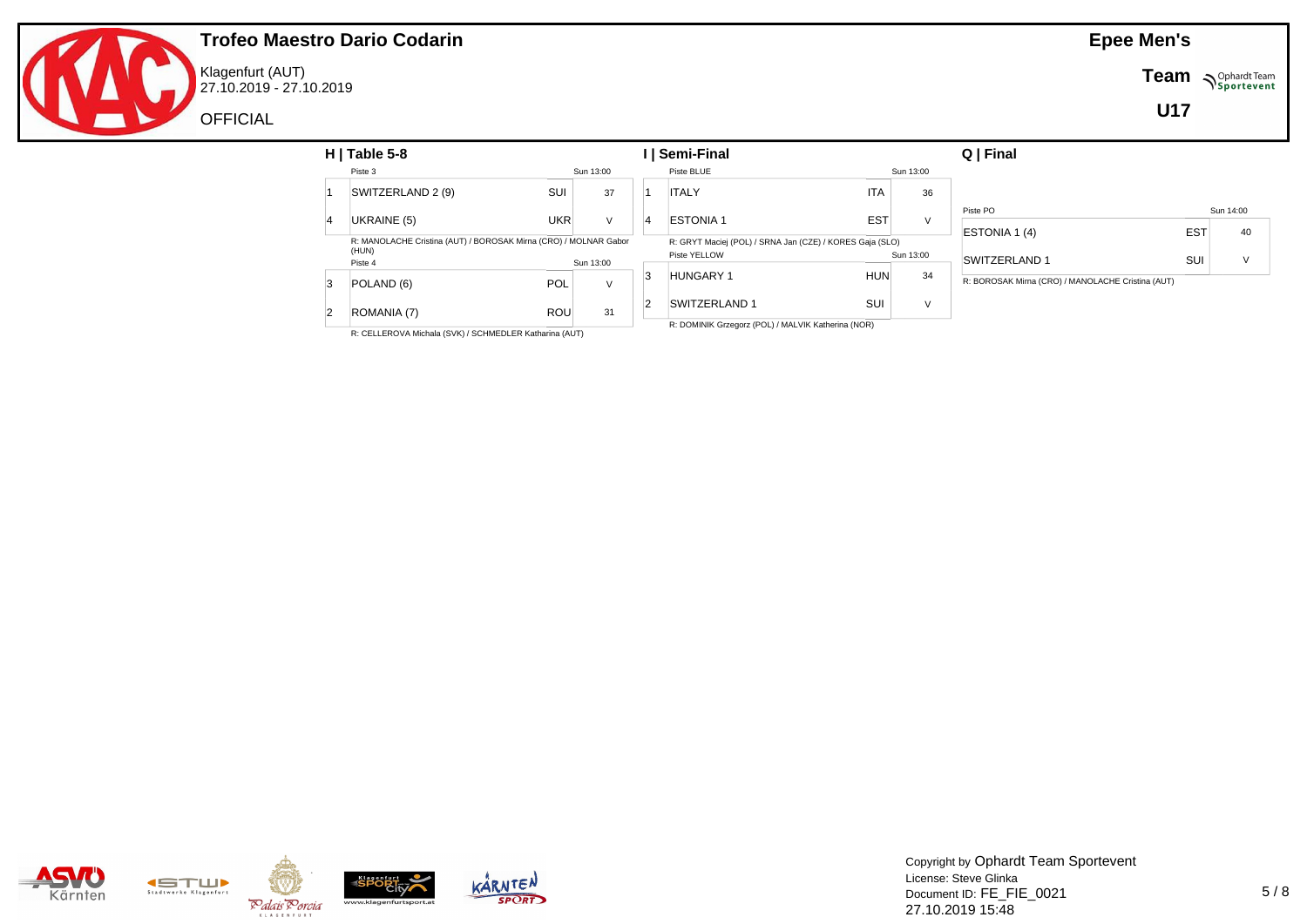# Trofeo Maestro Dario Codarin

Klagenfurt (AUT)
27.10.2019 - 27.10.2019

OFFICIAL

**Epee Men's**

**Team**

**U17**

## H | Table 5-8

Piste 3 — Sun 13:00

| | Team | Nation | Score |
|---|---|---|---|
| 1 | SWITZERLAND 2 (9) | SUI | 37 |
| 4 | UKRAINE (5) | UKR | V |

R: MANOLACHE Cristina (AUT) / BOROSAK Mirna (CRO) / MOLNAR Gabor (HUN)

Piste 4 — Sun 13:00

| | Team | Nation | Score |
|---|---|---|---|
| 3 | POLAND (6) | POL | V |
| 2 | ROMANIA (7) | ROU | 31 |

R: CELLEROVA Michala (SVK) / SCHMEDLER Katharina (AUT)

## I | Semi-Final

Piste BLUE — Sun 13:00

| | Team | Nation | Score |
|---|---|---|---|
| 1 | ITALY | ITA | 36 |
| 4 | ESTONIA 1 | EST | V |

R: GRYT Maciej (POL) / SRNA Jan (CZE) / KORES Gaja (SLO)

Piste YELLOW — Sun 13:00

| | Team | Nation | Score |
|---|---|---|---|
| 3 | HUNGARY 1 | HUN | 34 |
| 2 | SWITZERLAND 1 | SUI | V |

R: DOMINIK Grzegorz (POL) / MALVIK Katherina (NOR)

## Q | Final

Piste PO — Sun 14:00

| Team | Nation | Score |
|---|---|---|
| ESTONIA 1 (4) | EST | 40 |
| SWITZERLAND 1 | SUI | V |

R: BOROSAK Mirna (CRO) / MANOLACHE Cristina (AUT)

Copyright by Ophardt Team Sportevent
License: Steve Glinka
Document ID: FE_FIE_0021
27.10.2019 15:48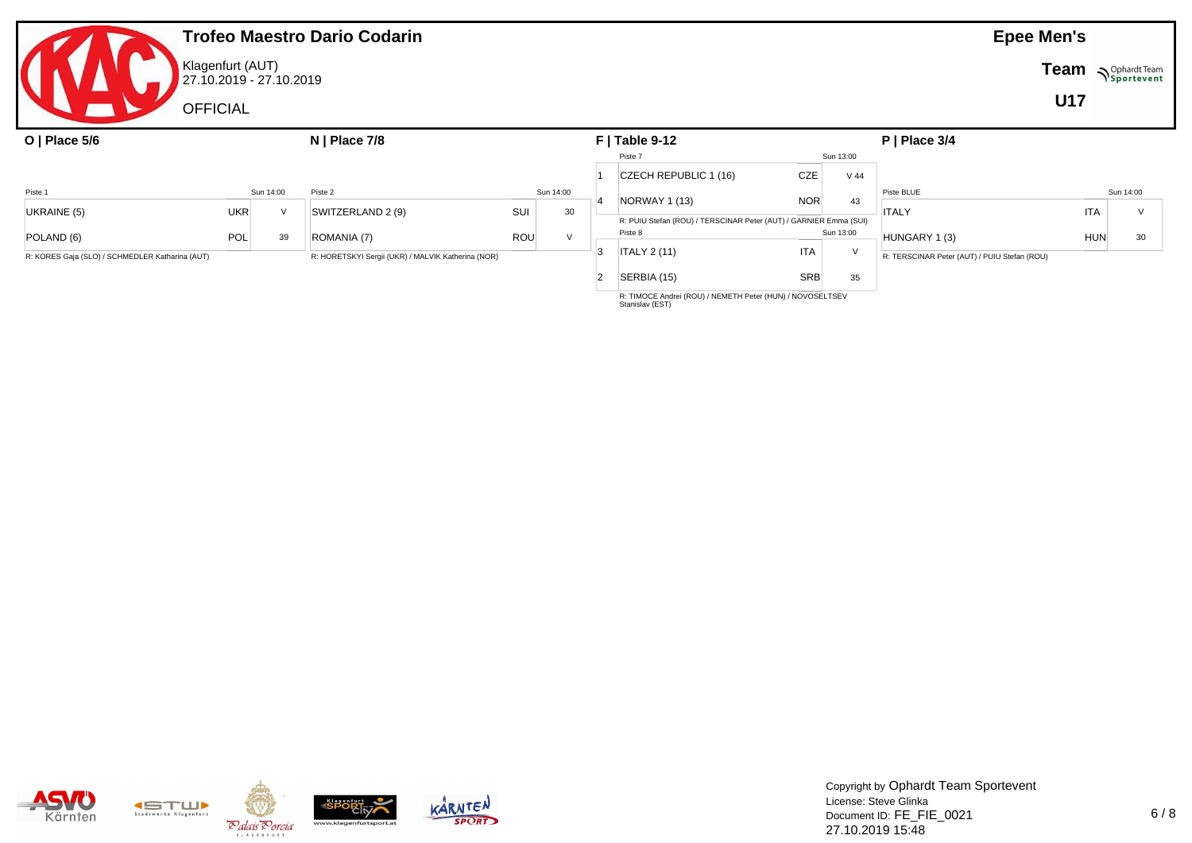# Trofeo Maestro Dario Codarin

Klagenfurt (AUT)
27.10.2019 - 27.10.2019

OFFICIAL

**Epee Men's**

**Team**

**U17**

## O | Place 5/6

Piste 1 — Sun 14:00

| Team | Nation | Score |
|---|---|---|
| UKRAINE (5) | UKR | V |
| POLAND (6) | POL | 39 |

R: KORES Gaja (SLO) / SCHMEDLER Katharina (AUT)

## N | Place 7/8

Piste 2 — Sun 14:00

| Team | Nation | Score |
|---|---|---|
| SWITZERLAND 2 (9) | SUI | 30 |
| ROMANIA (7) | ROU | V |

R: HORETSKYI Sergii (UKR) / MALVIK Katherina (NOR)

## F | Table 9-12

Piste 7 — Sun 13:00

| | Team | Nation | Score |
|---|---|---|---|
| 1 | CZECH REPUBLIC 1 (16) | CZE | V 44 |
| 4 | NORWAY 1 (13) | NOR | 43 |

R: PUIU Stefan (ROU) / TERSCINAR Peter (AUT) / GARNIER Emma (SUI)

Piste 8 — Sun 13:00

| | Team | Nation | Score |
|---|---|---|---|
| 3 | ITALY 2 (11) | ITA | V |
| 2 | SERBIA (15) | SRB | 35 |

R: TIMOCE Andrei (ROU) / NEMETH Peter (HUN) / NOVOSELTSEV Stanislav (EST)

## P | Place 3/4

Piste BLUE — Sun 14:00

| Team | Nation | Score |
|---|---|---|
| ITALY | ITA | V |
| HUNGARY 1 (3) | HUN | 30 |

R: TERSCINAR Peter (AUT) / PUIU Stefan (ROU)

Copyright by Ophardt Team Sportevent
License: Steve Glinka
Document ID: FE_FIE_0021
27.10.2019 15:48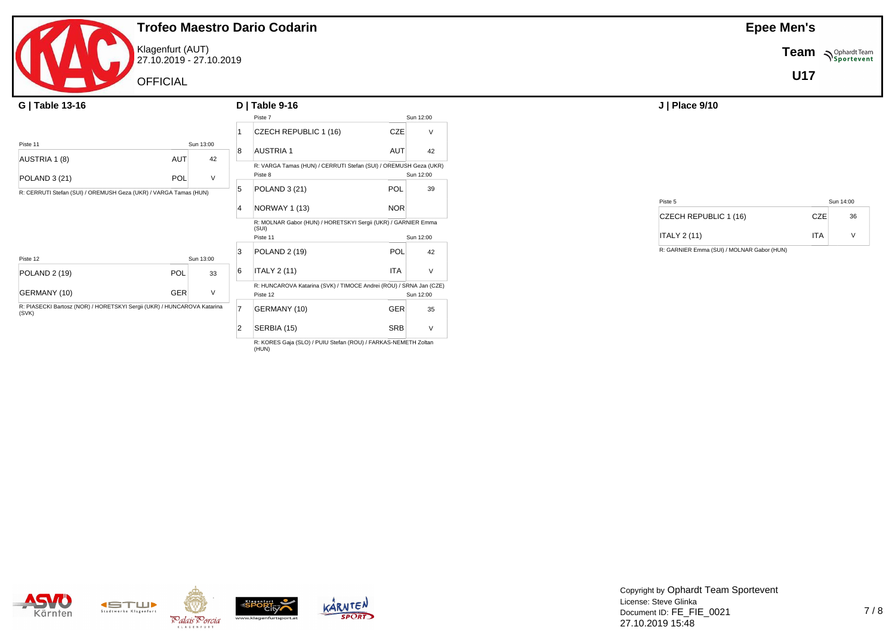# Trofeo Maestro Dario Codarin

Klagenfurt (AUT)
27.10.2019 - 27.10.2019

OFFICIAL

**Epee Men's**

**Team**

**U17**

## G | Table 13-16

Piste 11 — Sun 13:00

| Team | Nation | Score |
|---|---|---|
| AUSTRIA 1 (8) | AUT | 42 |
| POLAND 3 (21) | POL | V |

R: CERRUTI Stefan (SUI) / OREMUSH Geza (UKR) / VARGA Tamas (HUN)

Piste 12 — Sun 13:00

| Team | Nation | Score |
|---|---|---|
| POLAND 2 (19) | POL | 33 |
| GERMANY (10) | GER | V |

R: PIASECKI Bartosz (NOR) / HORETSKYI Sergii (UKR) / HUNCAROVA Katarina (SVK)

## D | Table 9-16

Piste 7 — Sun 12:00

| Seed | Team | Nation | Score |
|---|---|---|---|
| 1 | CZECH REPUBLIC 1 (16) | CZE | V |
| 8 | AUSTRIA 1 | AUT | 42 |

R: VARGA Tamas (HUN) / CERRUTI Stefan (SUI) / OREMUSH Geza (UKR)

Piste 8 — Sun 12:00

| Seed | Team | Nation | Score |
|---|---|---|---|
| 5 | POLAND 3 (21) | POL | 39 |
| 4 | NORWAY 1 (13) | NOR | |

R: MOLNAR Gabor (HUN) / HORETSKYI Sergii (UKR) / GARNIER Emma (SUI)

Piste 11 — Sun 12:00

| Seed | Team | Nation | Score |
|---|---|---|---|
| 3 | POLAND 2 (19) | POL | 42 |
| 6 | ITALY 2 (11) | ITA | V |

R: HUNCAROVA Katarina (SVK) / TIMOCE Andrei (ROU) / SRNA Jan (CZE)

Piste 12 — Sun 12:00

| Seed | Team | Nation | Score |
|---|---|---|---|
| 7 | GERMANY (10) | GER | 35 |
| 2 | SERBIA (15) | SRB | V |

R: KORES Gaja (SLO) / PUIU Stefan (ROU) / FARKAS-NEMETH Zoltan (HUN)

## J | Place 9/10

Piste 5 — Sun 14:00

| Team | Nation | Score |
|---|---|---|
| CZECH REPUBLIC 1 (16) | CZE | 36 |
| ITALY 2 (11) | ITA | V |

R: GARNIER Emma (SUI) / MOLNAR Gabor (HUN)

Copyright by Ophardt Team Sportevent
License: Steve Glinka
Document ID: FE_FIE_0021
27.10.2019 15:48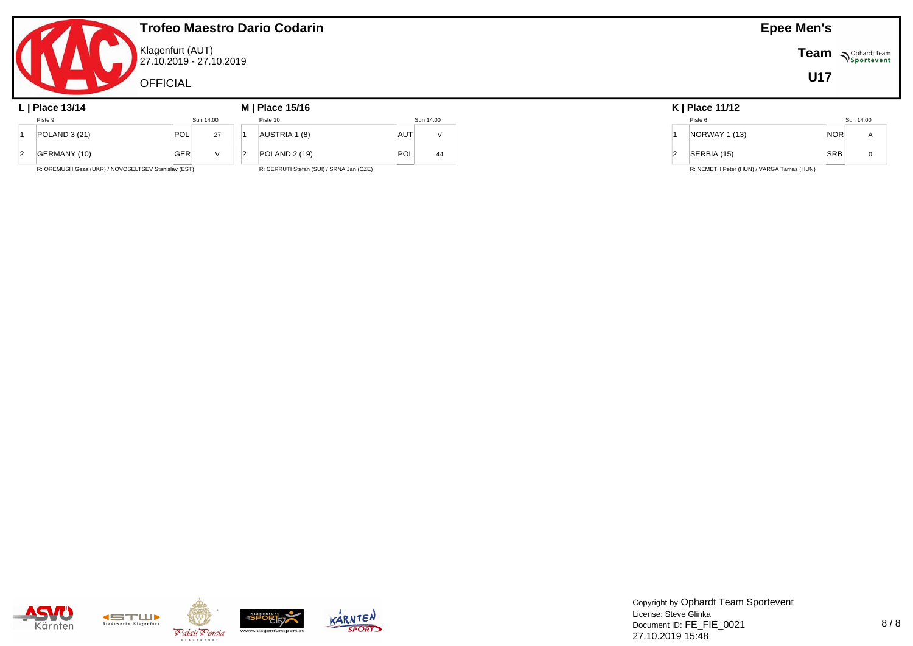# Trofeo Maestro Dario Codarin

Klagenfurt (AUT)
27.10.2019 - 27.10.2019

OFFICIAL

**Epee Men's**

**Team**

**U17**

### L | Place 13/14

| | Piste 9 | | Sun 14:00 |
|---|---|---|---|
| 1 | POLAND 3 (21) | POL | 27 |
| 2 | GERMANY (10) | GER | V |

R: OREMUSH Geza (UKR) / NOVOSELTSEV Stanislav (EST)

### M | Place 15/16

| | Piste 10 | | Sun 14:00 |
|---|---|---|---|
| 1 | AUSTRIA 1 (8) | AUT | V |
| 2 | POLAND 2 (19) | POL | 44 |

R: CERRUTI Stefan (SUI) / SRNA Jan (CZE)

### K | Place 11/12

| | Piste 6 | | Sun 14:00 |
|---|---|---|---|
| 1 | NORWAY 1 (13) | NOR | A |
| 2 | SERBIA (15) | SRB | 0 |

R: NEMETH Peter (HUN) / VARGA Tamas (HUN)

Copyright by Ophardt Team Sportevent
License: Steve Glinka
Document ID: FE_FIE_0021
27.10.2019 15:48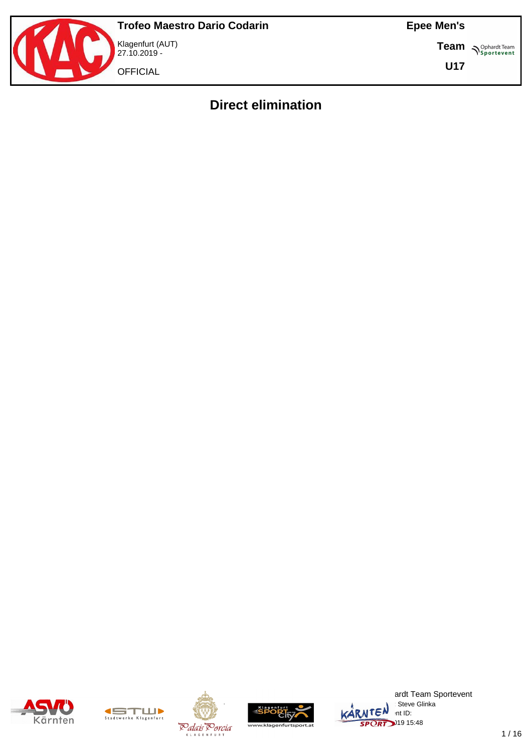# Direct elimination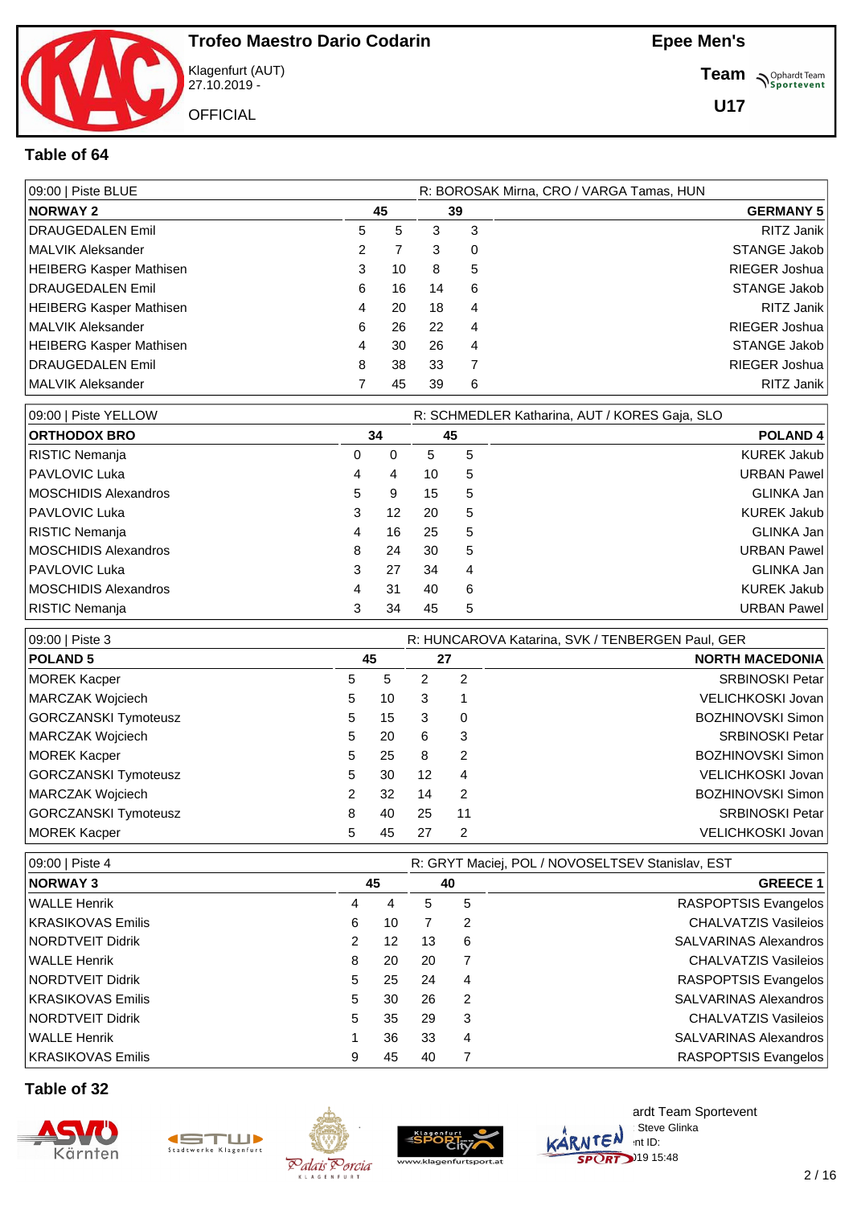## Table of 64

| 09:00 \| Piste BLUE | | | | | R: BOROSAK Mirna, CRO / VARGA Tamas, HUN |
|---|---|---|---|---|---|
| **NORWAY 2** | | **45** | **39** | | **GERMANY 5** |
| DRAUGEDALEN Emil | 5 | 5 | 3 | 3 | RITZ Janik |
| MALVIK Aleksander | 2 | 7 | 3 | 0 | STANGE Jakob |
| HEIBERG Kasper Mathisen | 3 | 10 | 8 | 5 | RIEGER Joshua |
| DRAUGEDALEN Emil | 6 | 16 | 14 | 6 | STANGE Jakob |
| HEIBERG Kasper Mathisen | 4 | 20 | 18 | 4 | RITZ Janik |
| MALVIK Aleksander | 6 | 26 | 22 | 4 | RIEGER Joshua |
| HEIBERG Kasper Mathisen | 4 | 30 | 26 | 4 | STANGE Jakob |
| DRAUGEDALEN Emil | 8 | 38 | 33 | 7 | RIEGER Joshua |
| MALVIK Aleksander | 7 | 45 | 39 | 6 | RITZ Janik |

| 09:00 \| Piste YELLOW | | | | | R: SCHMEDLER Katharina, AUT / KORES Gaja, SLO |
|---|---|---|---|---|---|
| **ORTHODOX BRO** | | **34** | **45** | | **POLAND 4** |
| RISTIC Nemanja | 0 | 0 | 5 | 5 | KUREK Jakub |
| PAVLOVIC Luka | 4 | 4 | 10 | 5 | URBAN Pawel |
| MOSCHIDIS Alexandros | 5 | 9 | 15 | 5 | GLINKA Jan |
| PAVLOVIC Luka | 3 | 12 | 20 | 5 | KUREK Jakub |
| RISTIC Nemanja | 4 | 16 | 25 | 5 | GLINKA Jan |
| MOSCHIDIS Alexandros | 8 | 24 | 30 | 5 | URBAN Pawel |
| PAVLOVIC Luka | 3 | 27 | 34 | 4 | GLINKA Jan |
| MOSCHIDIS Alexandros | 4 | 31 | 40 | 6 | KUREK Jakub |
| RISTIC Nemanja | 3 | 34 | 45 | 5 | URBAN Pawel |

| 09:00 \| Piste 3 | | | | | R: HUNCAROVA Katarina, SVK / TENBERGEN Paul, GER |
|---|---|---|---|---|---|
| **POLAND 5** | | **45** | **27** | | **NORTH MACEDONIA** |
| MOREK Kacper | 5 | 5 | 2 | 2 | SRBINOSKI Petar |
| MARCZAK Wojciech | 5 | 10 | 3 | 1 | VELICHKOSKI Jovan |
| GORCZANSKI Tymoteusz | 5 | 15 | 3 | 0 | BOZHINOVSKI Simon |
| MARCZAK Wojciech | 5 | 20 | 6 | 3 | SRBINOSKI Petar |
| MOREK Kacper | 5 | 25 | 8 | 2 | BOZHINOVSKI Simon |
| GORCZANSKI Tymoteusz | 5 | 30 | 12 | 4 | VELICHKOSKI Jovan |
| MARCZAK Wojciech | 2 | 32 | 14 | 2 | BOZHINOVSKI Simon |
| GORCZANSKI Tymoteusz | 8 | 40 | 25 | 11 | SRBINOSKI Petar |
| MOREK Kacper | 5 | 45 | 27 | 2 | VELICHKOSKI Jovan |

| 09:00 \| Piste 4 | | | | | R: GRYT Maciej, POL / NOVOSELTSEV Stanislav, EST |
|---|---|---|---|---|---|
| **NORWAY 3** | | **45** | **40** | | **GREECE 1** |
| WALLE Henrik | 4 | 4 | 5 | 5 | RASPOPTSIS Evangelos |
| KRASIKOVAS Emilis | 6 | 10 | 7 | 2 | CHALVATZIS Vasileios |
| NORDTVEIT Didrik | 2 | 12 | 13 | 6 | SALVARINAS Alexandros |
| WALLE Henrik | 8 | 20 | 20 | 7 | CHALVATZIS Vasileios |
| NORDTVEIT Didrik | 5 | 25 | 24 | 4 | RASPOPTSIS Evangelos |
| KRASIKOVAS Emilis | 5 | 30 | 26 | 2 | SALVARINAS Alexandros |
| NORDTVEIT Didrik | 5 | 35 | 29 | 3 | CHALVATZIS Vasileios |
| WALLE Henrik | 1 | 36 | 33 | 4 | SALVARINAS Alexandros |
| KRASIKOVAS Emilis | 9 | 45 | 40 | 7 | RASPOPTSIS Evangelos |

## Table of 32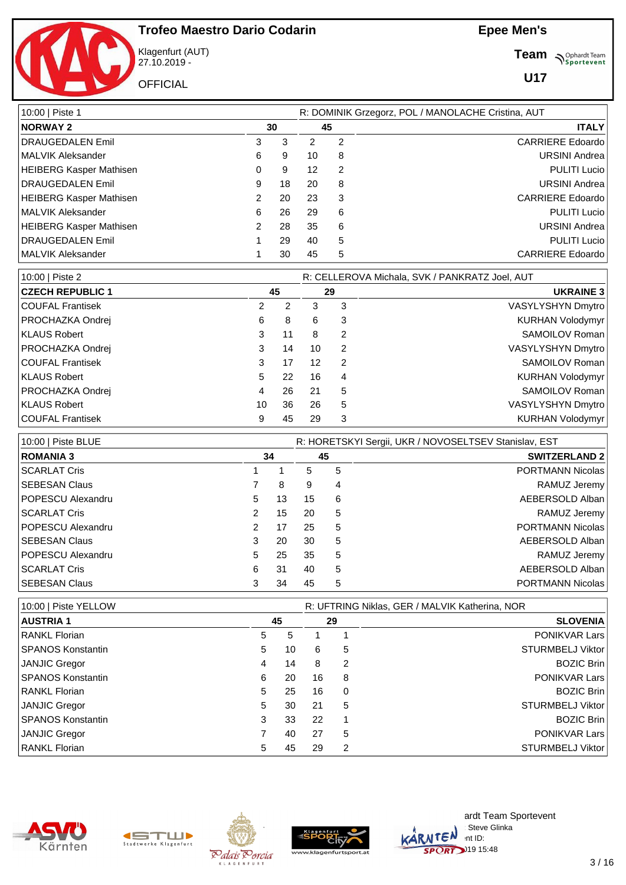# Trofeo Maestro Dario Codarin

Klagenfurt (AUT)
27.10.2019 -

OFFICIAL

**Epee Men's**

**Team**

**U17**

| 10:00 \| Piste 1 | | | | | R: DOMINIK Grzegorz, POL / MANOLACHE Cristina, AUT |
|---|---|---|---|---|---|
| **NORWAY 2** | 30 | | 45 | | **ITALY** |
| DRAUGEDALEN Emil | 3 | 3 | 2 | 2 | CARRIERE Edoardo |
| MALVIK Aleksander | 6 | 9 | 10 | 8 | URSINI Andrea |
| HEIBERG Kasper Mathisen | 0 | 9 | 12 | 2 | PULITI Lucio |
| DRAUGEDALEN Emil | 9 | 18 | 20 | 8 | URSINI Andrea |
| HEIBERG Kasper Mathisen | 2 | 20 | 23 | 3 | CARRIERE Edoardo |
| MALVIK Aleksander | 6 | 26 | 29 | 6 | PULITI Lucio |
| HEIBERG Kasper Mathisen | 2 | 28 | 35 | 6 | URSINI Andrea |
| DRAUGEDALEN Emil | 1 | 29 | 40 | 5 | PULITI Lucio |
| MALVIK Aleksander | 1 | 30 | 45 | 5 | CARRIERE Edoardo |

| 10:00 \| Piste 2 | | | | | R: CELLEROVA Michala, SVK / PANKRATZ Joel, AUT |
|---|---|---|---|---|---|
| **CZECH REPUBLIC 1** | 45 | | 29 | | **UKRAINE 3** |
| COUFAL Frantisek | 2 | 2 | 3 | 3 | VASYLYSHYN Dmytro |
| PROCHAZKA Ondrej | 6 | 8 | 6 | 3 | KURHAN Volodymyr |
| KLAUS Robert | 3 | 11 | 8 | 2 | SAMOILOV Roman |
| PROCHAZKA Ondrej | 3 | 14 | 10 | 2 | VASYLYSHYN Dmytro |
| COUFAL Frantisek | 3 | 17 | 12 | 2 | SAMOILOV Roman |
| KLAUS Robert | 5 | 22 | 16 | 4 | KURHAN Volodymyr |
| PROCHAZKA Ondrej | 4 | 26 | 21 | 5 | SAMOILOV Roman |
| KLAUS Robert | 10 | 36 | 26 | 5 | VASYLYSHYN Dmytro |
| COUFAL Frantisek | 9 | 45 | 29 | 3 | KURHAN Volodymyr |

| 10:00 \| Piste BLUE | | | | | R: HORETSKYI Sergii, UKR / NOVOSELTSEV Stanislav, EST |
|---|---|---|---|---|---|
| **ROMANIA 3** | 34 | | 45 | | **SWITZERLAND 2** |
| SCARLAT Cris | 1 | 1 | 5 | 5 | PORTMANN Nicolas |
| SEBESAN Claus | 7 | 8 | 9 | 4 | RAMUZ Jeremy |
| POPESCU Alexandru | 5 | 13 | 15 | 6 | AEBERSOLD Alban |
| SCARLAT Cris | 2 | 15 | 20 | 5 | RAMUZ Jeremy |
| POPESCU Alexandru | 2 | 17 | 25 | 5 | PORTMANN Nicolas |
| SEBESAN Claus | 3 | 20 | 30 | 5 | AEBERSOLD Alban |
| POPESCU Alexandru | 5 | 25 | 35 | 5 | RAMUZ Jeremy |
| SCARLAT Cris | 6 | 31 | 40 | 5 | AEBERSOLD Alban |
| SEBESAN Claus | 3 | 34 | 45 | 5 | PORTMANN Nicolas |

| 10:00 \| Piste YELLOW | | | | | R: UFTRING Niklas, GER / MALVIK Katherina, NOR |
|---|---|---|---|---|---|
| **AUSTRIA 1** | 45 | | 29 | | **SLOVENIA** |
| RANKL Florian | 5 | 5 | 1 | 1 | PONIKVAR Lars |
| SPANOS Konstantin | 5 | 10 | 6 | 5 | STURMBELJ Viktor |
| JANJIC Gregor | 4 | 14 | 8 | 2 | BOZIC Brin |
| SPANOS Konstantin | 6 | 20 | 16 | 8 | PONIKVAR Lars |
| RANKL Florian | 5 | 25 | 16 | 0 | BOZIC Brin |
| JANJIC Gregor | 5 | 30 | 21 | 5 | STURMBELJ Viktor |
| SPANOS Konstantin | 3 | 33 | 22 | 1 | BOZIC Brin |
| JANJIC Gregor | 7 | 40 | 27 | 5 | PONIKVAR Lars |
| RANKL Florian | 5 | 45 | 29 | 2 | STURMBELJ Viktor |

ardt Team Sportevent
Steve Glinka
nt ID:
)19 15:48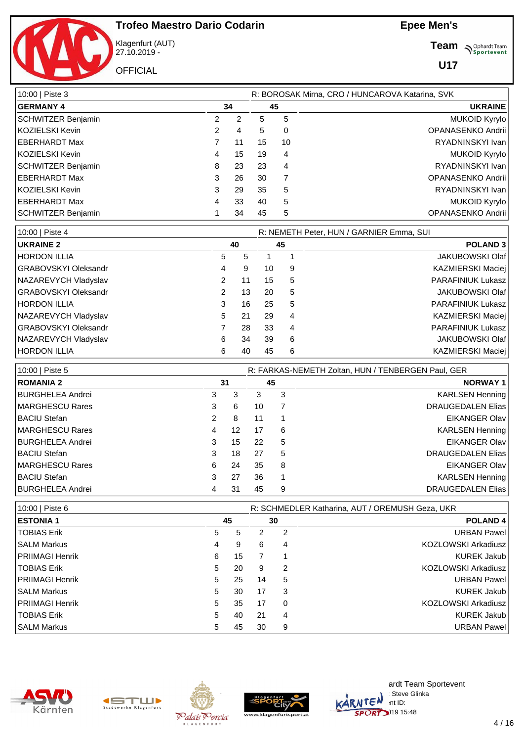# Trofeo Maestro Dario Codarin

Klagenfurt (AUT)
27.10.2019 -

OFFICIAL

**Epee Men's**

**Team**

**U17**

| 10:00 \| Piste 3 | | | | | R: BOROSAK Mirna, CRO / HUNCAROVA Katarina, SVK |
|---|---|---|---|---|---|
| **GERMANY 4** | | **34** | **45** | | **UKRAINE** |
| SCHWITZER Benjamin | 2 | 2 | 5 | 5 | MUKOID Kyrylo |
| KOZIELSKI Kevin | 2 | 4 | 5 | 0 | OPANASENKO Andrii |
| EBERHARDT Max | 7 | 11 | 15 | 10 | RYADNINSKYI Ivan |
| KOZIELSKI Kevin | 4 | 15 | 19 | 4 | MUKOID Kyrylo |
| SCHWITZER Benjamin | 8 | 23 | 23 | 4 | RYADNINSKYI Ivan |
| EBERHARDT Max | 3 | 26 | 30 | 7 | OPANASENKO Andrii |
| KOZIELSKI Kevin | 3 | 29 | 35 | 5 | RYADNINSKYI Ivan |
| EBERHARDT Max | 4 | 33 | 40 | 5 | MUKOID Kyrylo |
| SCHWITZER Benjamin | 1 | 34 | 45 | 5 | OPANASENKO Andrii |

| 10:00 \| Piste 4 | | | | | R: NEMETH Peter, HUN / GARNIER Emma, SUI |
|---|---|---|---|---|---|
| **UKRAINE 2** | | **40** | **45** | | **POLAND 3** |
| HORDON ILLIA | 5 | 5 | 1 | 1 | JAKUBOWSKI Olaf |
| GRABOVSKYI Oleksandr | 4 | 9 | 10 | 9 | KAZMIERSKI Maciej |
| NAZAREVYCH Vladyslav | 2 | 11 | 15 | 5 | PARAFINIUK Lukasz |
| GRABOVSKYI Oleksandr | 2 | 13 | 20 | 5 | JAKUBOWSKI Olaf |
| HORDON ILLIA | 3 | 16 | 25 | 5 | PARAFINIUK Lukasz |
| NAZAREVYCH Vladyslav | 5 | 21 | 29 | 4 | KAZMIERSKI Maciej |
| GRABOVSKYI Oleksandr | 7 | 28 | 33 | 4 | PARAFINIUK Lukasz |
| NAZAREVYCH Vladyslav | 6 | 34 | 39 | 6 | JAKUBOWSKI Olaf |
| HORDON ILLIA | 6 | 40 | 45 | 6 | KAZMIERSKI Maciej |

| 10:00 \| Piste 5 | | | | | R: FARKAS-NEMETH Zoltan, HUN / TENBERGEN Paul, GER |
|---|---|---|---|---|---|
| **ROMANIA 2** | | **31** | **45** | | **NORWAY 1** |
| BURGHELEA Andrei | 3 | 3 | 3 | 3 | KARLSEN Henning |
| MARGHESCU Rares | 3 | 6 | 10 | 7 | DRAUGEDALEN Elias |
| BACIU Stefan | 2 | 8 | 11 | 1 | EIKANGER Olav |
| MARGHESCU Rares | 4 | 12 | 17 | 6 | KARLSEN Henning |
| BURGHELEA Andrei | 3 | 15 | 22 | 5 | EIKANGER Olav |
| BACIU Stefan | 3 | 18 | 27 | 5 | DRAUGEDALEN Elias |
| MARGHESCU Rares | 6 | 24 | 35 | 8 | EIKANGER Olav |
| BACIU Stefan | 3 | 27 | 36 | 1 | KARLSEN Henning |
| BURGHELEA Andrei | 4 | 31 | 45 | 9 | DRAUGEDALEN Elias |

| 10:00 \| Piste 6 | | | | | R: SCHMEDLER Katharina, AUT / OREMUSH Geza, UKR |
|---|---|---|---|---|---|
| **ESTONIA 1** | | **45** | **30** | | **POLAND 4** |
| TOBIAS Erik | 5 | 5 | 2 | 2 | URBAN Pawel |
| SALM Markus | 4 | 9 | 6 | 4 | KOZLOWSKI Arkadiusz |
| PRIIMAGI Henrik | 6 | 15 | 7 | 1 | KUREK Jakub |
| TOBIAS Erik | 5 | 20 | 9 | 2 | KOZLOWSKI Arkadiusz |
| PRIIMAGI Henrik | 5 | 25 | 14 | 5 | URBAN Pawel |
| SALM Markus | 5 | 30 | 17 | 3 | KUREK Jakub |
| PRIIMAGI Henrik | 5 | 35 | 17 | 0 | KOZLOWSKI Arkadiusz |
| TOBIAS Erik | 5 | 40 | 21 | 4 | KUREK Jakub |
| SALM Markus | 5 | 45 | 30 | 9 | URBAN Pawel |

ardt Team Sportevent
Steve Glinka
nt ID:
019 15:48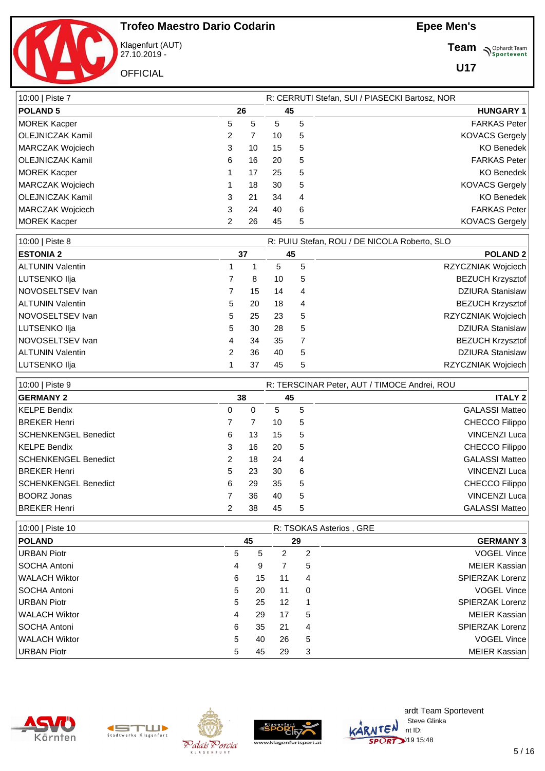# Trofeo Maestro Dario Codarin

Klagenfurt (AUT)
27.10.2019 -

OFFICIAL

**Epee Men's**

**Team**

**U17**

| 10:00 \| Piste 7 | | | | | R: CERRUTI Stefan, SUI / PIASECKI Bartosz, NOR |
|---|---|---|---|---|---|
| **POLAND 5** | | **26** | **45** | | **HUNGARY 1** |
| MOREK Kacper | 5 | 5 | 5 | 5 | FARKAS Peter |
| OLEJNICZAK Kamil | 2 | 7 | 10 | 5 | KOVACS Gergely |
| MARCZAK Wojciech | 3 | 10 | 15 | 5 | KO Benedek |
| OLEJNICZAK Kamil | 6 | 16 | 20 | 5 | FARKAS Peter |
| MOREK Kacper | 1 | 17 | 25 | 5 | KO Benedek |
| MARCZAK Wojciech | 1 | 18 | 30 | 5 | KOVACS Gergely |
| OLEJNICZAK Kamil | 3 | 21 | 34 | 4 | KO Benedek |
| MARCZAK Wojciech | 3 | 24 | 40 | 6 | FARKAS Peter |
| MOREK Kacper | 2 | 26 | 45 | 5 | KOVACS Gergely |

| 10:00 \| Piste 8 | | | | | R: PUIU Stefan, ROU / DE NICOLA Roberto, SLO |
|---|---|---|---|---|---|
| **ESTONIA 2** | | **37** | **45** | | **POLAND 2** |
| ALTUNIN Valentin | 1 | 1 | 5 | 5 | RZYCZNIAK Wojciech |
| LUTSENKO Ilja | 7 | 8 | 10 | 5 | BEZUCH Krzysztof |
| NOVOSELTSEV Ivan | 7 | 15 | 14 | 4 | DZIURA Stanislaw |
| ALTUNIN Valentin | 5 | 20 | 18 | 4 | BEZUCH Krzysztof |
| NOVOSELTSEV Ivan | 5 | 25 | 23 | 5 | RZYCZNIAK Wojciech |
| LUTSENKO Ilja | 5 | 30 | 28 | 5 | DZIURA Stanislaw |
| NOVOSELTSEV Ivan | 4 | 34 | 35 | 7 | BEZUCH Krzysztof |
| ALTUNIN Valentin | 2 | 36 | 40 | 5 | DZIURA Stanislaw |
| LUTSENKO Ilja | 1 | 37 | 45 | 5 | RZYCZNIAK Wojciech |

| 10:00 \| Piste 9 | | | | | R: TERSCINAR Peter, AUT / TIMOCE Andrei, ROU |
|---|---|---|---|---|---|
| **GERMANY 2** | | **38** | **45** | | **ITALY 2** |
| KELPE Bendix | 0 | 0 | 5 | 5 | GALASSI Matteo |
| BREKER Henri | 7 | 7 | 10 | 5 | CHECCO Filippo |
| SCHENKENGEL Benedict | 6 | 13 | 15 | 5 | VINCENZI Luca |
| KELPE Bendix | 3 | 16 | 20 | 5 | CHECCO Filippo |
| SCHENKENGEL Benedict | 2 | 18 | 24 | 4 | GALASSI Matteo |
| BREKER Henri | 5 | 23 | 30 | 6 | VINCENZI Luca |
| SCHENKENGEL Benedict | 6 | 29 | 35 | 5 | CHECCO Filippo |
| BOORZ Jonas | 7 | 36 | 40 | 5 | VINCENZI Luca |
| BREKER Henri | 2 | 38 | 45 | 5 | GALASSI Matteo |

| 10:00 \| Piste 10 | | | | | R: TSOKAS Asterios , GRE |
|---|---|---|---|---|---|
| **POLAND** | | **45** | **29** | | **GERMANY 3** |
| URBAN Piotr | 5 | 5 | 2 | 2 | VOGEL Vince |
| SOCHA Antoni | 4 | 9 | 7 | 5 | MEIER Kassian |
| WALACH Wiktor | 6 | 15 | 11 | 4 | SPIERZAK Lorenz |
| SOCHA Antoni | 5 | 20 | 11 | 0 | VOGEL Vince |
| URBAN Piotr | 5 | 25 | 12 | 1 | SPIERZAK Lorenz |
| WALACH Wiktor | 4 | 29 | 17 | 5 | MEIER Kassian |
| SOCHA Antoni | 6 | 35 | 21 | 4 | SPIERZAK Lorenz |
| WALACH Wiktor | 5 | 40 | 26 | 5 | VOGEL Vince |
| URBAN Piotr | 5 | 45 | 29 | 3 | MEIER Kassian |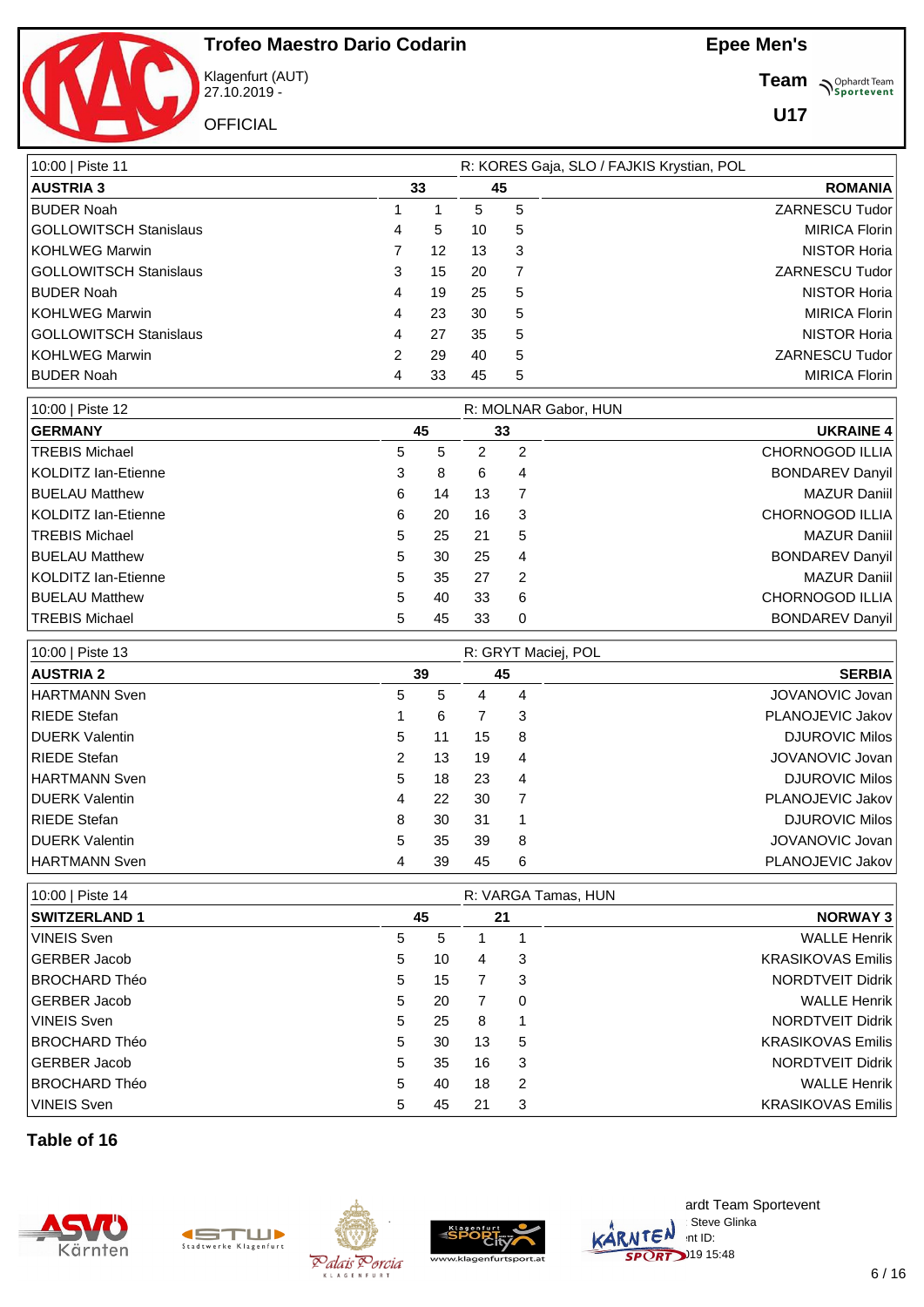# Trofeo Maestro Dario Codarin

Klagenfurt (AUT)
27.10.2019 -

OFFICIAL

**Epee Men's**

**Team**

**U17**

| 10:00 \| Piste 11 | | | | | R: KORES Gaja, SLO / FAJKIS Krystian, POL |
|---|---|---|---|---|---|
| **AUSTRIA 3** | | **33** | **45** | | **ROMANIA** |
| BUDER Noah | 1 | 1 | 5 | 5 | ZARNESCU Tudor |
| GOLLOWITSCH Stanislaus | 4 | 5 | 10 | 5 | MIRICA Florin |
| KOHLWEG Marwin | 7 | 12 | 13 | 3 | NISTOR Horia |
| GOLLOWITSCH Stanislaus | 3 | 15 | 20 | 7 | ZARNESCU Tudor |
| BUDER Noah | 4 | 19 | 25 | 5 | NISTOR Horia |
| KOHLWEG Marwin | 4 | 23 | 30 | 5 | MIRICA Florin |
| GOLLOWITSCH Stanislaus | 4 | 27 | 35 | 5 | NISTOR Horia |
| KOHLWEG Marwin | 2 | 29 | 40 | 5 | ZARNESCU Tudor |
| BUDER Noah | 4 | 33 | 45 | 5 | MIRICA Florin |

| 10:00 \| Piste 12 | | | | | R: MOLNAR Gabor, HUN |
|---|---|---|---|---|---|
| **GERMANY** | | **45** | **33** | | **UKRAINE 4** |
| TREBIS Michael | 5 | 5 | 2 | 2 | CHORNOGOD ILLIA |
| KOLDITZ Ian-Etienne | 3 | 8 | 6 | 4 | BONDAREV Danyil |
| BUELAU Matthew | 6 | 14 | 13 | 7 | MAZUR Daniil |
| KOLDITZ Ian-Etienne | 6 | 20 | 16 | 3 | CHORNOGOD ILLIA |
| TREBIS Michael | 5 | 25 | 21 | 5 | MAZUR Daniil |
| BUELAU Matthew | 5 | 30 | 25 | 4 | BONDAREV Danyil |
| KOLDITZ Ian-Etienne | 5 | 35 | 27 | 2 | MAZUR Daniil |
| BUELAU Matthew | 5 | 40 | 33 | 6 | CHORNOGOD ILLIA |
| TREBIS Michael | 5 | 45 | 33 | 0 | BONDAREV Danyil |

| 10:00 \| Piste 13 | | | | | R: GRYT Maciej, POL |
|---|---|---|---|---|---|
| **AUSTRIA 2** | | **39** | **45** | | **SERBIA** |
| HARTMANN Sven | 5 | 5 | 4 | 4 | JOVANOVIC Jovan |
| RIEDE Stefan | 1 | 6 | 7 | 3 | PLANOJEVIC Jakov |
| DUERK Valentin | 5 | 11 | 15 | 8 | DJUROVIC Milos |
| RIEDE Stefan | 2 | 13 | 19 | 4 | JOVANOVIC Jovan |
| HARTMANN Sven | 5 | 18 | 23 | 4 | DJUROVIC Milos |
| DUERK Valentin | 4 | 22 | 30 | 7 | PLANOJEVIC Jakov |
| RIEDE Stefan | 8 | 30 | 31 | 1 | DJUROVIC Milos |
| DUERK Valentin | 5 | 35 | 39 | 8 | JOVANOVIC Jovan |
| HARTMANN Sven | 4 | 39 | 45 | 6 | PLANOJEVIC Jakov |

| 10:00 \| Piste 14 | | | | | R: VARGA Tamas, HUN |
|---|---|---|---|---|---|
| **SWITZERLAND 1** | | **45** | **21** | | **NORWAY 3** |
| VINEIS Sven | 5 | 5 | 1 | 1 | WALLE Henrik |
| GERBER Jacob | 5 | 10 | 4 | 3 | KRASIKOVAS Emilis |
| BROCHARD Théo | 5 | 15 | 7 | 3 | NORDTVEIT Didrik |
| GERBER Jacob | 5 | 20 | 7 | 0 | WALLE Henrik |
| VINEIS Sven | 5 | 25 | 8 | 1 | NORDTVEIT Didrik |
| BROCHARD Théo | 5 | 30 | 13 | 5 | KRASIKOVAS Emilis |
| GERBER Jacob | 5 | 35 | 16 | 3 | NORDTVEIT Didrik |
| BROCHARD Théo | 5 | 40 | 18 | 2 | WALLE Henrik |
| VINEIS Sven | 5 | 45 | 21 | 3 | KRASIKOVAS Emilis |

**Table of 16**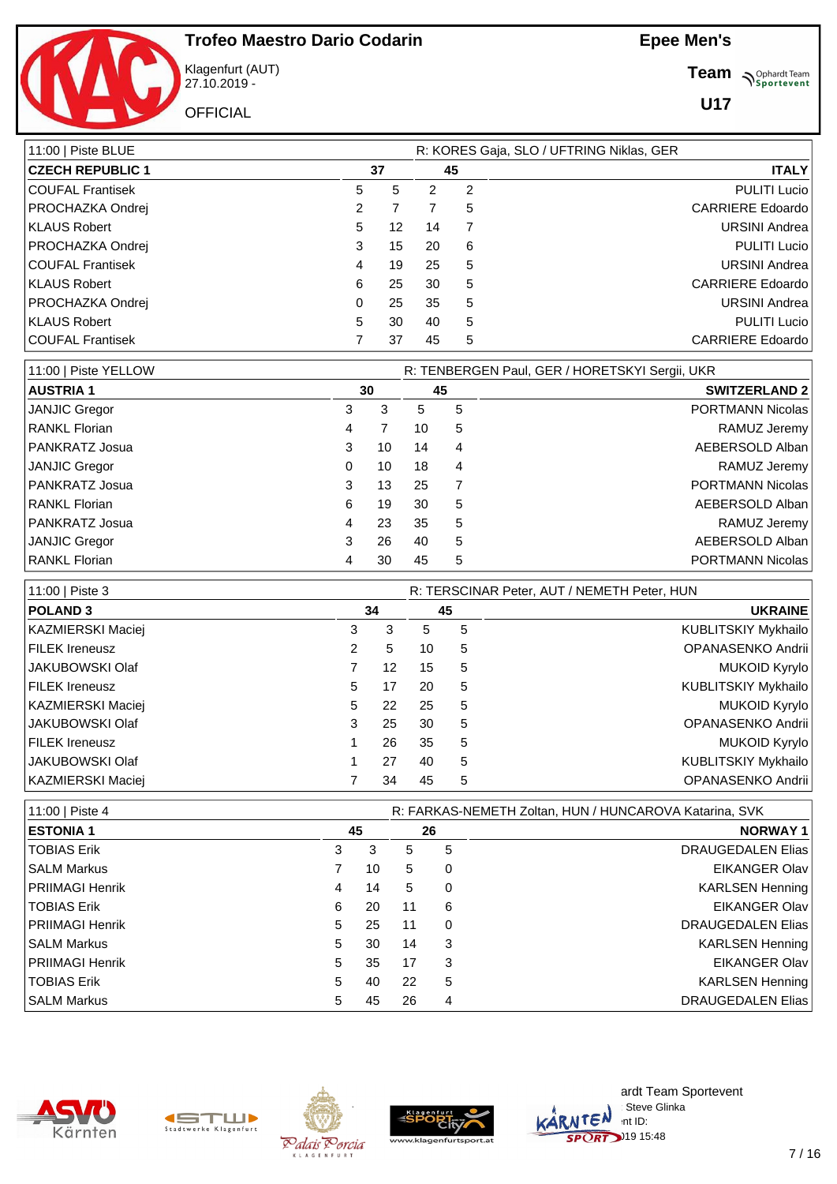# Trofeo Maestro Dario Codarin

Klagenfurt (AUT)
27.10.2019 -

OFFICIAL

**Epee Men's**

**Team**

**U17**

| 11:00 \| Piste BLUE | | | | | R: KORES Gaja, SLO / UFTRING Niklas, GER |
|---|---|---|---|---|---|
| **CZECH REPUBLIC 1** | | **37** | **45** | | **ITALY** |
| COUFAL Frantisek | 5 | 5 | 2 | 2 | PULITI Lucio |
| PROCHAZKA Ondrej | 2 | 7 | 7 | 5 | CARRIERE Edoardo |
| KLAUS Robert | 5 | 12 | 14 | 7 | URSINI Andrea |
| PROCHAZKA Ondrej | 3 | 15 | 20 | 6 | PULITI Lucio |
| COUFAL Frantisek | 4 | 19 | 25 | 5 | URSINI Andrea |
| KLAUS Robert | 6 | 25 | 30 | 5 | CARRIERE Edoardo |
| PROCHAZKA Ondrej | 0 | 25 | 35 | 5 | URSINI Andrea |
| KLAUS Robert | 5 | 30 | 40 | 5 | PULITI Lucio |
| COUFAL Frantisek | 7 | 37 | 45 | 5 | CARRIERE Edoardo |

| 11:00 \| Piste YELLOW | | | | | R: TENBERGEN Paul, GER / HORETSKYI Sergii, UKR |
|---|---|---|---|---|---|
| **AUSTRIA 1** | | **30** | **45** | | **SWITZERLAND 2** |
| JANJIC Gregor | 3 | 3 | 5 | 5 | PORTMANN Nicolas |
| RANKL Florian | 4 | 7 | 10 | 5 | RAMUZ Jeremy |
| PANKRATZ Josua | 3 | 10 | 14 | 4 | AEBERSOLD Alban |
| JANJIC Gregor | 0 | 10 | 18 | 4 | RAMUZ Jeremy |
| PANKRATZ Josua | 3 | 13 | 25 | 7 | PORTMANN Nicolas |
| RANKL Florian | 6 | 19 | 30 | 5 | AEBERSOLD Alban |
| PANKRATZ Josua | 4 | 23 | 35 | 5 | RAMUZ Jeremy |
| JANJIC Gregor | 3 | 26 | 40 | 5 | AEBERSOLD Alban |
| RANKL Florian | 4 | 30 | 45 | 5 | PORTMANN Nicolas |

| 11:00 \| Piste 3 | | | | | R: TERSCINAR Peter, AUT / NEMETH Peter, HUN |
|---|---|---|---|---|---|
| **POLAND 3** | | **34** | **45** | | **UKRAINE** |
| KAZMIERSKI Maciej | 3 | 3 | 5 | 5 | KUBLITSKIY Mykhailo |
| FILEK Ireneusz | 2 | 5 | 10 | 5 | OPANASENKO Andrii |
| JAKUBOWSKI Olaf | 7 | 12 | 15 | 5 | MUKOID Kyrylo |
| FILEK Ireneusz | 5 | 17 | 20 | 5 | KUBLITSKIY Mykhailo |
| KAZMIERSKI Maciej | 5 | 22 | 25 | 5 | MUKOID Kyrylo |
| JAKUBOWSKI Olaf | 3 | 25 | 30 | 5 | OPANASENKO Andrii |
| FILEK Ireneusz | 1 | 26 | 35 | 5 | MUKOID Kyrylo |
| JAKUBOWSKI Olaf | 1 | 27 | 40 | 5 | KUBLITSKIY Mykhailo |
| KAZMIERSKI Maciej | 7 | 34 | 45 | 5 | OPANASENKO Andrii |

| 11:00 \| Piste 4 | | | | | R: FARKAS-NEMETH Zoltan, HUN / HUNCAROVA Katarina, SVK |
|---|---|---|---|---|---|
| **ESTONIA 1** | | **45** | **26** | | **NORWAY 1** |
| TOBIAS Erik | 3 | 3 | 5 | 5 | DRAUGEDALEN Elias |
| SALM Markus | 7 | 10 | 5 | 0 | EIKANGER Olav |
| PRIIMAGI Henrik | 4 | 14 | 5 | 0 | KARLSEN Henning |
| TOBIAS Erik | 6 | 20 | 11 | 6 | EIKANGER Olav |
| PRIIMAGI Henrik | 5 | 25 | 11 | 0 | DRAUGEDALEN Elias |
| SALM Markus | 5 | 30 | 14 | 3 | KARLSEN Henning |
| PRIIMAGI Henrik | 5 | 35 | 17 | 3 | EIKANGER Olav |
| TOBIAS Erik | 5 | 40 | 22 | 5 | KARLSEN Henning |
| SALM Markus | 5 | 45 | 26 | 4 | DRAUGEDALEN Elias |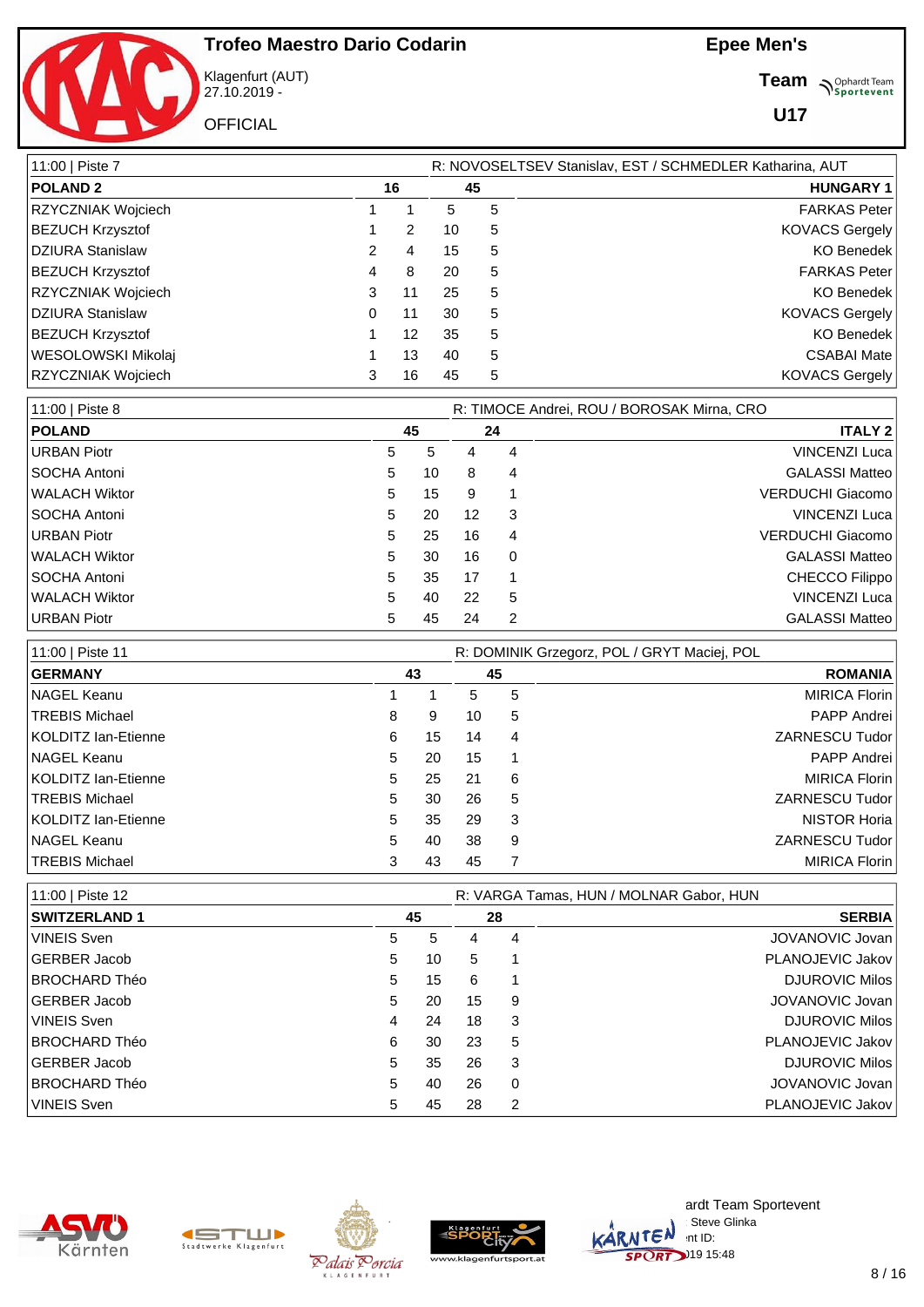# Trofeo Maestro Dario Codarin

Klagenfurt (AUT)
27.10.2019 -

OFFICIAL

**Epee Men's**

**Team**

**U17**

| 11:00 \| Piste 7 | | | | | R: NOVOSELTSEV Stanislav, EST / SCHMEDLER Katharina, AUT |
|---|---|---|---|---|---|
| **POLAND 2** | | **16** | **45** | | **HUNGARY 1** |
| RZYCZNIAK Wojciech | 1 | 1 | 5 | 5 | FARKAS Peter |
| BEZUCH Krzysztof | 1 | 2 | 10 | 5 | KOVACS Gergely |
| DZIURA Stanislaw | 2 | 4 | 15 | 5 | KO Benedek |
| BEZUCH Krzysztof | 4 | 8 | 20 | 5 | FARKAS Peter |
| RZYCZNIAK Wojciech | 3 | 11 | 25 | 5 | KO Benedek |
| DZIURA Stanislaw | 0 | 11 | 30 | 5 | KOVACS Gergely |
| BEZUCH Krzysztof | 1 | 12 | 35 | 5 | KO Benedek |
| WESOLOWSKI Mikolaj | 1 | 13 | 40 | 5 | CSABAI Mate |
| RZYCZNIAK Wojciech | 3 | 16 | 45 | 5 | KOVACS Gergely |

| 11:00 \| Piste 8 | | | | | R: TIMOCE Andrei, ROU / BOROSAK Mirna, CRO |
|---|---|---|---|---|---|
| **POLAND** | | **45** | **24** | | **ITALY 2** |
| URBAN Piotr | 5 | 5 | 4 | 4 | VINCENZI Luca |
| SOCHA Antoni | 5 | 10 | 8 | 4 | GALASSI Matteo |
| WALACH Wiktor | 5 | 15 | 9 | 1 | VERDUCHI Giacomo |
| SOCHA Antoni | 5 | 20 | 12 | 3 | VINCENZI Luca |
| URBAN Piotr | 5 | 25 | 16 | 4 | VERDUCHI Giacomo |
| WALACH Wiktor | 5 | 30 | 16 | 0 | GALASSI Matteo |
| SOCHA Antoni | 5 | 35 | 17 | 1 | CHECCO Filippo |
| WALACH Wiktor | 5 | 40 | 22 | 5 | VINCENZI Luca |
| URBAN Piotr | 5 | 45 | 24 | 2 | GALASSI Matteo |

| 11:00 \| Piste 11 | | | | | R: DOMINIK Grzegorz, POL / GRYT Maciej, POL |
|---|---|---|---|---|---|
| **GERMANY** | | **43** | **45** | | **ROMANIA** |
| NAGEL Keanu | 1 | 1 | 5 | 5 | MIRICA Florin |
| TREBIS Michael | 8 | 9 | 10 | 5 | PAPP Andrei |
| KOLDITZ Ian-Etienne | 6 | 15 | 14 | 4 | ZARNESCU Tudor |
| NAGEL Keanu | 5 | 20 | 15 | 1 | PAPP Andrei |
| KOLDITZ Ian-Etienne | 5 | 25 | 21 | 6 | MIRICA Florin |
| TREBIS Michael | 5 | 30 | 26 | 5 | ZARNESCU Tudor |
| KOLDITZ Ian-Etienne | 5 | 35 | 29 | 3 | NISTOR Horia |
| NAGEL Keanu | 5 | 40 | 38 | 9 | ZARNESCU Tudor |
| TREBIS Michael | 3 | 43 | 45 | 7 | MIRICA Florin |

| 11:00 \| Piste 12 | | | | | R: VARGA Tamas, HUN / MOLNAR Gabor, HUN |
|---|---|---|---|---|---|
| **SWITZERLAND 1** | | **45** | **28** | | **SERBIA** |
| VINEIS Sven | 5 | 5 | 4 | 4 | JOVANOVIC Jovan |
| GERBER Jacob | 5 | 10 | 5 | 1 | PLANOJEVIC Jakov |
| BROCHARD Théo | 5 | 15 | 6 | 1 | DJUROVIC Milos |
| GERBER Jacob | 5 | 20 | 15 | 9 | JOVANOVIC Jovan |
| VINEIS Sven | 4 | 24 | 18 | 3 | DJUROVIC Milos |
| BROCHARD Théo | 6 | 30 | 23 | 5 | PLANOJEVIC Jakov |
| GERBER Jacob | 5 | 35 | 26 | 3 | DJUROVIC Milos |
| BROCHARD Théo | 5 | 40 | 26 | 0 | JOVANOVIC Jovan |
| VINEIS Sven | 5 | 45 | 28 | 2 | PLANOJEVIC Jakov |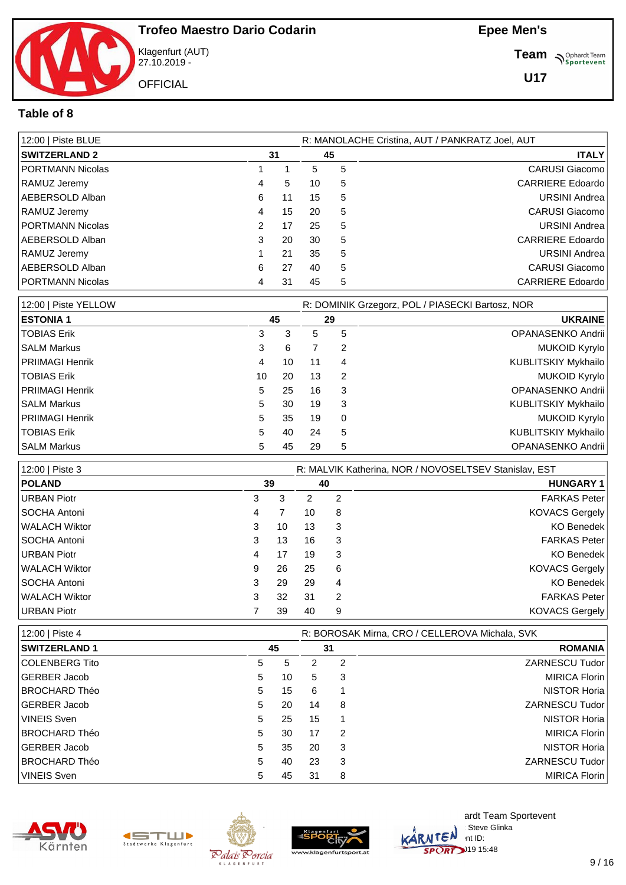## Trofeo Maestro Dario Codarin

Klagenfurt (AUT)
27.10.2019 -

OFFICIAL

**Epee Men's**

**Team**

**U17**

### Table of 8

| 12:00 \| Piste BLUE | | | | | R: MANOLACHE Cristina, AUT / PANKRATZ Joel, AUT |
|---|---|---|---|---|---|
| **SWITZERLAND 2** | | **31** | **45** | | **ITALY** |
| PORTMANN Nicolas | 1 | 1 | 5 | 5 | CARUSI Giacomo |
| RAMUZ Jeremy | 4 | 5 | 10 | 5 | CARRIERE Edoardo |
| AEBERSOLD Alban | 6 | 11 | 15 | 5 | URSINI Andrea |
| RAMUZ Jeremy | 4 | 15 | 20 | 5 | CARUSI Giacomo |
| PORTMANN Nicolas | 2 | 17 | 25 | 5 | URSINI Andrea |
| AEBERSOLD Alban | 3 | 20 | 30 | 5 | CARRIERE Edoardo |
| RAMUZ Jeremy | 1 | 21 | 35 | 5 | URSINI Andrea |
| AEBERSOLD Alban | 6 | 27 | 40 | 5 | CARUSI Giacomo |
| PORTMANN Nicolas | 4 | 31 | 45 | 5 | CARRIERE Edoardo |

| 12:00 \| Piste YELLOW | | | | | R: DOMINIK Grzegorz, POL / PIASECKI Bartosz, NOR |
|---|---|---|---|---|---|
| **ESTONIA 1** | | **45** | **29** | | **UKRAINE** |
| TOBIAS Erik | 3 | 3 | 5 | 5 | OPANASENKO Andrii |
| SALM Markus | 3 | 6 | 7 | 2 | MUKOID Kyrylo |
| PRIIMAGI Henrik | 4 | 10 | 11 | 4 | KUBLITSKIY Mykhailo |
| TOBIAS Erik | 10 | 20 | 13 | 2 | MUKOID Kyrylo |
| PRIIMAGI Henrik | 5 | 25 | 16 | 3 | OPANASENKO Andrii |
| SALM Markus | 5 | 30 | 19 | 3 | KUBLITSKIY Mykhailo |
| PRIIMAGI Henrik | 5 | 35 | 19 | 0 | MUKOID Kyrylo |
| TOBIAS Erik | 5 | 40 | 24 | 5 | KUBLITSKIY Mykhailo |
| SALM Markus | 5 | 45 | 29 | 5 | OPANASENKO Andrii |

| 12:00 \| Piste 3 | | | | | R: MALVIK Katherina, NOR / NOVOSELTSEV Stanislav, EST |
|---|---|---|---|---|---|
| **POLAND** | | **39** | **40** | | **HUNGARY 1** |
| URBAN Piotr | 3 | 3 | 2 | 2 | FARKAS Peter |
| SOCHA Antoni | 4 | 7 | 10 | 8 | KOVACS Gergely |
| WALACH Wiktor | 3 | 10 | 13 | 3 | KO Benedek |
| SOCHA Antoni | 3 | 13 | 16 | 3 | FARKAS Peter |
| URBAN Piotr | 4 | 17 | 19 | 3 | KO Benedek |
| WALACH Wiktor | 9 | 26 | 25 | 6 | KOVACS Gergely |
| SOCHA Antoni | 3 | 29 | 29 | 4 | KO Benedek |
| WALACH Wiktor | 3 | 32 | 31 | 2 | FARKAS Peter |
| URBAN Piotr | 7 | 39 | 40 | 9 | KOVACS Gergely |

| 12:00 \| Piste 4 | | | | | R: BOROSAK Mirna, CRO / CELLEROVA Michala, SVK |
|---|---|---|---|---|---|
| **SWITZERLAND 1** | | **45** | **31** | | **ROMANIA** |
| COLENBERG Tito | 5 | 5 | 2 | 2 | ZARNESCU Tudor |
| GERBER Jacob | 5 | 10 | 5 | 3 | MIRICA Florin |
| BROCHARD Théo | 5 | 15 | 6 | 1 | NISTOR Horia |
| GERBER Jacob | 5 | 20 | 14 | 8 | ZARNESCU Tudor |
| VINEIS Sven | 5 | 25 | 15 | 1 | NISTOR Horia |
| BROCHARD Théo | 5 | 30 | 17 | 2 | MIRICA Florin |
| GERBER Jacob | 5 | 35 | 20 | 3 | NISTOR Horia |
| BROCHARD Théo | 5 | 40 | 23 | 3 | ZARNESCU Tudor |
| VINEIS Sven | 5 | 45 | 31 | 8 | MIRICA Florin |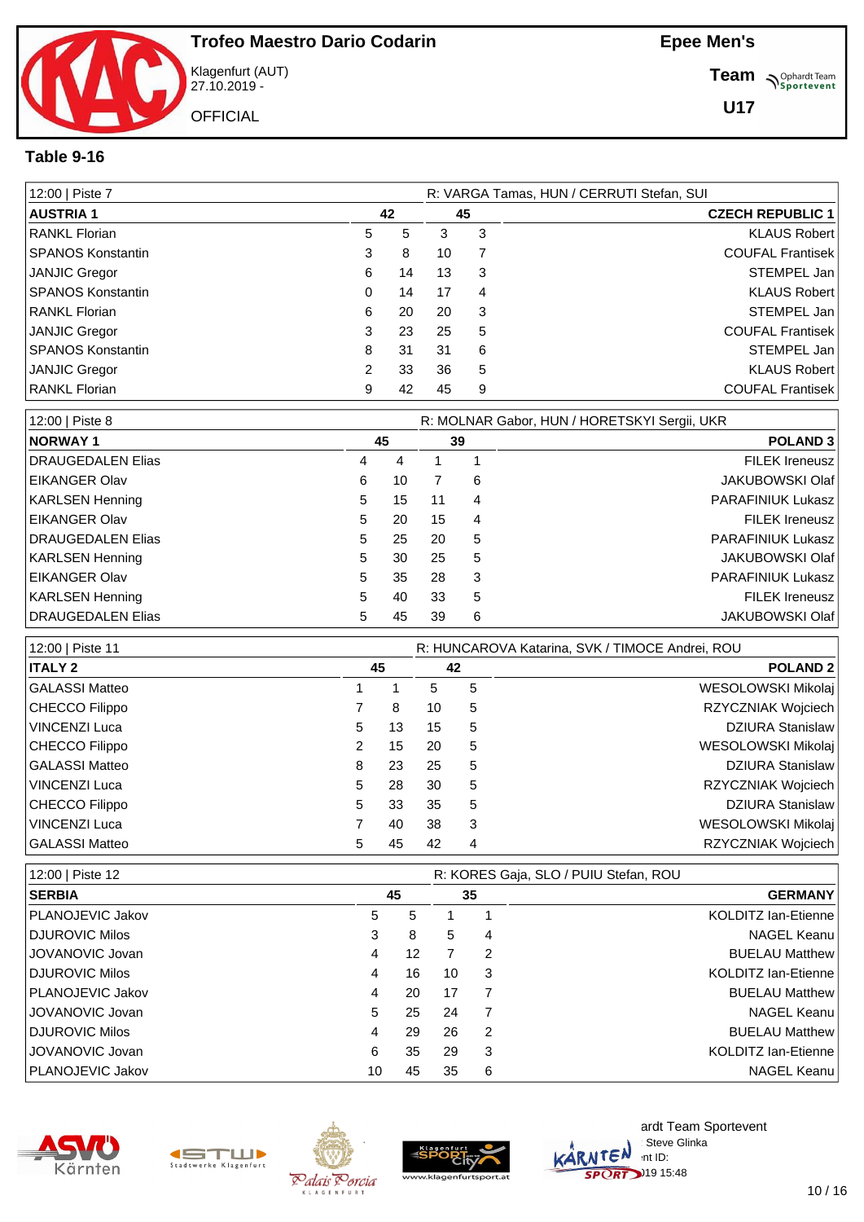# Trofeo Maestro Dario Codarin

Klagenfurt (AUT)
27.10.2019 -

OFFICIAL

**Epee Men's**

**Team**

**U17**

## Table 9-16

| 12:00 \| Piste 7 | | | | | R: VARGA Tamas, HUN / CERRUTI Stefan, SUI |
|---|---|---|---|---|---|
| **AUSTRIA 1** | | **42** | **45** | | **CZECH REPUBLIC 1** |
| RANKL Florian | 5 | 5 | 3 | 3 | KLAUS Robert |
| SPANOS Konstantin | 3 | 8 | 10 | 7 | COUFAL Frantisek |
| JANJIC Gregor | 6 | 14 | 13 | 3 | STEMPEL Jan |
| SPANOS Konstantin | 0 | 14 | 17 | 4 | KLAUS Robert |
| RANKL Florian | 6 | 20 | 20 | 3 | STEMPEL Jan |
| JANJIC Gregor | 3 | 23 | 25 | 5 | COUFAL Frantisek |
| SPANOS Konstantin | 8 | 31 | 31 | 6 | STEMPEL Jan |
| JANJIC Gregor | 2 | 33 | 36 | 5 | KLAUS Robert |
| RANKL Florian | 9 | 42 | 45 | 9 | COUFAL Frantisek |

| 12:00 \| Piste 8 | | | | | R: MOLNAR Gabor, HUN / HORETSKYI Sergii, UKR |
|---|---|---|---|---|---|
| **NORWAY 1** | | **45** | **39** | | **POLAND 3** |
| DRAUGEDALEN Elias | 4 | 4 | 1 | 1 | FILEK Ireneusz |
| EIKANGER Olav | 6 | 10 | 7 | 6 | JAKUBOWSKI Olaf |
| KARLSEN Henning | 5 | 15 | 11 | 4 | PARAFINIUK Lukasz |
| EIKANGER Olav | 5 | 20 | 15 | 4 | FILEK Ireneusz |
| DRAUGEDALEN Elias | 5 | 25 | 20 | 5 | PARAFINIUK Lukasz |
| KARLSEN Henning | 5 | 30 | 25 | 5 | JAKUBOWSKI Olaf |
| EIKANGER Olav | 5 | 35 | 28 | 3 | PARAFINIUK Lukasz |
| KARLSEN Henning | 5 | 40 | 33 | 5 | FILEK Ireneusz |
| DRAUGEDALEN Elias | 5 | 45 | 39 | 6 | JAKUBOWSKI Olaf |

| 12:00 \| Piste 11 | | | | | R: HUNCAROVA Katarina, SVK / TIMOCE Andrei, ROU |
|---|---|---|---|---|---|
| **ITALY 2** | | **45** | **42** | | **POLAND 2** |
| GALASSI Matteo | 1 | 1 | 5 | 5 | WESOLOWSKI Mikolaj |
| CHECCO Filippo | 7 | 8 | 10 | 5 | RZYCZNIAK Wojciech |
| VINCENZI Luca | 5 | 13 | 15 | 5 | DZIURA Stanislaw |
| CHECCO Filippo | 2 | 15 | 20 | 5 | WESOLOWSKI Mikolaj |
| GALASSI Matteo | 8 | 23 | 25 | 5 | DZIURA Stanislaw |
| VINCENZI Luca | 5 | 28 | 30 | 5 | RZYCZNIAK Wojciech |
| CHECCO Filippo | 5 | 33 | 35 | 5 | DZIURA Stanislaw |
| VINCENZI Luca | 7 | 40 | 38 | 3 | WESOLOWSKI Mikolaj |
| GALASSI Matteo | 5 | 45 | 42 | 4 | RZYCZNIAK Wojciech |

| 12:00 \| Piste 12 | | | | | R: KORES Gaja, SLO / PUIU Stefan, ROU |
|---|---|---|---|---|---|
| **SERBIA** | | **45** | **35** | | **GERMANY** |
| PLANOJEVIC Jakov | 5 | 5 | 1 | 1 | KOLDITZ Ian-Etienne |
| DJUROVIC Milos | 3 | 8 | 5 | 4 | NAGEL Keanu |
| JOVANOVIC Jovan | 4 | 12 | 7 | 2 | BUELAU Matthew |
| DJUROVIC Milos | 4 | 16 | 10 | 3 | KOLDITZ Ian-Etienne |
| PLANOJEVIC Jakov | 4 | 20 | 17 | 7 | BUELAU Matthew |
| JOVANOVIC Jovan | 5 | 25 | 24 | 7 | NAGEL Keanu |
| DJUROVIC Milos | 4 | 29 | 26 | 2 | BUELAU Matthew |
| JOVANOVIC Jovan | 6 | 35 | 29 | 3 | KOLDITZ Ian-Etienne |
| PLANOJEVIC Jakov | 10 | 45 | 35 | 6 | NAGEL Keanu |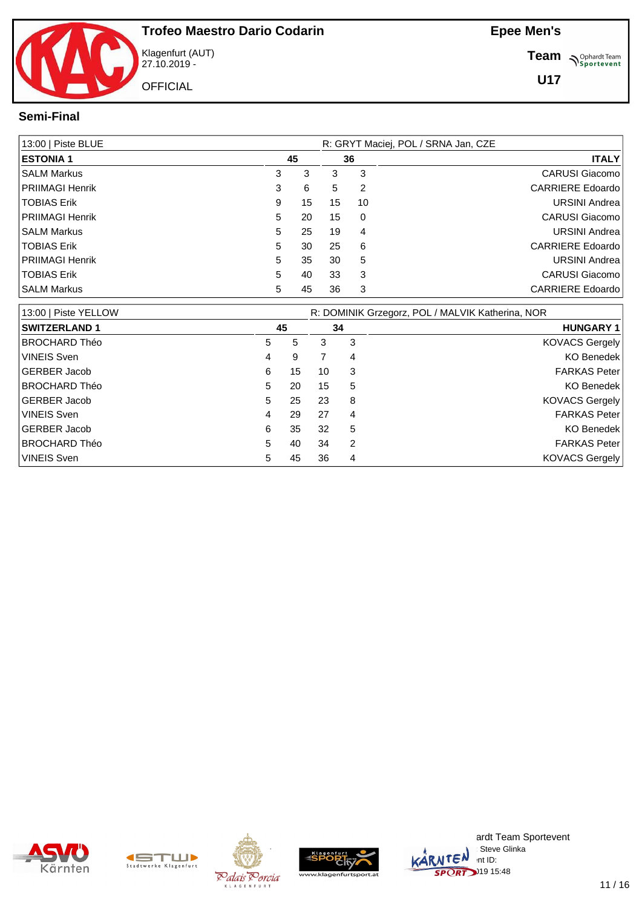# Trofeo Maestro Dario Codarin

Klagenfurt (AUT)
27.10.2019 -

OFFICIAL

**Epee Men's**

**Team**

**U17**

## Semi-Final

| 13:00 \| Piste BLUE | | | | | R: GRYT Maciej, POL / SRNA Jan, CZE |
|---|---|---|---|---|---|
| **ESTONIA 1** | | **45** | **36** | | **ITALY** |
| SALM Markus | 3 | 3 | 3 | 3 | CARUSI Giacomo |
| PRIIMAGI Henrik | 3 | 6 | 5 | 2 | CARRIERE Edoardo |
| TOBIAS Erik | 9 | 15 | 15 | 10 | URSINI Andrea |
| PRIIMAGI Henrik | 5 | 20 | 15 | 0 | CARUSI Giacomo |
| SALM Markus | 5 | 25 | 19 | 4 | URSINI Andrea |
| TOBIAS Erik | 5 | 30 | 25 | 6 | CARRIERE Edoardo |
| PRIIMAGI Henrik | 5 | 35 | 30 | 5 | URSINI Andrea |
| TOBIAS Erik | 5 | 40 | 33 | 3 | CARUSI Giacomo |
| SALM Markus | 5 | 45 | 36 | 3 | CARRIERE Edoardo |

| 13:00 \| Piste YELLOW | | | | | R: DOMINIK Grzegorz, POL / MALVIK Katherina, NOR |
|---|---|---|---|---|---|
| **SWITZERLAND 1** | | **45** | **34** | | **HUNGARY 1** |
| BROCHARD Théo | 5 | 5 | 3 | 3 | KOVACS Gergely |
| VINEIS Sven | 4 | 9 | 7 | 4 | KO Benedek |
| GERBER Jacob | 6 | 15 | 10 | 3 | FARKAS Peter |
| BROCHARD Théo | 5 | 20 | 15 | 5 | KO Benedek |
| GERBER Jacob | 5 | 25 | 23 | 8 | KOVACS Gergely |
| VINEIS Sven | 4 | 29 | 27 | 4 | FARKAS Peter |
| GERBER Jacob | 6 | 35 | 32 | 5 | KO Benedek |
| BROCHARD Théo | 5 | 40 | 34 | 2 | FARKAS Peter |
| VINEIS Sven | 5 | 45 | 36 | 4 | KOVACS Gergely |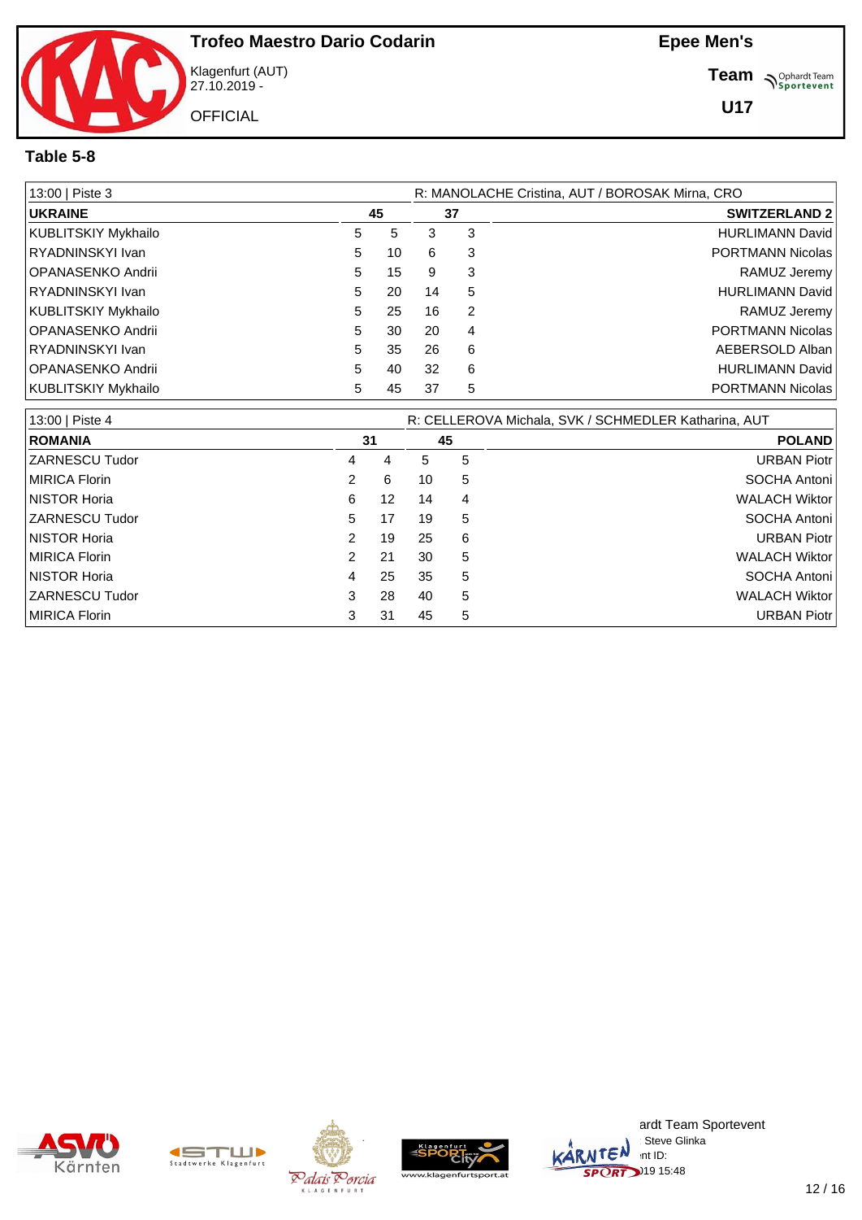# Trofeo Maestro Dario Codarin

Klagenfurt (AUT)
27.10.2019 -

OFFICIAL

**Epee Men's**

**Team**

**U17**

## Table 5-8

| 13:00 \| Piste 3 | | | | | R: MANOLACHE Cristina, AUT / BOROSAK Mirna, CRO |
|---|---|---|---|---|---|
| **UKRAINE** | **45** | | **37** | | **SWITZERLAND 2** |
| KUBLITSKIY Mykhailo | 5 | 5 | 3 | 3 | HURLIMANN David |
| RYADNINSKYI Ivan | 5 | 10 | 6 | 3 | PORTMANN Nicolas |
| OPANASENKO Andrii | 5 | 15 | 9 | 3 | RAMUZ Jeremy |
| RYADNINSKYI Ivan | 5 | 20 | 14 | 5 | HURLIMANN David |
| KUBLITSKIY Mykhailo | 5 | 25 | 16 | 2 | RAMUZ Jeremy |
| OPANASENKO Andrii | 5 | 30 | 20 | 4 | PORTMANN Nicolas |
| RYADNINSKYI Ivan | 5 | 35 | 26 | 6 | AEBERSOLD Alban |
| OPANASENKO Andrii | 5 | 40 | 32 | 6 | HURLIMANN David |
| KUBLITSKIY Mykhailo | 5 | 45 | 37 | 5 | PORTMANN Nicolas |

| 13:00 \| Piste 4 | | | | | R: CELLEROVA Michala, SVK / SCHMEDLER Katharina, AUT |
|---|---|---|---|---|---|
| **ROMANIA** | **31** | | **45** | | **POLAND** |
| ZARNESCU Tudor | 4 | 4 | 5 | 5 | URBAN Piotr |
| MIRICA Florin | 2 | 6 | 10 | 5 | SOCHA Antoni |
| NISTOR Horia | 6 | 12 | 14 | 4 | WALACH Wiktor |
| ZARNESCU Tudor | 5 | 17 | 19 | 5 | SOCHA Antoni |
| NISTOR Horia | 2 | 19 | 25 | 6 | URBAN Piotr |
| MIRICA Florin | 2 | 21 | 30 | 5 | WALACH Wiktor |
| NISTOR Horia | 4 | 25 | 35 | 5 | SOCHA Antoni |
| ZARNESCU Tudor | 3 | 28 | 40 | 5 | WALACH Wiktor |
| MIRICA Florin | 3 | 31 | 45 | 5 | URBAN Piotr |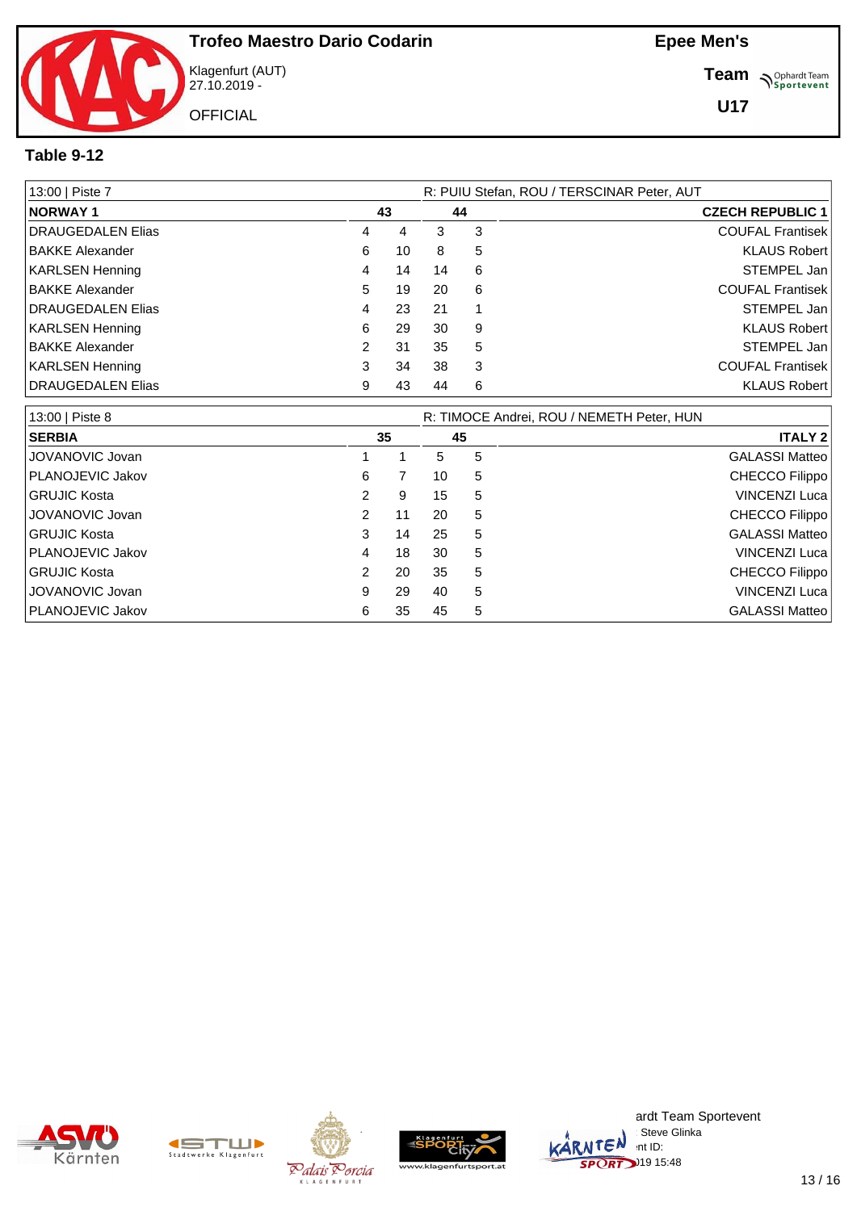# Trofeo Maestro Dario Codarin

Klagenfurt (AUT)
27.10.2019 -

OFFICIAL

**Epee Men's**

**Team**

**U17**

## Table 9-12

| 13:00 \| Piste 7 | | | | | R: PUIU Stefan, ROU / TERSCINAR Peter, AUT |
|---|---|---|---|---|---|
| **NORWAY 1** | | **43** | **44** | | **CZECH REPUBLIC 1** |
| DRAUGEDALEN Elias | 4 | 4 | 3 | 3 | COUFAL Frantisek |
| BAKKE Alexander | 6 | 10 | 8 | 5 | KLAUS Robert |
| KARLSEN Henning | 4 | 14 | 14 | 6 | STEMPEL Jan |
| BAKKE Alexander | 5 | 19 | 20 | 6 | COUFAL Frantisek |
| DRAUGEDALEN Elias | 4 | 23 | 21 | 1 | STEMPEL Jan |
| KARLSEN Henning | 6 | 29 | 30 | 9 | KLAUS Robert |
| BAKKE Alexander | 2 | 31 | 35 | 5 | STEMPEL Jan |
| KARLSEN Henning | 3 | 34 | 38 | 3 | COUFAL Frantisek |
| DRAUGEDALEN Elias | 9 | 43 | 44 | 6 | KLAUS Robert |

| 13:00 \| Piste 8 | | | | | R: TIMOCE Andrei, ROU / NEMETH Peter, HUN |
|---|---|---|---|---|---|
| **SERBIA** | | **35** | **45** | | **ITALY 2** |
| JOVANOVIC Jovan | 1 | 1 | 5 | 5 | GALASSI Matteo |
| PLANOJEVIC Jakov | 6 | 7 | 10 | 5 | CHECCO Filippo |
| GRUJIC Kosta | 2 | 9 | 15 | 5 | VINCENZI Luca |
| JOVANOVIC Jovan | 2 | 11 | 20 | 5 | CHECCO Filippo |
| GRUJIC Kosta | 3 | 14 | 25 | 5 | GALASSI Matteo |
| PLANOJEVIC Jakov | 4 | 18 | 30 | 5 | VINCENZI Luca |
| GRUJIC Kosta | 2 | 20 | 35 | 5 | CHECCO Filippo |
| JOVANOVIC Jovan | 9 | 29 | 40 | 5 | VINCENZI Luca |
| PLANOJEVIC Jakov | 6 | 35 | 45 | 5 | GALASSI Matteo |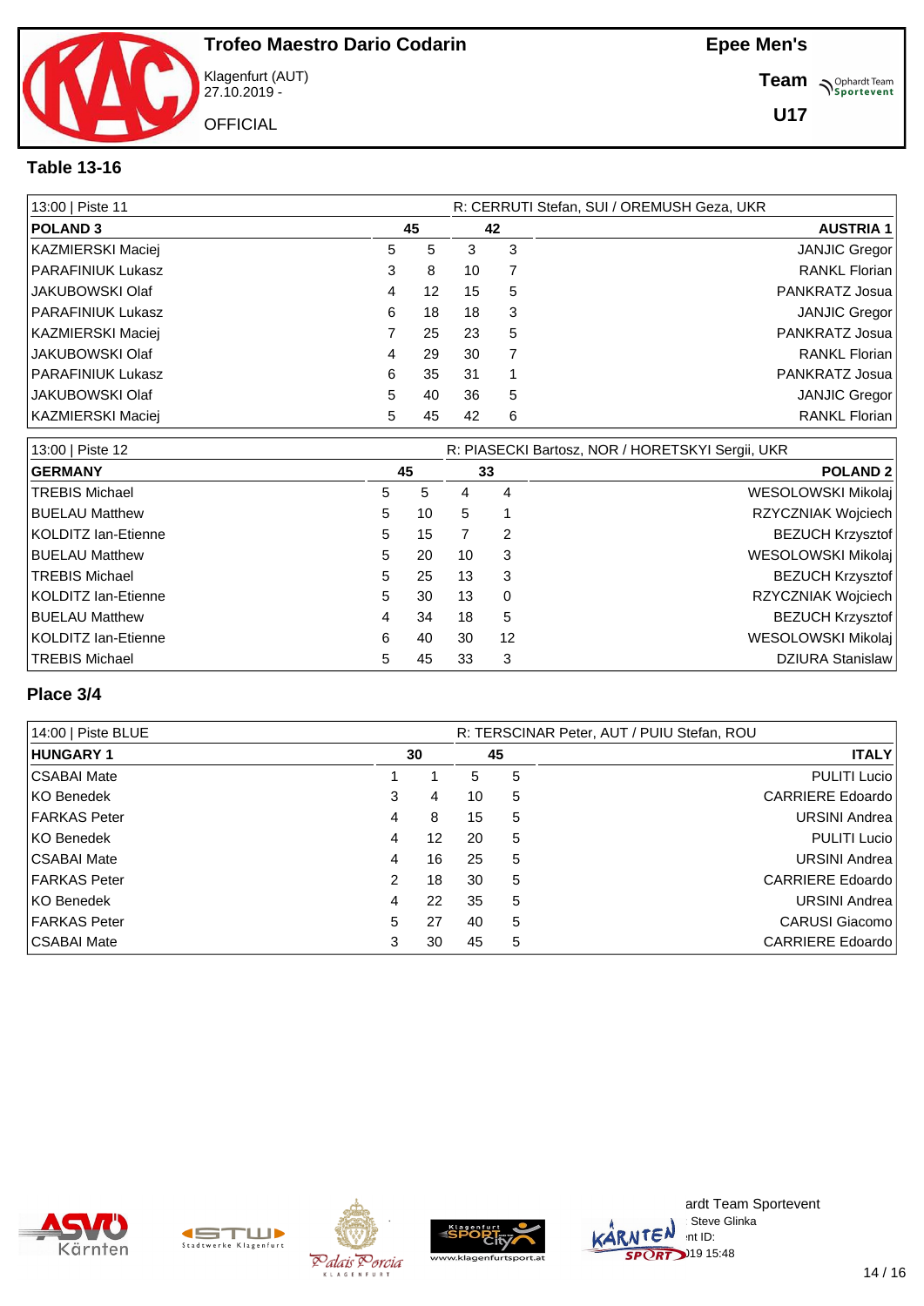# Trofeo Maestro Dario Codarin

Klagenfurt (AUT)
27.10.2019 -

OFFICIAL

**Epee Men's**

**Team**

**U17**

## Table 13-16

| 13:00 \| Piste 11 | | | | | R: CERRUTI Stefan, SUI / OREMUSH Geza, UKR |
|---|---|---|---|---|---|
| **POLAND 3** | | **45** | **42** | | **AUSTRIA 1** |
| KAZMIERSKI Maciej | 5 | 5 | 3 | 3 | JANJIC Gregor |
| PARAFINIUK Lukasz | 3 | 8 | 10 | 7 | RANKL Florian |
| JAKUBOWSKI Olaf | 4 | 12 | 15 | 5 | PANKRATZ Josua |
| PARAFINIUK Lukasz | 6 | 18 | 18 | 3 | JANJIC Gregor |
| KAZMIERSKI Maciej | 7 | 25 | 23 | 5 | PANKRATZ Josua |
| JAKUBOWSKI Olaf | 4 | 29 | 30 | 7 | RANKL Florian |
| PARAFINIUK Lukasz | 6 | 35 | 31 | 1 | PANKRATZ Josua |
| JAKUBOWSKI Olaf | 5 | 40 | 36 | 5 | JANJIC Gregor |
| KAZMIERSKI Maciej | 5 | 45 | 42 | 6 | RANKL Florian |

| 13:00 \| Piste 12 | | | | | R: PIASECKI Bartosz, NOR / HORETSKYI Sergii, UKR |
|---|---|---|---|---|---|
| **GERMANY** | | **45** | **33** | | **POLAND 2** |
| TREBIS Michael | 5 | 5 | 4 | 4 | WESOLOWSKI Mikolaj |
| BUELAU Matthew | 5 | 10 | 5 | 1 | RZYCZNIAK Wojciech |
| KOLDITZ Ian-Etienne | 5 | 15 | 7 | 2 | BEZUCH Krzysztof |
| BUELAU Matthew | 5 | 20 | 10 | 3 | WESOLOWSKI Mikolaj |
| TREBIS Michael | 5 | 25 | 13 | 3 | BEZUCH Krzysztof |
| KOLDITZ Ian-Etienne | 5 | 30 | 13 | 0 | RZYCZNIAK Wojciech |
| BUELAU Matthew | 4 | 34 | 18 | 5 | BEZUCH Krzysztof |
| KOLDITZ Ian-Etienne | 6 | 40 | 30 | 12 | WESOLOWSKI Mikolaj |
| TREBIS Michael | 5 | 45 | 33 | 3 | DZIURA Stanislaw |

## Place 3/4

| 14:00 \| Piste BLUE | | | | | R: TERSCINAR Peter, AUT / PUIU Stefan, ROU |
|---|---|---|---|---|---|
| **HUNGARY 1** | | **30** | **45** | | **ITALY** |
| CSABAI Mate | 1 | 1 | 5 | 5 | PULITI Lucio |
| KO Benedek | 3 | 4 | 10 | 5 | CARRIERE Edoardo |
| FARKAS Peter | 4 | 8 | 15 | 5 | URSINI Andrea |
| KO Benedek | 4 | 12 | 20 | 5 | PULITI Lucio |
| CSABAI Mate | 4 | 16 | 25 | 5 | URSINI Andrea |
| FARKAS Peter | 2 | 18 | 30 | 5 | CARRIERE Edoardo |
| KO Benedek | 4 | 22 | 35 | 5 | URSINI Andrea |
| FARKAS Peter | 5 | 27 | 40 | 5 | CARUSI Giacomo |
| CSABAI Mate | 3 | 30 | 45 | 5 | CARRIERE Edoardo |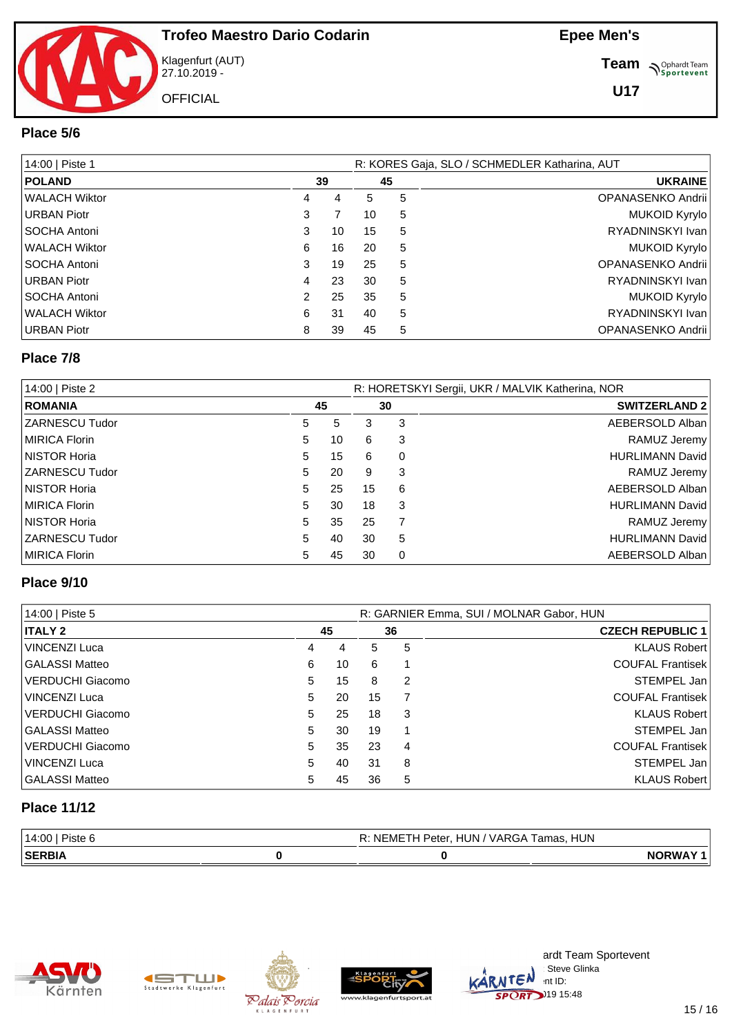# Trofeo Maestro Dario Codarin

Klagenfurt (AUT)
27.10.2019 -

OFFICIAL

**Epee Men's**

**Team**

**U17**

## Place 5/6

| 14:00 \| Piste 1 | | | | | R: KORES Gaja, SLO / SCHMEDLER Katharina, AUT |
|---|---|---|---|---|---|
| **POLAND** | **39** | | **45** | | **UKRAINE** |
| WALACH Wiktor | 4 | 4 | 5 | 5 | OPANASENKO Andrii |
| URBAN Piotr | 3 | 7 | 10 | 5 | MUKOID Kyrylo |
| SOCHA Antoni | 3 | 10 | 15 | 5 | RYADNINSKYI Ivan |
| WALACH Wiktor | 6 | 16 | 20 | 5 | MUKOID Kyrylo |
| SOCHA Antoni | 3 | 19 | 25 | 5 | OPANASENKO Andrii |
| URBAN Piotr | 4 | 23 | 30 | 5 | RYADNINSKYI Ivan |
| SOCHA Antoni | 2 | 25 | 35 | 5 | MUKOID Kyrylo |
| WALACH Wiktor | 6 | 31 | 40 | 5 | RYADNINSKYI Ivan |
| URBAN Piotr | 8 | 39 | 45 | 5 | OPANASENKO Andrii |

## Place 7/8

| 14:00 \| Piste 2 | | | | | R: HORETSKYI Sergii, UKR / MALVIK Katherina, NOR |
|---|---|---|---|---|---|
| **ROMANIA** | **45** | | **30** | | **SWITZERLAND 2** |
| ZARNESCU Tudor | 5 | 5 | 3 | 3 | AEBERSOLD Alban |
| MIRICA Florin | 5 | 10 | 6 | 3 | RAMUZ Jeremy |
| NISTOR Horia | 5 | 15 | 6 | 0 | HURLIMANN David |
| ZARNESCU Tudor | 5 | 20 | 9 | 3 | RAMUZ Jeremy |
| NISTOR Horia | 5 | 25 | 15 | 6 | AEBERSOLD Alban |
| MIRICA Florin | 5 | 30 | 18 | 3 | HURLIMANN David |
| NISTOR Horia | 5 | 35 | 25 | 7 | RAMUZ Jeremy |
| ZARNESCU Tudor | 5 | 40 | 30 | 5 | HURLIMANN David |
| MIRICA Florin | 5 | 45 | 30 | 0 | AEBERSOLD Alban |

## Place 9/10

| 14:00 \| Piste 5 | | | | | R: GARNIER Emma, SUI / MOLNAR Gabor, HUN |
|---|---|---|---|---|---|
| **ITALY 2** | **45** | | **36** | | **CZECH REPUBLIC 1** |
| VINCENZI Luca | 4 | 4 | 5 | 5 | KLAUS Robert |
| GALASSI Matteo | 6 | 10 | 6 | 1 | COUFAL Frantisek |
| VERDUCHI Giacomo | 5 | 15 | 8 | 2 | STEMPEL Jan |
| VINCENZI Luca | 5 | 20 | 15 | 7 | COUFAL Frantisek |
| VERDUCHI Giacomo | 5 | 25 | 18 | 3 | KLAUS Robert |
| GALASSI Matteo | 5 | 30 | 19 | 1 | STEMPEL Jan |
| VERDUCHI Giacomo | 5 | 35 | 23 | 4 | COUFAL Frantisek |
| VINCENZI Luca | 5 | 40 | 31 | 8 | STEMPEL Jan |
| GALASSI Matteo | 5 | 45 | 36 | 5 | KLAUS Robert |

## Place 11/12

| 14:00 \| Piste 6 | | R: NEMETH Peter, HUN / VARGA Tamas, HUN | |
|---|---|---|---|
| **SERBIA** | **0** | **0** | **NORWAY 1** |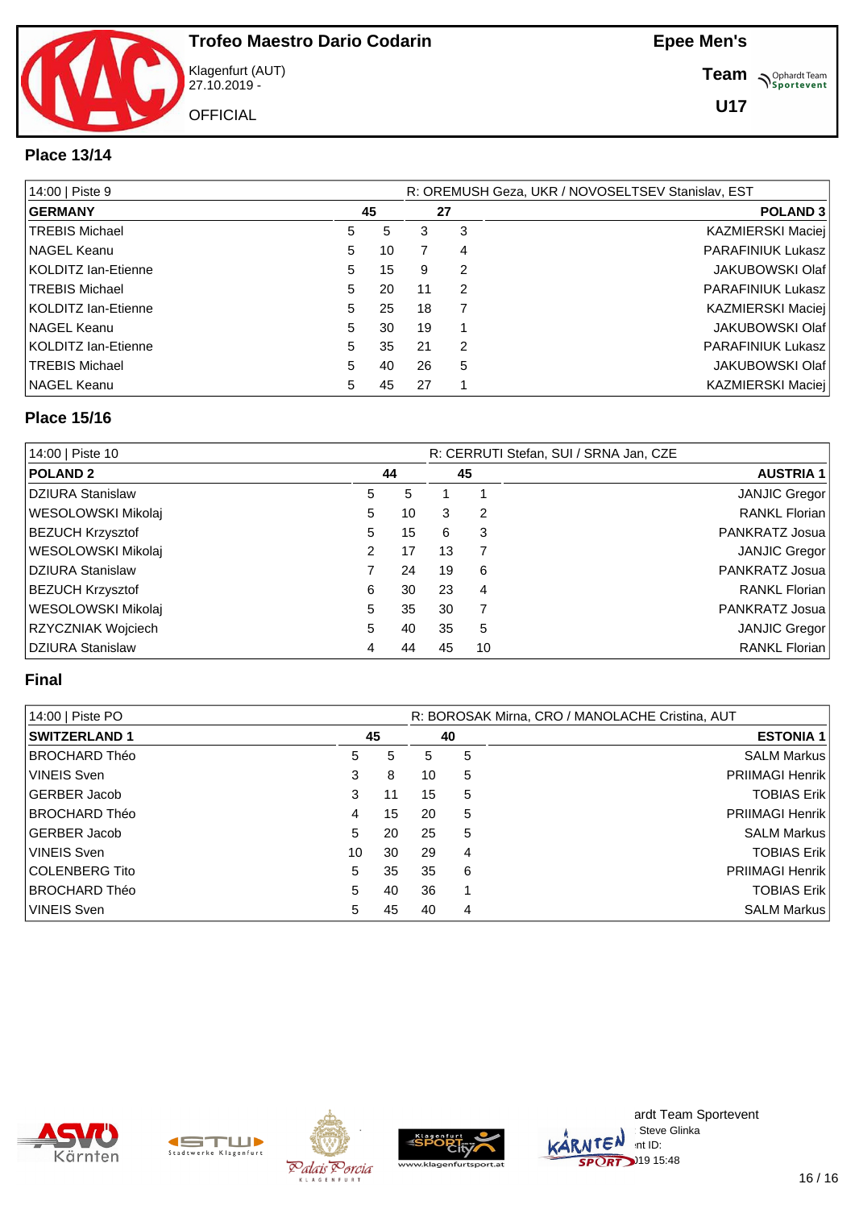Trofeo Maestro Dario Codarin

Klagenfurt (AUT)
27.10.2019 -

OFFICIAL

**Epee Men's**

**Team**

**U17**

## Place 13/14

| 14:00 \| Piste 9 | | | | | R: OREMUSH Geza, UKR / NOVOSELTSEV Stanislav, EST |
|---|---|---|---|---|---|
| **GERMANY** | | **45** | **27** | | **POLAND 3** |
| TREBIS Michael | 5 | 5 | 3 | 3 | KAZMIERSKI Maciej |
| NAGEL Keanu | 5 | 10 | 7 | 4 | PARAFINIUK Lukasz |
| KOLDITZ Ian-Etienne | 5 | 15 | 9 | 2 | JAKUBOWSKI Olaf |
| TREBIS Michael | 5 | 20 | 11 | 2 | PARAFINIUK Lukasz |
| KOLDITZ Ian-Etienne | 5 | 25 | 18 | 7 | KAZMIERSKI Maciej |
| NAGEL Keanu | 5 | 30 | 19 | 1 | JAKUBOWSKI Olaf |
| KOLDITZ Ian-Etienne | 5 | 35 | 21 | 2 | PARAFINIUK Lukasz |
| TREBIS Michael | 5 | 40 | 26 | 5 | JAKUBOWSKI Olaf |
| NAGEL Keanu | 5 | 45 | 27 | 1 | KAZMIERSKI Maciej |

## Place 15/16

| 14:00 \| Piste 10 | | | | | R: CERRUTI Stefan, SUI / SRNA Jan, CZE |
|---|---|---|---|---|---|
| **POLAND 2** | | **44** | **45** | | **AUSTRIA 1** |
| DZIURA Stanislaw | 5 | 5 | 1 | 1 | JANJIC Gregor |
| WESOLOWSKI Mikolaj | 5 | 10 | 3 | 2 | RANKL Florian |
| BEZUCH Krzysztof | 5 | 15 | 6 | 3 | PANKRATZ Josua |
| WESOLOWSKI Mikolaj | 2 | 17 | 13 | 7 | JANJIC Gregor |
| DZIURA Stanislaw | 7 | 24 | 19 | 6 | PANKRATZ Josua |
| BEZUCH Krzysztof | 6 | 30 | 23 | 4 | RANKL Florian |
| WESOLOWSKI Mikolaj | 5 | 35 | 30 | 7 | PANKRATZ Josua |
| RZYCZNIAK Wojciech | 5 | 40 | 35 | 5 | JANJIC Gregor |
| DZIURA Stanislaw | 4 | 44 | 45 | 10 | RANKL Florian |

## Final

| 14:00 \| Piste PO | | | | | R: BOROSAK Mirna, CRO / MANOLACHE Cristina, AUT |
|---|---|---|---|---|---|
| **SWITZERLAND 1** | | **45** | **40** | | **ESTONIA 1** |
| BROCHARD Théo | 5 | 5 | 5 | 5 | SALM Markus |
| VINEIS Sven | 3 | 8 | 10 | 5 | PRIIMAGI Henrik |
| GERBER Jacob | 3 | 11 | 15 | 5 | TOBIAS Erik |
| BROCHARD Théo | 4 | 15 | 20 | 5 | PRIIMAGI Henrik |
| GERBER Jacob | 5 | 20 | 25 | 5 | SALM Markus |
| VINEIS Sven | 10 | 30 | 29 | 4 | TOBIAS Erik |
| COLENBERG Tito | 5 | 35 | 35 | 6 | PRIIMAGI Henrik |
| BROCHARD Théo | 5 | 40 | 36 | 1 | TOBIAS Erik |
| VINEIS Sven | 5 | 45 | 40 | 4 | SALM Markus |

ardt Team Sportevent
Steve Glinka
nt ID:
019 15:48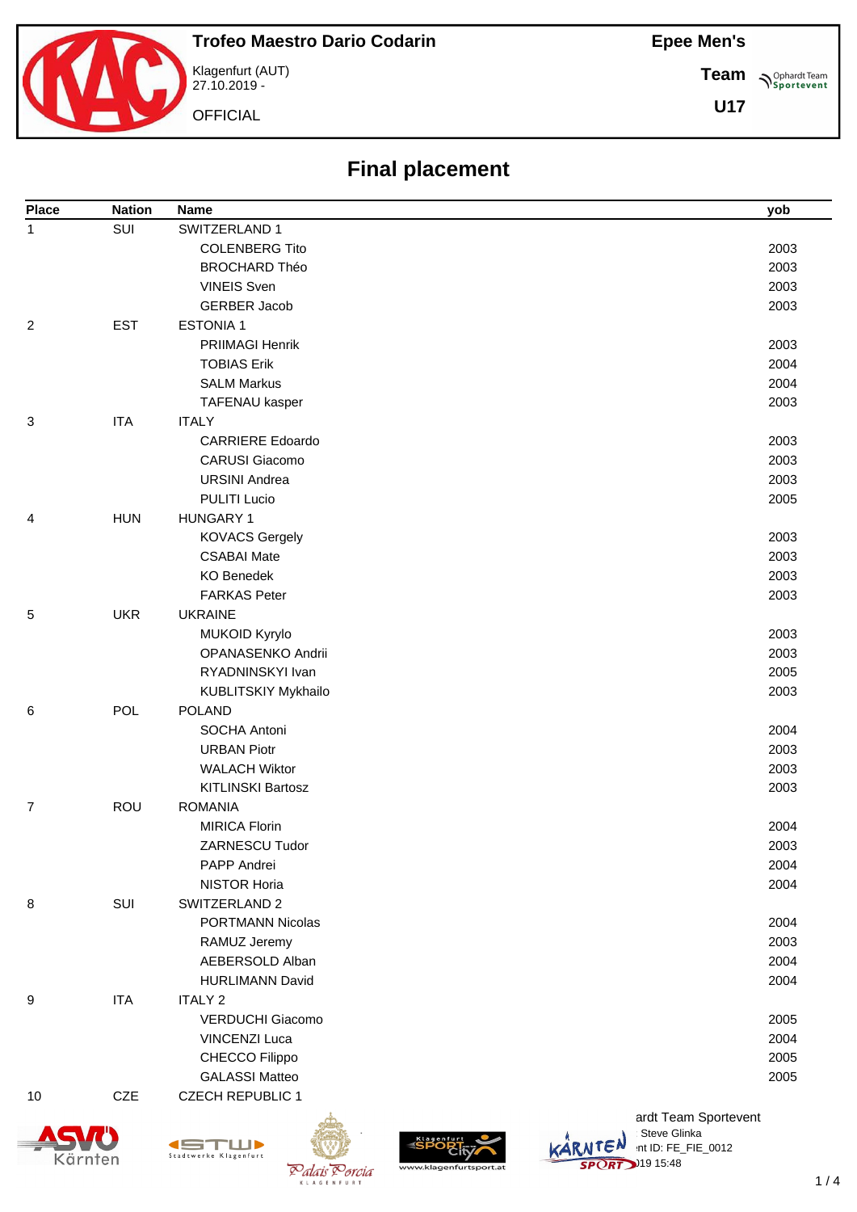# Trofeo Maestro Dario Codarin

Klagenfurt (AUT)
27.10.2019 -

OFFICIAL

**Epee Men's**

**Team**

**U17**

## Final placement

| Place | Nation | Name | yob |
|---|---|---|---|
| 1 | SUI | SWITZERLAND 1 | |
| | | COLENBERG Tito | 2003 |
| | | BROCHARD Théo | 2003 |
| | | VINEIS Sven | 2003 |
| | | GERBER Jacob | 2003 |
| 2 | EST | ESTONIA 1 | |
| | | PRIIMAGI Henrik | 2003 |
| | | TOBIAS Erik | 2004 |
| | | SALM Markus | 2004 |
| | | TAFENAU kasper | 2003 |
| 3 | ITA | ITALY | |
| | | CARRIERE Edoardo | 2003 |
| | | CARUSI Giacomo | 2003 |
| | | URSINI Andrea | 2003 |
| | | PULITI Lucio | 2005 |
| 4 | HUN | HUNGARY 1 | |
| | | KOVACS Gergely | 2003 |
| | | CSABAI Mate | 2003 |
| | | KO Benedek | 2003 |
| | | FARKAS Peter | 2003 |
| 5 | UKR | UKRAINE | |
| | | MUKOID Kyrylo | 2003 |
| | | OPANASENKO Andrii | 2003 |
| | | RYADNINSKYI Ivan | 2005 |
| | | KUBLITSKIY Mykhailo | 2003 |
| 6 | POL | POLAND | |
| | | SOCHA Antoni | 2004 |
| | | URBAN Piotr | 2003 |
| | | WALACH Wiktor | 2003 |
| | | KITLINSKI Bartosz | 2003 |
| 7 | ROU | ROMANIA | |
| | | MIRICA Florin | 2004 |
| | | ZARNESCU Tudor | 2003 |
| | | PAPP Andrei | 2004 |
| | | NISTOR Horia | 2004 |
| 8 | SUI | SWITZERLAND 2 | |
| | | PORTMANN Nicolas | 2004 |
| | | RAMUZ Jeremy | 2003 |
| | | AEBERSOLD Alban | 2004 |
| | | HURLIMANN David | 2004 |
| 9 | ITA | ITALY 2 | |
| | | VERDUCHI Giacomo | 2005 |
| | | VINCENZI Luca | 2004 |
| | | CHECCO Filippo | 2005 |
| | | GALASSI Matteo | 2005 |
| 10 | CZE | CZECH REPUBLIC 1 | |

ardt Team Sportevent
Steve Glinka
nt ID: FE_FIE_0012
019 15:48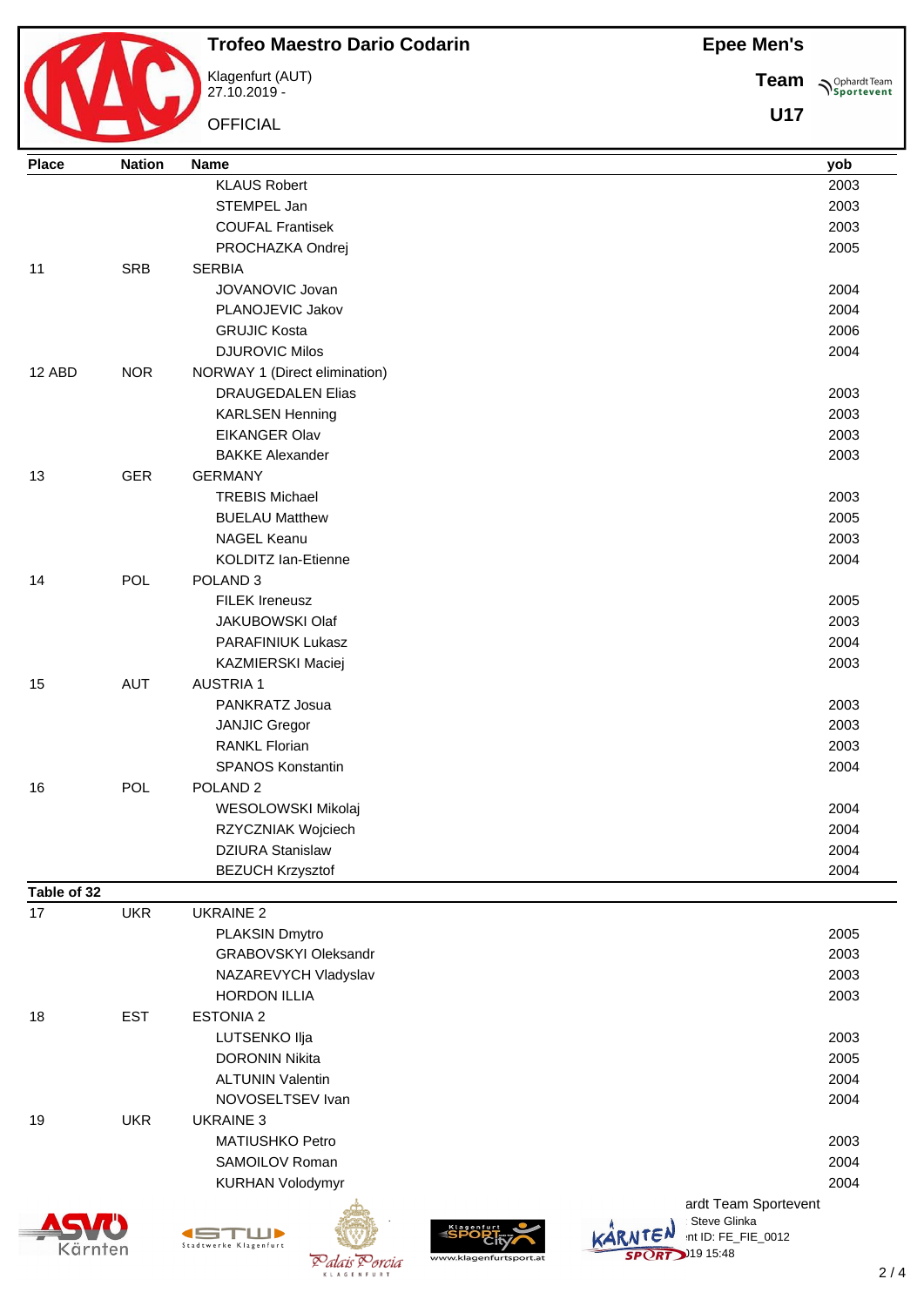# Trofeo Maestro Dario Codarin

Klagenfurt (AUT)
27.10.2019 -

OFFICIAL

**Epee Men's**

**Team**

**U17**

| Place | Nation | Name | yob |
|---|---|---|---|
| | | KLAUS Robert | 2003 |
| | | STEMPEL Jan | 2003 |
| | | COUFAL Frantisek | 2003 |
| | | PROCHAZKA Ondrej | 2005 |
| 11 | SRB | SERBIA | |
| | | JOVANOVIC Jovan | 2004 |
| | | PLANOJEVIC Jakov | 2004 |
| | | GRUJIC Kosta | 2006 |
| | | DJUROVIC Milos | 2004 |
| 12 ABD | NOR | NORWAY 1 (Direct elimination) | |
| | | DRAUGEDALEN Elias | 2003 |
| | | KARLSEN Henning | 2003 |
| | | EIKANGER Olav | 2003 |
| | | BAKKE Alexander | 2003 |
| 13 | GER | GERMANY | |
| | | TREBIS Michael | 2003 |
| | | BUELAU Matthew | 2005 |
| | | NAGEL Keanu | 2003 |
| | | KOLDITZ Ian-Etienne | 2004 |
| 14 | POL | POLAND 3 | |
| | | FILEK Ireneusz | 2005 |
| | | JAKUBOWSKI Olaf | 2003 |
| | | PARAFINIUK Lukasz | 2004 |
| | | KAZMIERSKI Maciej | 2003 |
| 15 | AUT | AUSTRIA 1 | |
| | | PANKRATZ Josua | 2003 |
| | | JANJIC Gregor | 2003 |
| | | RANKL Florian | 2003 |
| | | SPANOS Konstantin | 2004 |
| 16 | POL | POLAND 2 | |
| | | WESOLOWSKI Mikolaj | 2004 |
| | | RZYCZNIAK Wojciech | 2004 |
| | | DZIURA Stanislaw | 2004 |
| | | BEZUCH Krzysztof | 2004 |
| **Table of 32** | | | |
| 17 | UKR | UKRAINE 2 | |
| | | PLAKSIN Dmytro | 2005 |
| | | GRABOVSKYI Oleksandr | 2003 |
| | | NAZAREVYCH Vladyslav | 2003 |
| | | HORDON ILLIA | 2003 |
| 18 | EST | ESTONIA 2 | |
| | | LUTSENKO Ilja | 2003 |
| | | DORONIN Nikita | 2005 |
| | | ALTUNIN Valentin | 2004 |
| | | NOVOSELTSEV Ivan | 2004 |
| 19 | UKR | UKRAINE 3 | |
| | | MATIUSHKO Petro | 2003 |
| | | SAMOILOV Roman | 2004 |
| | | KURHAN Volodymyr | 2004 |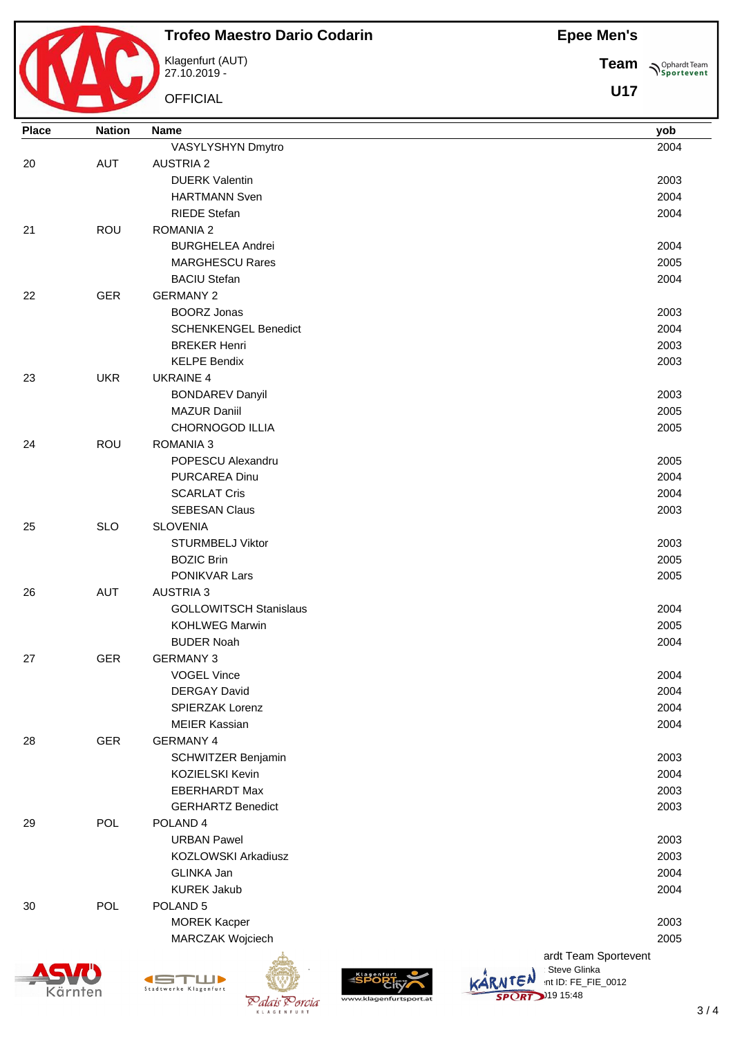# Trofeo Maestro Dario Codarin

Klagenfurt (AUT)
27.10.2019 -

OFFICIAL

**Epee Men's**

**Team**

**U17**

| Place | Nation | Name | yob |
|---|---|---|---|
| | | VASYLYSHYN Dmytro | 2004 |
| 20 | AUT | AUSTRIA 2 | |
| | | DUERK Valentin | 2003 |
| | | HARTMANN Sven | 2004 |
| | | RIEDE Stefan | 2004 |
| 21 | ROU | ROMANIA 2 | |
| | | BURGHELEA Andrei | 2004 |
| | | MARGHESCU Rares | 2005 |
| | | BACIU Stefan | 2004 |
| 22 | GER | GERMANY 2 | |
| | | BOORZ Jonas | 2003 |
| | | SCHENKENGEL Benedict | 2004 |
| | | BREKER Henri | 2003 |
| | | KELPE Bendix | 2003 |
| 23 | UKR | UKRAINE 4 | |
| | | BONDAREV Danyil | 2003 |
| | | MAZUR Daniil | 2005 |
| | | CHORNOGOD ILLIA | 2005 |
| 24 | ROU | ROMANIA 3 | |
| | | POPESCU Alexandru | 2005 |
| | | PURCAREA Dinu | 2004 |
| | | SCARLAT Cris | 2004 |
| | | SEBESAN Claus | 2003 |
| 25 | SLO | SLOVENIA | |
| | | STURMBELJ Viktor | 2003 |
| | | BOZIC Brin | 2005 |
| | | PONIKVAR Lars | 2005 |
| 26 | AUT | AUSTRIA 3 | |
| | | GOLLOWITSCH Stanislaus | 2004 |
| | | KOHLWEG Marwin | 2005 |
| | | BUDER Noah | 2004 |
| 27 | GER | GERMANY 3 | |
| | | VOGEL Vince | 2004 |
| | | DERGAY David | 2004 |
| | | SPIERZAK Lorenz | 2004 |
| | | MEIER Kassian | 2004 |
| 28 | GER | GERMANY 4 | |
| | | SCHWITZER Benjamin | 2003 |
| | | KOZIELSKI Kevin | 2004 |
| | | EBERHARDT Max | 2003 |
| | | GERHARTZ Benedict | 2003 |
| 29 | POL | POLAND 4 | |
| | | URBAN Pawel | 2003 |
| | | KOZLOWSKI Arkadiusz | 2003 |
| | | GLINKA Jan | 2004 |
| | | KUREK Jakub | 2004 |
| 30 | POL | POLAND 5 | |
| | | MOREK Kacper | 2003 |
| | | MARCZAK Wojciech | 2005 |

ardt Team Sportevent
Steve Glinka
nt ID: FE_FIE_0012
)19 15:48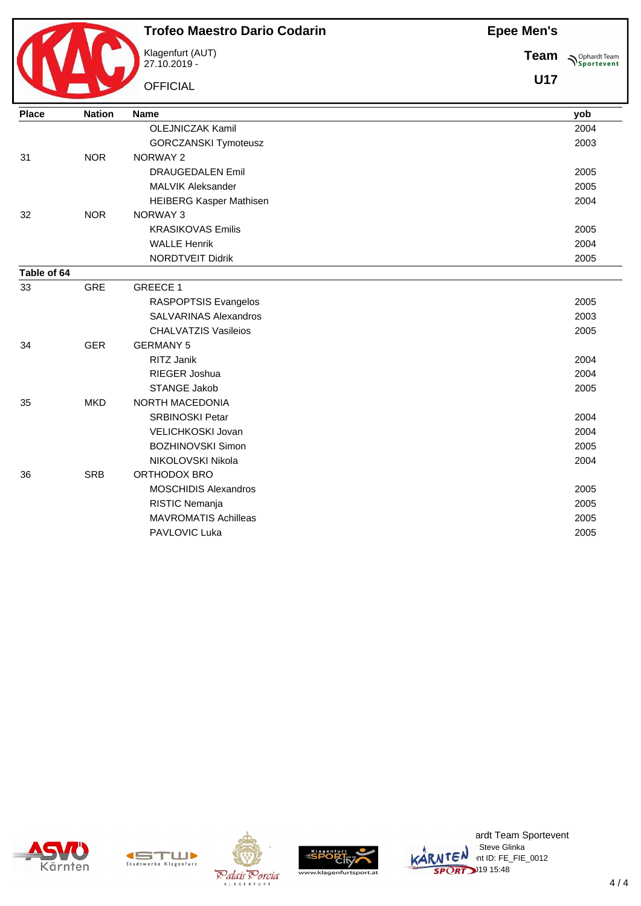# Trofeo Maestro Dario Codarin

Klagenfurt (AUT)
27.10.2019 -

OFFICIAL

**Epee Men's**

**Team**

**U17**

| Place | Nation | Name | yob |
|---|---|---|---|
| | | OLEJNICZAK Kamil | 2004 |
| | | GORCZANSKI Tymoteusz | 2003 |
| 31 | NOR | NORWAY 2 | |
| | | DRAUGEDALEN Emil | 2005 |
| | | MALVIK Aleksander | 2005 |
| | | HEIBERG Kasper Mathisen | 2004 |
| 32 | NOR | NORWAY 3 | |
| | | KRASIKOVAS Emilis | 2005 |
| | | WALLE Henrik | 2004 |
| | | NORDTVEIT Didrik | 2005 |
| **Table of 64** | | | |
| 33 | GRE | GREECE 1 | |
| | | RASPOPTSIS Evangelos | 2005 |
| | | SALVARINAS Alexandros | 2003 |
| | | CHALVATZIS Vasileios | 2005 |
| 34 | GER | GERMANY 5 | |
| | | RITZ Janik | 2004 |
| | | RIEGER Joshua | 2004 |
| | | STANGE Jakob | 2005 |
| 35 | MKD | NORTH MACEDONIA | |
| | | SRBINOSKI Petar | 2004 |
| | | VELICHKOSKI Jovan | 2004 |
| | | BOZHINOVSKI Simon | 2005 |
| | | NIKOLOVSKI Nikola | 2004 |
| 36 | SRB | ORTHODOX BRO | |
| | | MOSCHIDIS Alexandros | 2005 |
| | | RISTIC Nemanja | 2005 |
| | | MAVROMATIS Achilleas | 2005 |
| | | PAVLOVIC Luka | 2005 |

ardt Team Sportevent
: Steve Glinka
nt ID: FE_FIE_0012
)19 15:48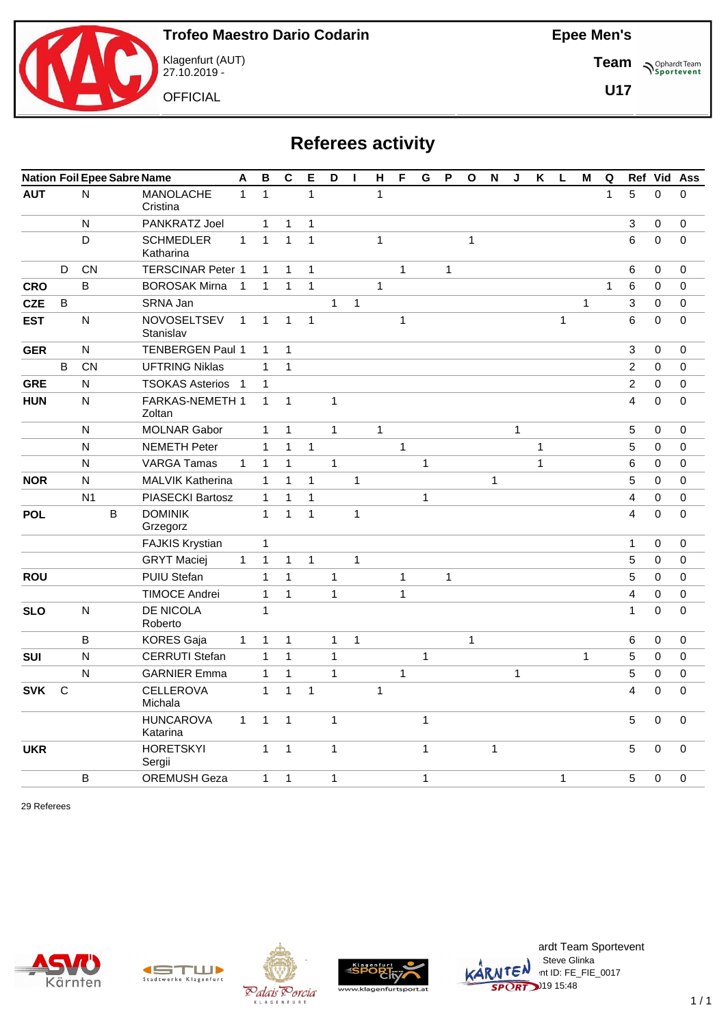# Trofeo Maestro Dario Codarin

Klagenfurt (AUT)
27.10.2019 -

OFFICIAL

**Epee Men's**

**Team**

**U17**

## Referees activity

| Nation | Foil | Epee | Sabre | Name | A | B | C | E | D | I | H | F | G | P | O | N | J | K | L | M | Q | Ref | Vid | Ass |
|---|---|---|---|---|---|---|---|---|---|---|---|---|---|---|---|---|---|---|---|---|---|---|---|---|
| **AUT** | | N | | MANOLACHE Cristina | 1 | 1 | | 1 | | | 1 | | | | | | | | | | 1 | 5 | 0 | 0 |
| | | N | | PANKRATZ Joel | | 1 | 1 | 1 | | | | | | | | | | | | | | 3 | 0 | 0 |
| | | D | | SCHMEDLER Katharina | 1 | 1 | 1 | 1 | | | 1 | | | | 1 | | | | | | | 6 | 0 | 0 |
| | D | CN | | TERSCINAR Peter | 1 | 1 | 1 | 1 | | | | 1 | | 1 | | | | | | | | 6 | 0 | 0 |
| **CRO** | | B | | BOROSAK Mirna | 1 | 1 | 1 | 1 | | | 1 | | | | | | | | | | 1 | 6 | 0 | 0 |
| **CZE** | B | | | SRNA Jan | | | | | 1 | 1 | | | | | | | | | | 1 | | 3 | 0 | 0 |
| **EST** | | N | | NOVOSELTSEV Stanislav | 1 | 1 | 1 | 1 | | | | 1 | | | | | | | 1 | | | 6 | 0 | 0 |
| **GER** | | N | | TENBERGEN Paul | 1 | 1 | 1 | | | | | | | | | | | | | | | 3 | 0 | 0 |
| | B | CN | | UFTRING Niklas | | 1 | 1 | | | | | | | | | | | | | | | 2 | 0 | 0 |
| **GRE** | | N | | TSOKAS Asterios | 1 | 1 | | | | | | | | | | | | | | | | 2 | 0 | 0 |
| **HUN** | | N | | FARKAS-NEMETH Zoltan | 1 | 1 | 1 | | 1 | | | | | | | | | | | | | 4 | 0 | 0 |
| | | N | | MOLNAR Gabor | | 1 | 1 | | 1 | | 1 | | | | | | 1 | | | | | 5 | 0 | 0 |
| | | N | | NEMETH Peter | | 1 | 1 | 1 | | | | 1 | | | | | | 1 | | | | 5 | 0 | 0 |
| | | N | | VARGA Tamas | 1 | 1 | 1 | | 1 | | | | 1 | | | | | 1 | | | | 6 | 0 | 0 |
| **NOR** | | N | | MALVIK Katherina | | 1 | 1 | 1 | | 1 | | | | | | 1 | | | | | | 5 | 0 | 0 |
| | | N1 | | PIASECKI Bartosz | | 1 | 1 | 1 | | | | | 1 | | | | | | | | | 4 | 0 | 0 |
| **POL** | | | B | DOMINIK Grzegorz | | 1 | 1 | 1 | | 1 | | | | | | | | | | | | 4 | 0 | 0 |
| | | | | FAJKIS Krystian | | 1 | | | | | | | | | | | | | | | | 1 | 0 | 0 |
| | | | | GRYT Maciej | 1 | 1 | 1 | 1 | | 1 | | | | | | | | | | | | 5 | 0 | 0 |
| **ROU** | | | | PUIU Stefan | | 1 | 1 | | 1 | | | 1 | | 1 | | | | | | | | 5 | 0 | 0 |
| | | | | TIMOCE Andrei | | 1 | 1 | | 1 | | | 1 | | | | | | | | | | 4 | 0 | 0 |
| **SLO** | | N | | DE NICOLA Roberto | | 1 | | | | | | | | | | | | | | | | 1 | 0 | 0 |
| | | B | | KORES Gaja | 1 | 1 | 1 | | 1 | 1 | | | | | 1 | | | | | | | 6 | 0 | 0 |
| **SUI** | | N | | CERRUTI Stefan | | 1 | 1 | | 1 | | | | 1 | | | | | | | 1 | | 5 | 0 | 0 |
| | | N | | GARNIER Emma | | 1 | 1 | | 1 | | | 1 | | | | | 1 | | | | | 5 | 0 | 0 |
| **SVK** | C | | | CELLEROVA Michala | | 1 | 1 | 1 | | | 1 | | | | | | | | | | | 4 | 0 | 0 |
| | | | | HUNCAROVA Katarina | 1 | 1 | 1 | | 1 | | | | 1 | | | | | | | | | 5 | 0 | 0 |
| **UKR** | | | | HORETSKYI Sergii | | 1 | 1 | | 1 | | | | 1 | | | 1 | | | | | | 5 | 0 | 0 |
| | | B | | OREMUSH Geza | | 1 | 1 | | 1 | | | | 1 | | | | | | 1 | | | 5 | 0 | 0 |

29 Referees

ardt Team Sportevent
Steve Glinka
nt ID: FE_FIE_0017
)19 15:48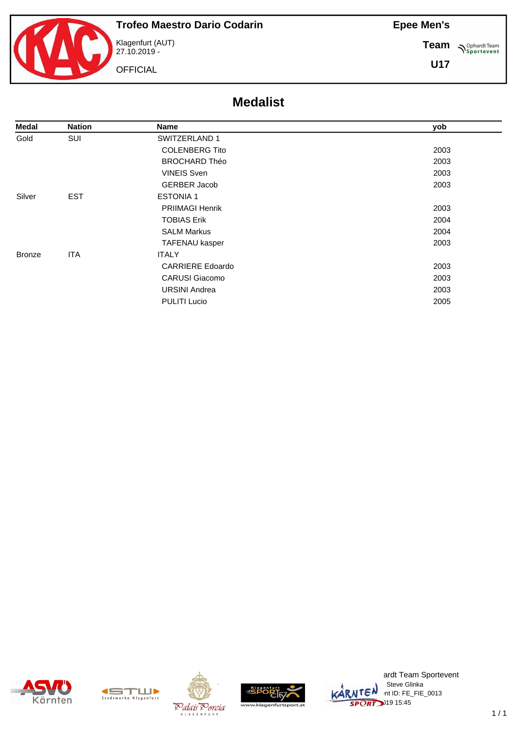# Trofeo Maestro Dario Codarin

Klagenfurt (AUT)
27.10.2019 -

OFFICIAL

**Epee Men's**

**Team**

**U17**

## Medalist

| Medal | Nation | Name | yob |
|---|---|---|---|
| Gold | SUI | SWITZERLAND 1 | |
| | | COLENBERG Tito | 2003 |
| | | BROCHARD Théo | 2003 |
| | | VINEIS Sven | 2003 |
| | | GERBER Jacob | 2003 |
| Silver | EST | ESTONIA 1 | |
| | | PRIIMAGI Henrik | 2003 |
| | | TOBIAS Erik | 2004 |
| | | SALM Markus | 2004 |
| | | TAFENAU kasper | 2003 |
| Bronze | ITA | ITALY | |
| | | CARRIERE Edoardo | 2003 |
| | | CARUSI Giacomo | 2003 |
| | | URSINI Andrea | 2003 |
| | | PULITI Lucio | 2005 |

ardt Team Sportevent
Steve Glinka
nt ID: FE_FIE_0013
)19 15:45